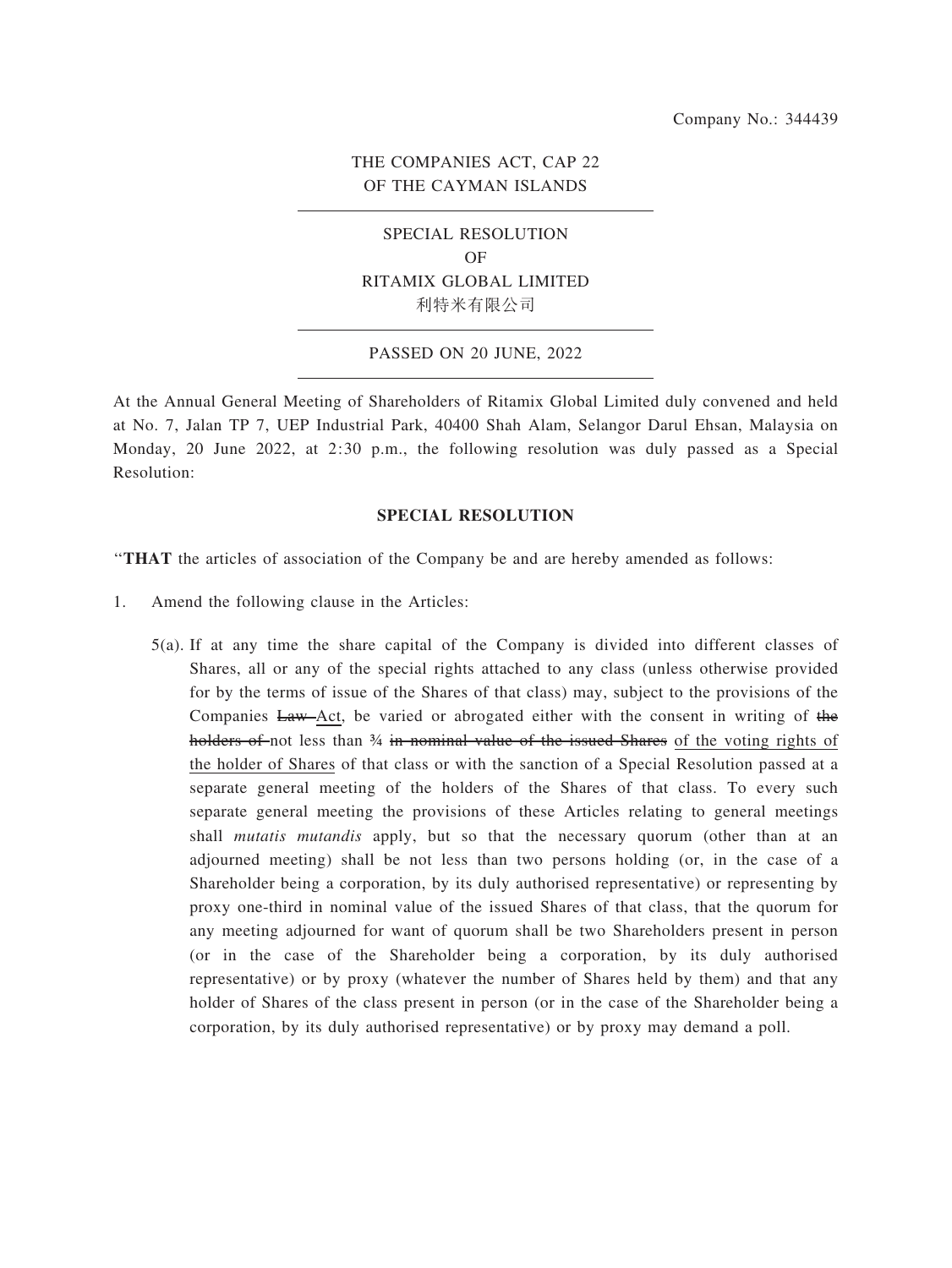Company No.: 344439

THE COMPANIES ACT, CAP 22
OF THE CAYMAN ISLANDS

SPECIAL RESOLUTION
OF
RITAMIX GLOBAL LIMITED
利特米有限公司

PASSED ON 20 JUNE, 2022

At the Annual General Meeting of Shareholders of Ritamix Global Limited duly convened and held at No. 7, Jalan TP 7, UEP Industrial Park, 40400 Shah Alam, Selangor Darul Ehsan, Malaysia on Monday, 20 June 2022, at 2:30 p.m., the following resolution was duly passed as a Special Resolution:

**SPECIAL RESOLUTION**

"**THAT** the articles of association of the Company be and are hereby amended as follows:

1. Amend the following clause in the Articles:

   5(a). If at any time the share capital of the Company is divided into different classes of Shares, all or any of the special rights attached to any class (unless otherwise provided for by the terms of issue of the Shares of that class) may, subject to the provisions of the Companies ~~Law~~ <u>Act</u>, be varied or abrogated either with the consent in writing of ~~the holders of~~ not less than ¾ ~~in nominal value of the issued Shares~~ <u>of the voting rights of the holder of Shares</u> of that class or with the sanction of a Special Resolution passed at a separate general meeting of the holders of the Shares of that class. To every such separate general meeting the provisions of these Articles relating to general meetings shall *mutatis mutandis* apply, but so that the necessary quorum (other than at an adjourned meeting) shall be not less than two persons holding (or, in the case of a Shareholder being a corporation, by its duly authorised representative) or representing by proxy one-third in nominal value of the issued Shares of that class, that the quorum for any meeting adjourned for want of quorum shall be two Shareholders present in person (or in the case of the Shareholder being a corporation, by its duly authorised representative) or by proxy (whatever the number of Shares held by them) and that any holder of Shares of the class present in person (or in the case of the Shareholder being a corporation, by its duly authorised representative) or by proxy may demand a poll.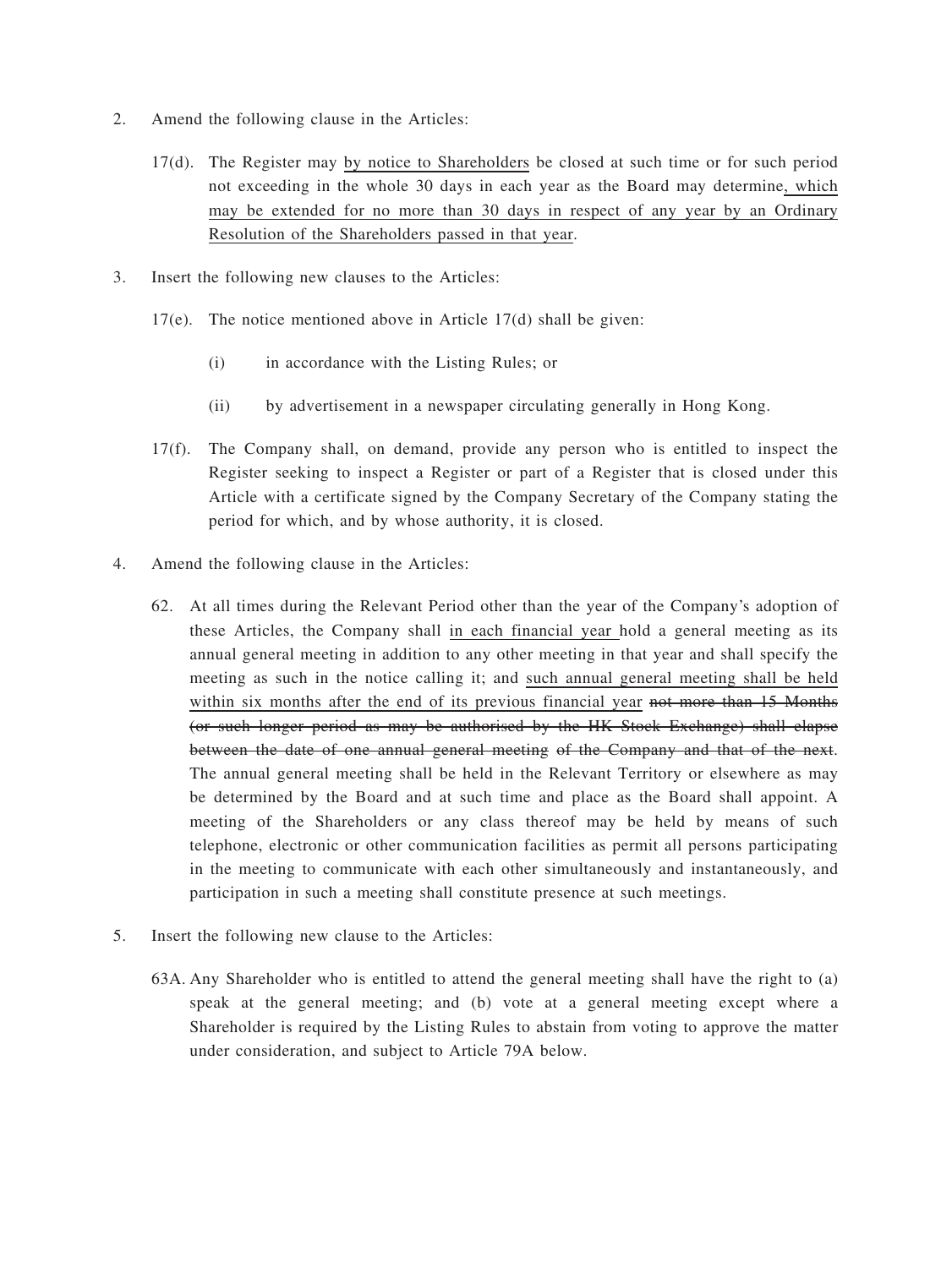2. Amend the following clause in the Articles:

   17(d). The Register may <u>by notice to Shareholders</u> be closed at such time or for such period not exceeding in the whole 30 days in each year as the Board may determine<u>, which may be extended for no more than 30 days in respect of any year by an Ordinary Resolution of the Shareholders passed in that year</u>.

3. Insert the following new clauses to the Articles:

   17(e). The notice mentioned above in Article 17(d) shall be given:

   (i) in accordance with the Listing Rules; or

   (ii) by advertisement in a newspaper circulating generally in Hong Kong.

   17(f). The Company shall, on demand, provide any person who is entitled to inspect the Register seeking to inspect a Register or part of a Register that is closed under this Article with a certificate signed by the Company Secretary of the Company stating the period for which, and by whose authority, it is closed.

4. Amend the following clause in the Articles:

   62. At all times during the Relevant Period other than the year of the Company's adoption of these Articles, the Company shall <u>in each financial year</u> hold a general meeting as its annual general meeting in addition to any other meeting in that year and shall specify the meeting as such in the notice calling it; and <u>such annual general meeting shall be held within six months after the end of its previous financial year</u> ~~not more than 15 Months (or such longer period as may be authorised by the HK Stock Exchange) shall elapse between the date of one annual general meeting of the Company and that of the next~~. The annual general meeting shall be held in the Relevant Territory or elsewhere as may be determined by the Board and at such time and place as the Board shall appoint. A meeting of the Shareholders or any class thereof may be held by means of such telephone, electronic or other communication facilities as permit all persons participating in the meeting to communicate with each other simultaneously and instantaneously, and participation in such a meeting shall constitute presence at such meetings.

5. Insert the following new clause to the Articles:

   63A. Any Shareholder who is entitled to attend the general meeting shall have the right to (a) speak at the general meeting; and (b) vote at a general meeting except where a Shareholder is required by the Listing Rules to abstain from voting to approve the matter under consideration, and subject to Article 79A below.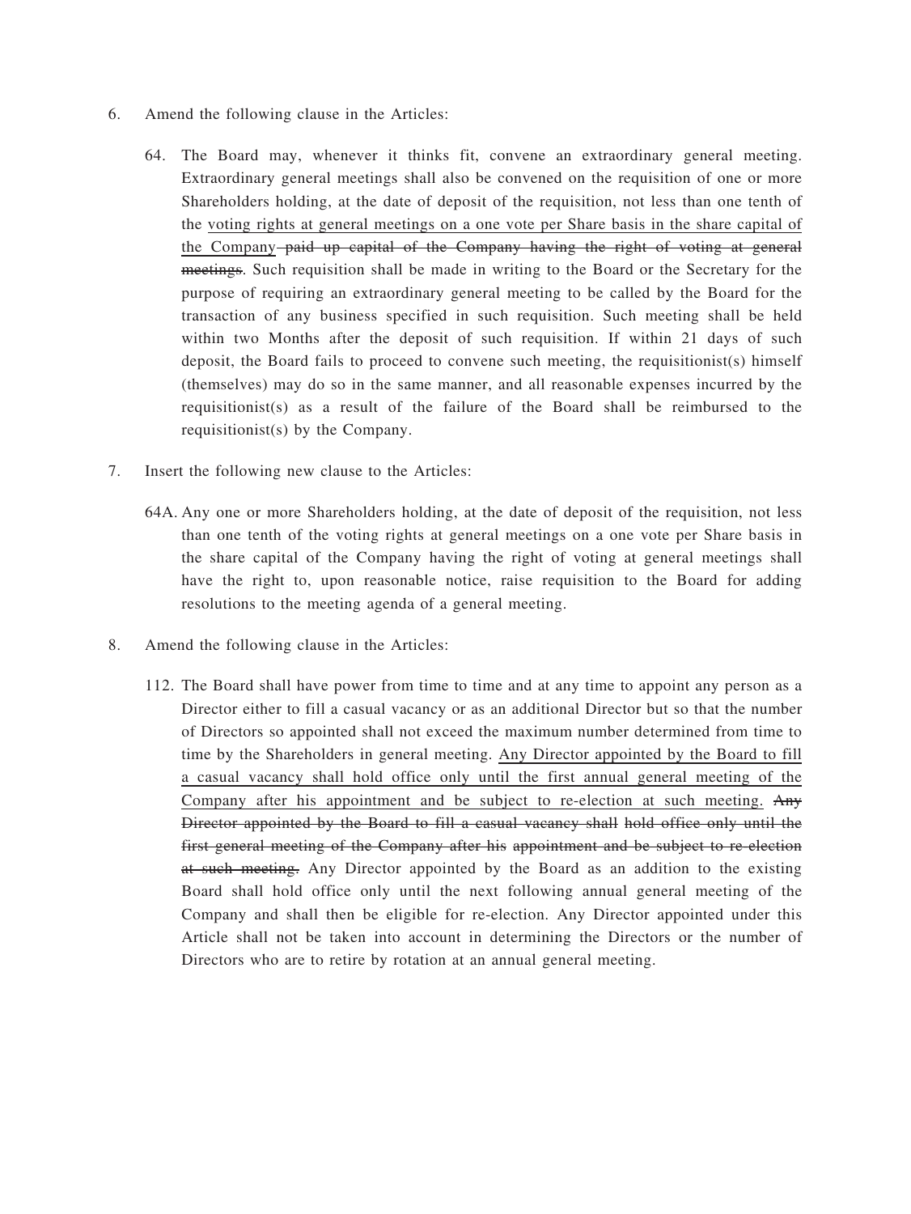6. Amend the following clause in the Articles:

   64. The Board may, whenever it thinks fit, convene an extraordinary general meeting. Extraordinary general meetings shall also be convened on the requisition of one or more Shareholders holding, at the date of deposit of the requisition, not less than one tenth of the <u>voting rights at general meetings on a one vote per Share basis in the share capital of the Company</u> ~~paid up capital of the Company having the right of voting at general meetings~~. Such requisition shall be made in writing to the Board or the Secretary for the purpose of requiring an extraordinary general meeting to be called by the Board for the transaction of any business specified in such requisition. Such meeting shall be held within two Months after the deposit of such requisition. If within 21 days of such deposit, the Board fails to proceed to convene such meeting, the requisitionist(s) himself (themselves) may do so in the same manner, and all reasonable expenses incurred by the requisitionist(s) as a result of the failure of the Board shall be reimbursed to the requisitionist(s) by the Company.

7. Insert the following new clause to the Articles:

   64A. Any one or more Shareholders holding, at the date of deposit of the requisition, not less than one tenth of the voting rights at general meetings on a one vote per Share basis in the share capital of the Company having the right of voting at general meetings shall have the right to, upon reasonable notice, raise requisition to the Board for adding resolutions to the meeting agenda of a general meeting.

8. Amend the following clause in the Articles:

   112. The Board shall have power from time to time and at any time to appoint any person as a Director either to fill a casual vacancy or as an additional Director but so that the number of Directors so appointed shall not exceed the maximum number determined from time to time by the Shareholders in general meeting. <u>Any Director appointed by the Board to fill a casual vacancy shall hold office only until the first annual general meeting of the Company after his appointment and be subject to re-election at such meeting.</u> ~~Any Director appointed by the Board to fill a casual vacancy shall hold office only until the first general meeting of the Company after his appointment and be subject to re-election at such meeting.~~ Any Director appointed by the Board as an addition to the existing Board shall hold office only until the next following annual general meeting of the Company and shall then be eligible for re-election. Any Director appointed under this Article shall not be taken into account in determining the Directors or the number of Directors who are to retire by rotation at an annual general meeting.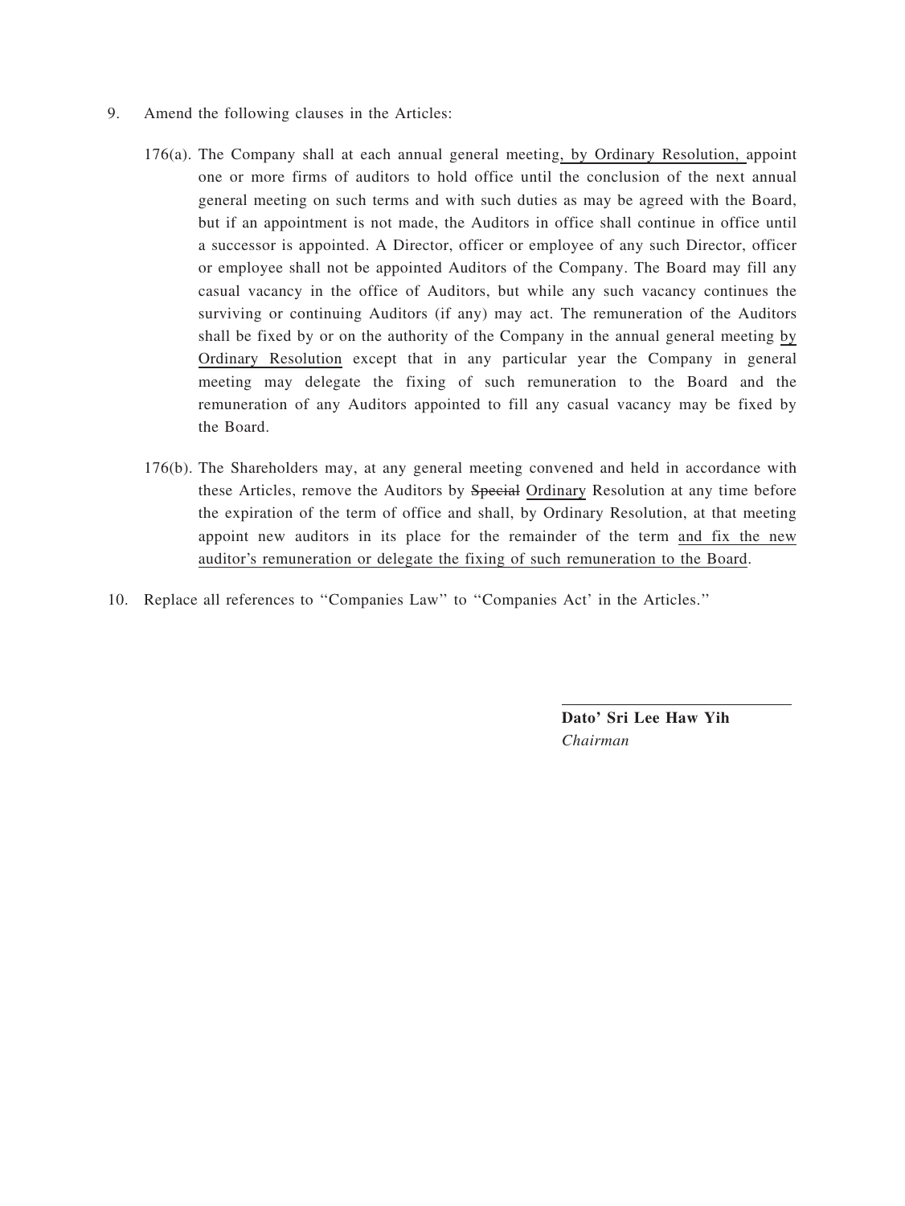9. Amend the following clauses in the Articles:

   176(a). The Company shall at each annual general meeting<u>, by Ordinary Resolution,</u> appoint one or more firms of auditors to hold office until the conclusion of the next annual general meeting on such terms and with such duties as may be agreed with the Board, but if an appointment is not made, the Auditors in office shall continue in office until a successor is appointed. A Director, officer or employee of any such Director, officer or employee shall not be appointed Auditors of the Company. The Board may fill any casual vacancy in the office of Auditors, but while any such vacancy continues the surviving or continuing Auditors (if any) may act. The remuneration of the Auditors shall be fixed by or on the authority of the Company in the annual general meeting <u>by Ordinary Resolution</u> except that in any particular year the Company in general meeting may delegate the fixing of such remuneration to the Board and the remuneration of any Auditors appointed to fill any casual vacancy may be fixed by the Board.

   176(b). The Shareholders may, at any general meeting convened and held in accordance with these Articles, remove the Auditors by ~~Special~~ <u>Ordinary</u> Resolution at any time before the expiration of the term of office and shall, by Ordinary Resolution, at that meeting appoint new auditors in its place for the remainder of the term <u>and fix the new auditor's remuneration or delegate the fixing of such remuneration to the Board</u>.

10. Replace all references to "Companies Law" to "Companies Act' in the Articles."

**Dato' Sri Lee Haw Yih**
*Chairman*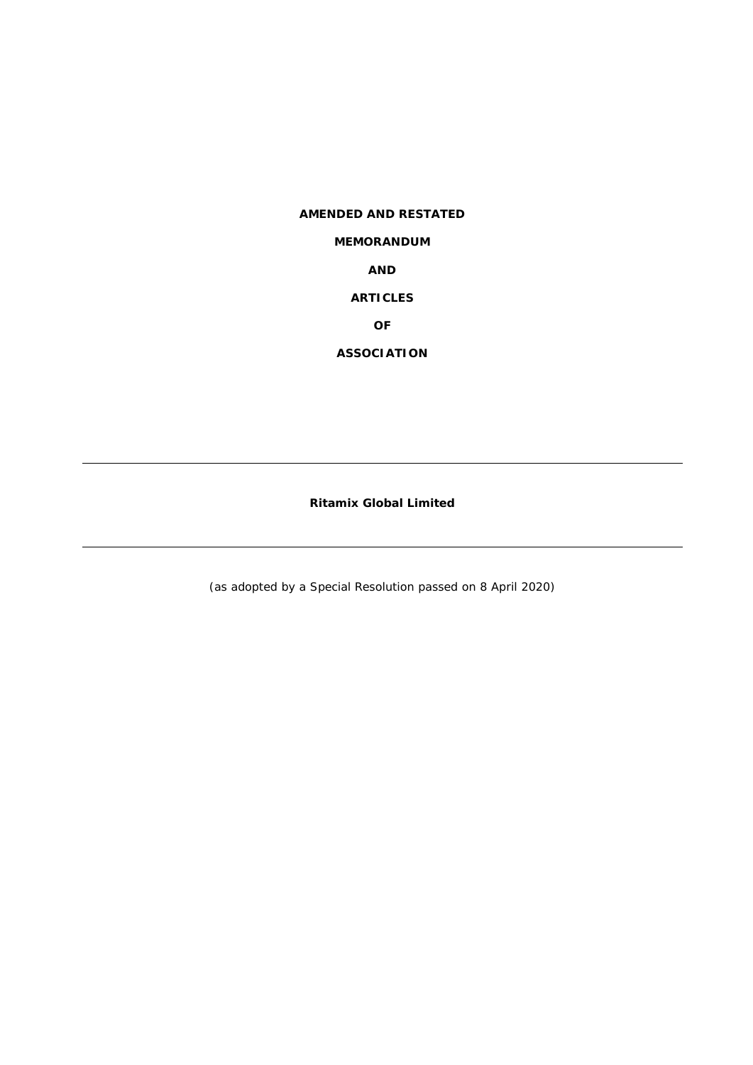**AMENDED AND RESTATED**

**MEMORANDUM**

**AND**

**ARTICLES**

**OF**

**ASSOCIATION**

---

**Ritamix Global Limited**

---

*(as adopted by a Special Resolution passed on 8 April 2020)*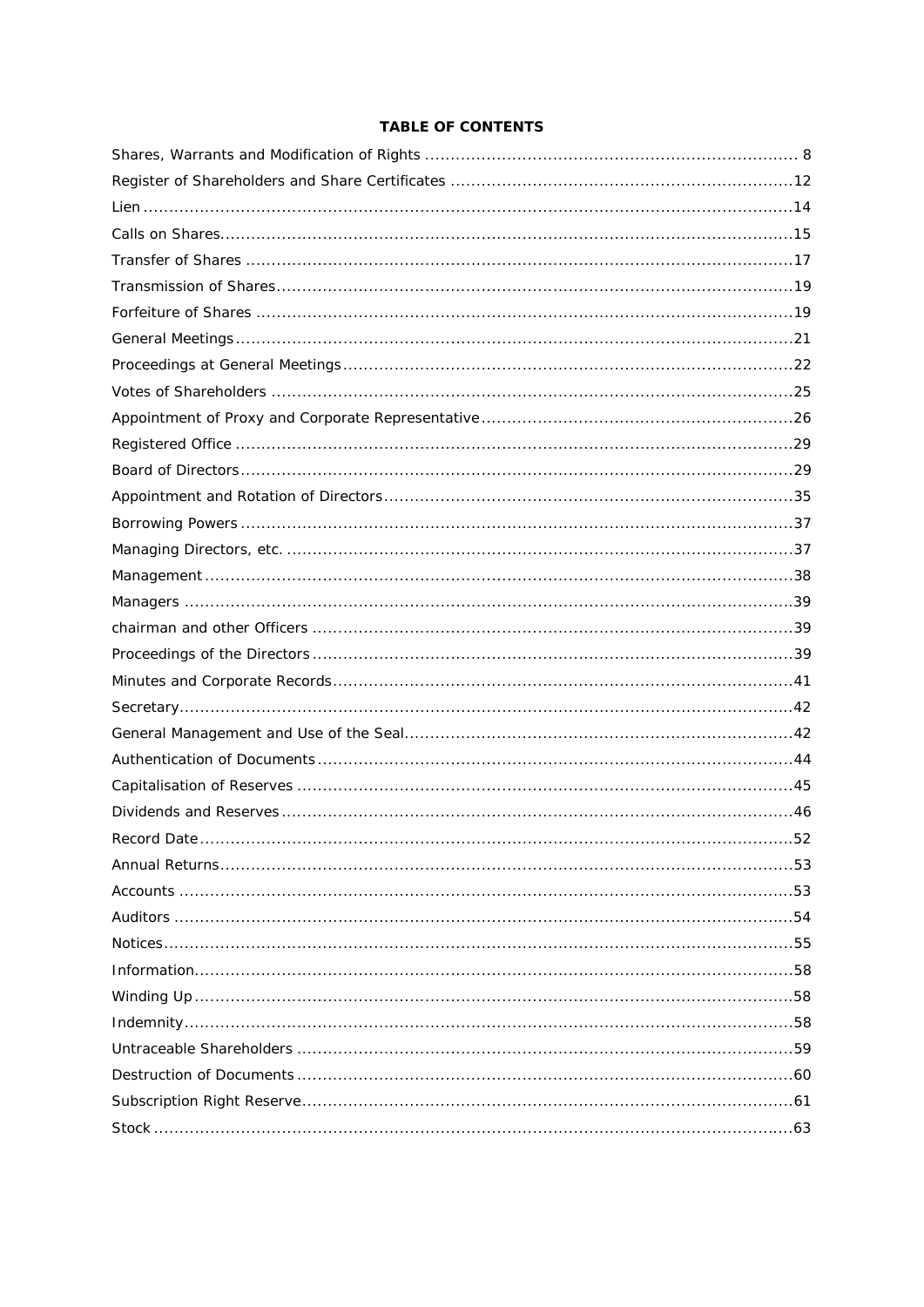**TABLE OF CONTENTS**

| | |
|---|---|
| Shares, Warrants and Modification of Rights | 8 |
| Register of Shareholders and Share Certificates | 12 |
| Lien | 14 |
| Calls on Shares | 15 |
| Transfer of Shares | 17 |
| Transmission of Shares | 19 |
| Forfeiture of Shares | 19 |
| General Meetings | 21 |
| Proceedings at General Meetings | 22 |
| Votes of Shareholders | 25 |
| Appointment of Proxy and Corporate Representative | 26 |
| Registered Office | 29 |
| Board of Directors | 29 |
| Appointment and Rotation of Directors | 35 |
| Borrowing Powers | 37 |
| Managing Directors, etc. | 37 |
| Management | 38 |
| Managers | 39 |
| chairman and other Officers | 39 |
| Proceedings of the Directors | 39 |
| Minutes and Corporate Records | 41 |
| Secretary | 42 |
| General Management and Use of the Seal | 42 |
| Authentication of Documents | 44 |
| Capitalisation of Reserves | 45 |
| Dividends and Reserves | 46 |
| Record Date | 52 |
| Annual Returns | 53 |
| Accounts | 53 |
| Auditors | 54 |
| Notices | 55 |
| Information | 58 |
| Winding Up | 58 |
| Indemnity | 58 |
| Untraceable Shareholders | 59 |
| Destruction of Documents | 60 |
| Subscription Right Reserve | 61 |
| Stock | 63 |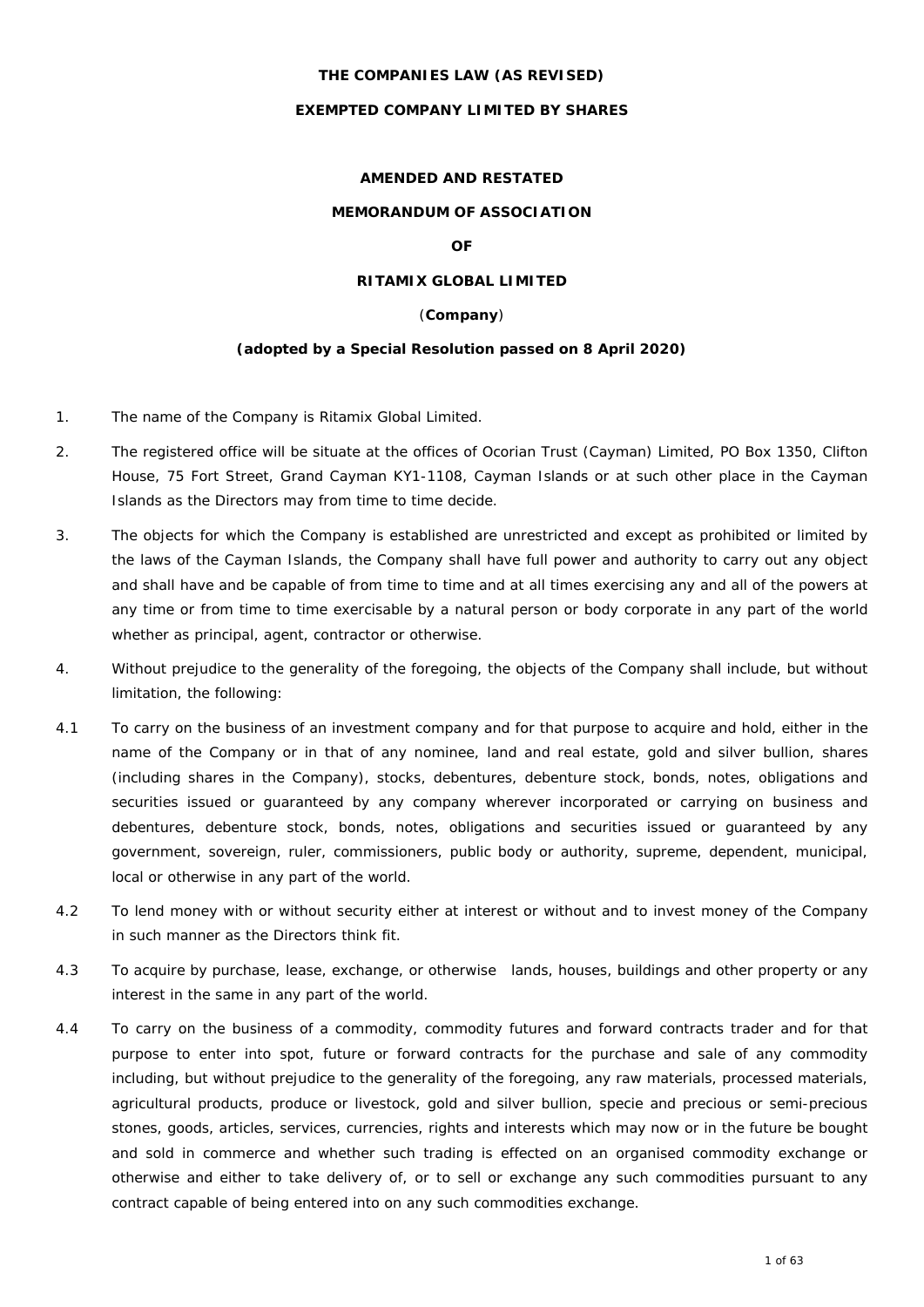**THE COMPANIES LAW (AS REVISED)**

**EXEMPTED COMPANY LIMITED BY SHARES**

**AMENDED AND RESTATED**

**MEMORANDUM OF ASSOCIATION**

**OF**

**RITAMIX GLOBAL LIMITED**

(**Company**)

**(adopted by a Special Resolution passed on 8 April 2020)**

1. The name of the Company is Ritamix Global Limited.

2. The registered office will be situate at the offices of Ocorian Trust (Cayman) Limited, PO Box 1350, Clifton House, 75 Fort Street, Grand Cayman KY1-1108, Cayman Islands or at such other place in the Cayman Islands as the Directors may from time to time decide.

3. The objects for which the Company is established are unrestricted and except as prohibited or limited by the laws of the Cayman Islands, the Company shall have full power and authority to carry out any object and shall have and be capable of from time to time and at all times exercising any and all of the powers at any time or from time to time exercisable by a natural person or body corporate in any part of the world whether as principal, agent, contractor or otherwise.

4. Without prejudice to the generality of the foregoing, the objects of the Company shall include, but without limitation, the following:

4.1 To carry on the business of an investment company and for that purpose to acquire and hold, either in the name of the Company or in that of any nominee, land and real estate, gold and silver bullion, shares (including shares in the Company), stocks, debentures, debenture stock, bonds, notes, obligations and securities issued or guaranteed by any company wherever incorporated or carrying on business and debentures, debenture stock, bonds, notes, obligations and securities issued or guaranteed by any government, sovereign, ruler, commissioners, public body or authority, supreme, dependent, municipal, local or otherwise in any part of the world.

4.2 To lend money with or without security either at interest or without and to invest money of the Company in such manner as the Directors think fit.

4.3 To acquire by purchase, lease, exchange, or otherwise lands, houses, buildings and other property or any interest in the same in any part of the world.

4.4 To carry on the business of a commodity, commodity futures and forward contracts trader and for that purpose to enter into spot, future or forward contracts for the purchase and sale of any commodity including, but without prejudice to the generality of the foregoing, any raw materials, processed materials, agricultural products, produce or livestock, gold and silver bullion, specie and precious or semi-precious stones, goods, articles, services, currencies, rights and interests which may now or in the future be bought and sold in commerce and whether such trading is effected on an organised commodity exchange or otherwise and either to take delivery of, or to sell or exchange any such commodities pursuant to any contract capable of being entered into on any such commodities exchange.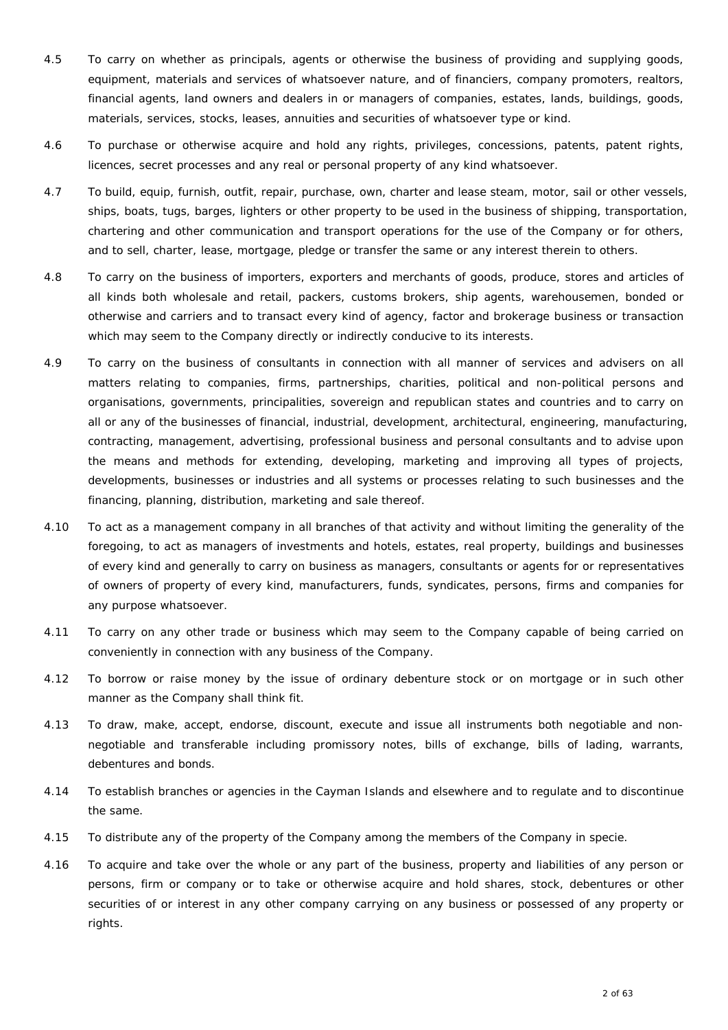4.5 To carry on whether as principals, agents or otherwise the business of providing and supplying goods, equipment, materials and services of whatsoever nature, and of financiers, company promoters, realtors, financial agents, land owners and dealers in or managers of companies, estates, lands, buildings, goods, materials, services, stocks, leases, annuities and securities of whatsoever type or kind.

4.6 To purchase or otherwise acquire and hold any rights, privileges, concessions, patents, patent rights, licences, secret processes and any real or personal property of any kind whatsoever.

4.7 To build, equip, furnish, outfit, repair, purchase, own, charter and lease steam, motor, sail or other vessels, ships, boats, tugs, barges, lighters or other property to be used in the business of shipping, transportation, chartering and other communication and transport operations for the use of the Company or for others, and to sell, charter, lease, mortgage, pledge or transfer the same or any interest therein to others.

4.8 To carry on the business of importers, exporters and merchants of goods, produce, stores and articles of all kinds both wholesale and retail, packers, customs brokers, ship agents, warehousemen, bonded or otherwise and carriers and to transact every kind of agency, factor and brokerage business or transaction which may seem to the Company directly or indirectly conducive to its interests.

4.9 To carry on the business of consultants in connection with all manner of services and advisers on all matters relating to companies, firms, partnerships, charities, political and non-political persons and organisations, governments, principalities, sovereign and republican states and countries and to carry on all or any of the businesses of financial, industrial, development, architectural, engineering, manufacturing, contracting, management, advertising, professional business and personal consultants and to advise upon the means and methods for extending, developing, marketing and improving all types of projects, developments, businesses or industries and all systems or processes relating to such businesses and the financing, planning, distribution, marketing and sale thereof.

4.10 To act as a management company in all branches of that activity and without limiting the generality of the foregoing, to act as managers of investments and hotels, estates, real property, buildings and businesses of every kind and generally to carry on business as managers, consultants or agents for or representatives of owners of property of every kind, manufacturers, funds, syndicates, persons, firms and companies for any purpose whatsoever.

4.11 To carry on any other trade or business which may seem to the Company capable of being carried on conveniently in connection with any business of the Company.

4.12 To borrow or raise money by the issue of ordinary debenture stock or on mortgage or in such other manner as the Company shall think fit.

4.13 To draw, make, accept, endorse, discount, execute and issue all instruments both negotiable and non-negotiable and transferable including promissory notes, bills of exchange, bills of lading, warrants, debentures and bonds.

4.14 To establish branches or agencies in the Cayman Islands and elsewhere and to regulate and to discontinue the same.

4.15 To distribute any of the property of the Company among the members of the Company in specie.

4.16 To acquire and take over the whole or any part of the business, property and liabilities of any person or persons, firm or company or to take or otherwise acquire and hold shares, stock, debentures or other securities of or interest in any other company carrying on any business or possessed of any property or rights.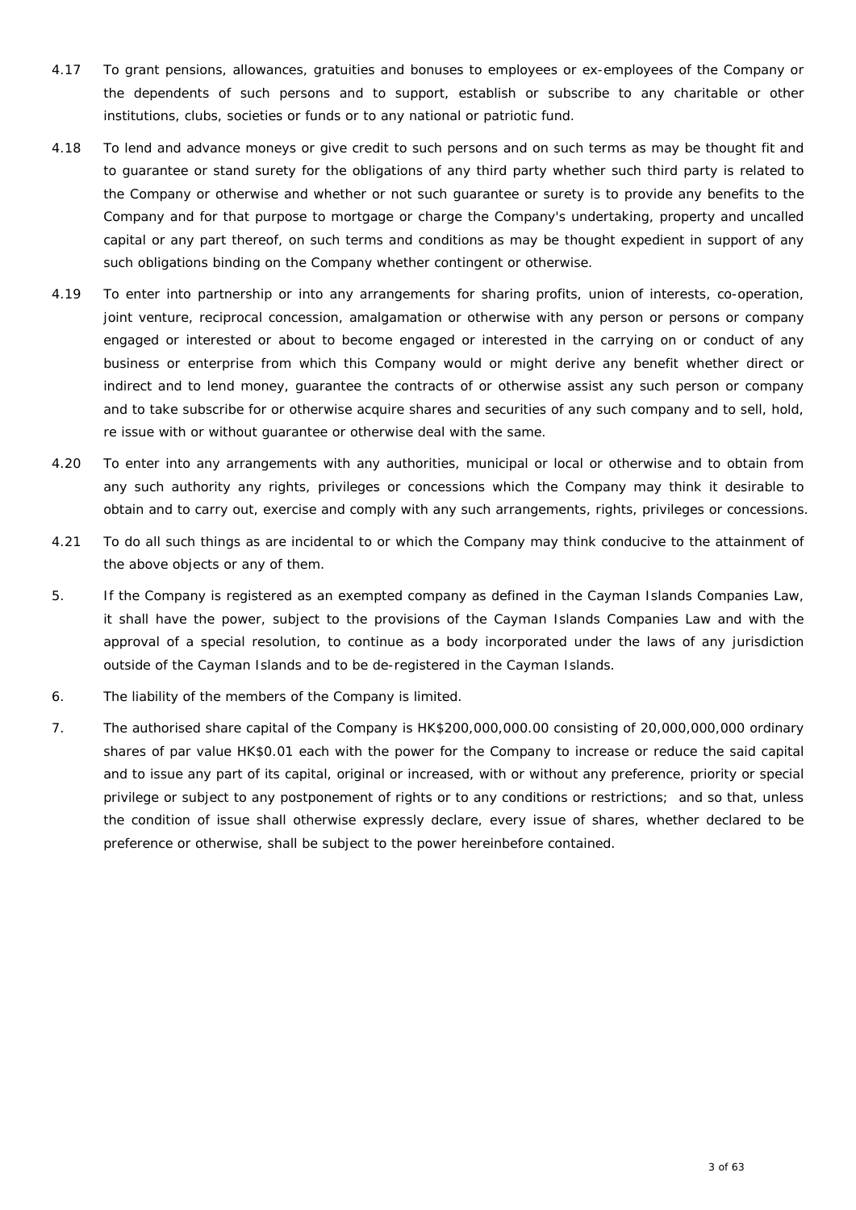4.17 To grant pensions, allowances, gratuities and bonuses to employees or ex-employees of the Company or the dependents of such persons and to support, establish or subscribe to any charitable or other institutions, clubs, societies or funds or to any national or patriotic fund.

4.18 To lend and advance moneys or give credit to such persons and on such terms as may be thought fit and to guarantee or stand surety for the obligations of any third party whether such third party is related to the Company or otherwise and whether or not such guarantee or surety is to provide any benefits to the Company and for that purpose to mortgage or charge the Company's undertaking, property and uncalled capital or any part thereof, on such terms and conditions as may be thought expedient in support of any such obligations binding on the Company whether contingent or otherwise.

4.19 To enter into partnership or into any arrangements for sharing profits, union of interests, co-operation, joint venture, reciprocal concession, amalgamation or otherwise with any person or persons or company engaged or interested or about to become engaged or interested in the carrying on or conduct of any business or enterprise from which this Company would or might derive any benefit whether direct or indirect and to lend money, guarantee the contracts of or otherwise assist any such person or company and to take subscribe for or otherwise acquire shares and securities of any such company and to sell, hold, re issue with or without guarantee or otherwise deal with the same.

4.20 To enter into any arrangements with any authorities, municipal or local or otherwise and to obtain from any such authority any rights, privileges or concessions which the Company may think it desirable to obtain and to carry out, exercise and comply with any such arrangements, rights, privileges or concessions.

4.21 To do all such things as are incidental to or which the Company may think conducive to the attainment of the above objects or any of them.

5. If the Company is registered as an exempted company as defined in the Cayman Islands Companies Law, it shall have the power, subject to the provisions of the Cayman Islands Companies Law and with the approval of a special resolution, to continue as a body incorporated under the laws of any jurisdiction outside of the Cayman Islands and to be de-registered in the Cayman Islands.

6. The liability of the members of the Company is limited.

7. The authorised share capital of the Company is HK$200,000,000.00 consisting of 20,000,000,000 ordinary shares of par value HK$0.01 each with the power for the Company to increase or reduce the said capital and to issue any part of its capital, original or increased, with or without any preference, priority or special privilege or subject to any postponement of rights or to any conditions or restrictions; and so that, unless the condition of issue shall otherwise expressly declare, every issue of shares, whether declared to be preference or otherwise, shall be subject to the power hereinbefore contained.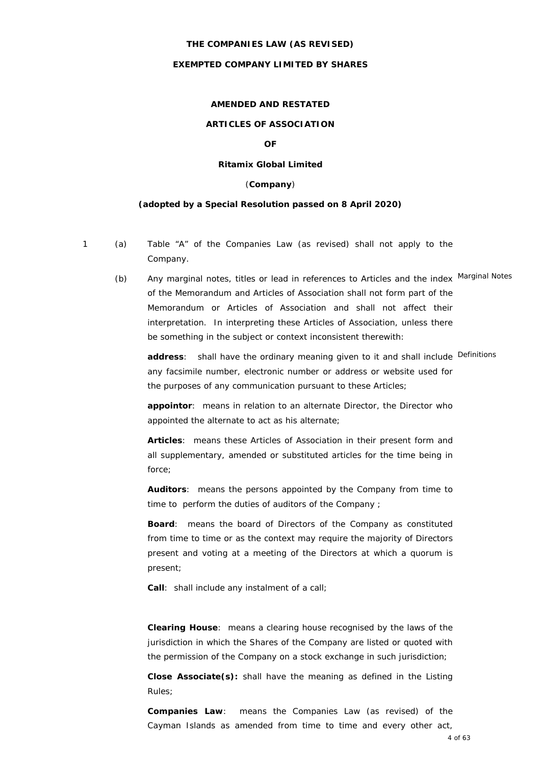**THE COMPANIES LAW (AS REVISED)**

**EXEMPTED COMPANY LIMITED BY SHARES**

**AMENDED AND RESTATED**

**ARTICLES OF ASSOCIATION**

**OF**

**Ritamix Global Limited**

(**Company**)

**(adopted by a Special Resolution passed on 8 April 2020)**

1 (a) Table "A" of the Companies Law (as revised) shall not apply to the Company.

(b) Any marginal notes, titles or lead in references to Articles and the index of the Memorandum and Articles of Association shall not form part of the Memorandum or Articles of Association and shall not affect their interpretation. In interpreting these Articles of Association, unless there be something in the subject or context inconsistent therewith:

Marginal Notes

Definitions

**address**: shall have the ordinary meaning given to it and shall include any facsimile number, electronic number or address or website used for the purposes of any communication pursuant to these Articles;

**appointor**: means in relation to an alternate Director, the Director who appointed the alternate to act as his alternate;

**Articles**: means these Articles of Association in their present form and all supplementary, amended or substituted articles for the time being in force;

**Auditors**: means the persons appointed by the Company from time to time to perform the duties of auditors of the Company ;

**Board**: means the board of Directors of the Company as constituted from time to time or as the context may require the majority of Directors present and voting at a meeting of the Directors at which a quorum is present;

**Call**: shall include any instalment of a call;

**Clearing House**: means a clearing house recognised by the laws of the jurisdiction in which the Shares of the Company are listed or quoted with the permission of the Company on a stock exchange in such jurisdiction;

**Close Associate(s):** shall have the meaning as defined in the Listing Rules;

**Companies Law**: means the Companies Law (as revised) of the Cayman Islands as amended from time to time and every other act,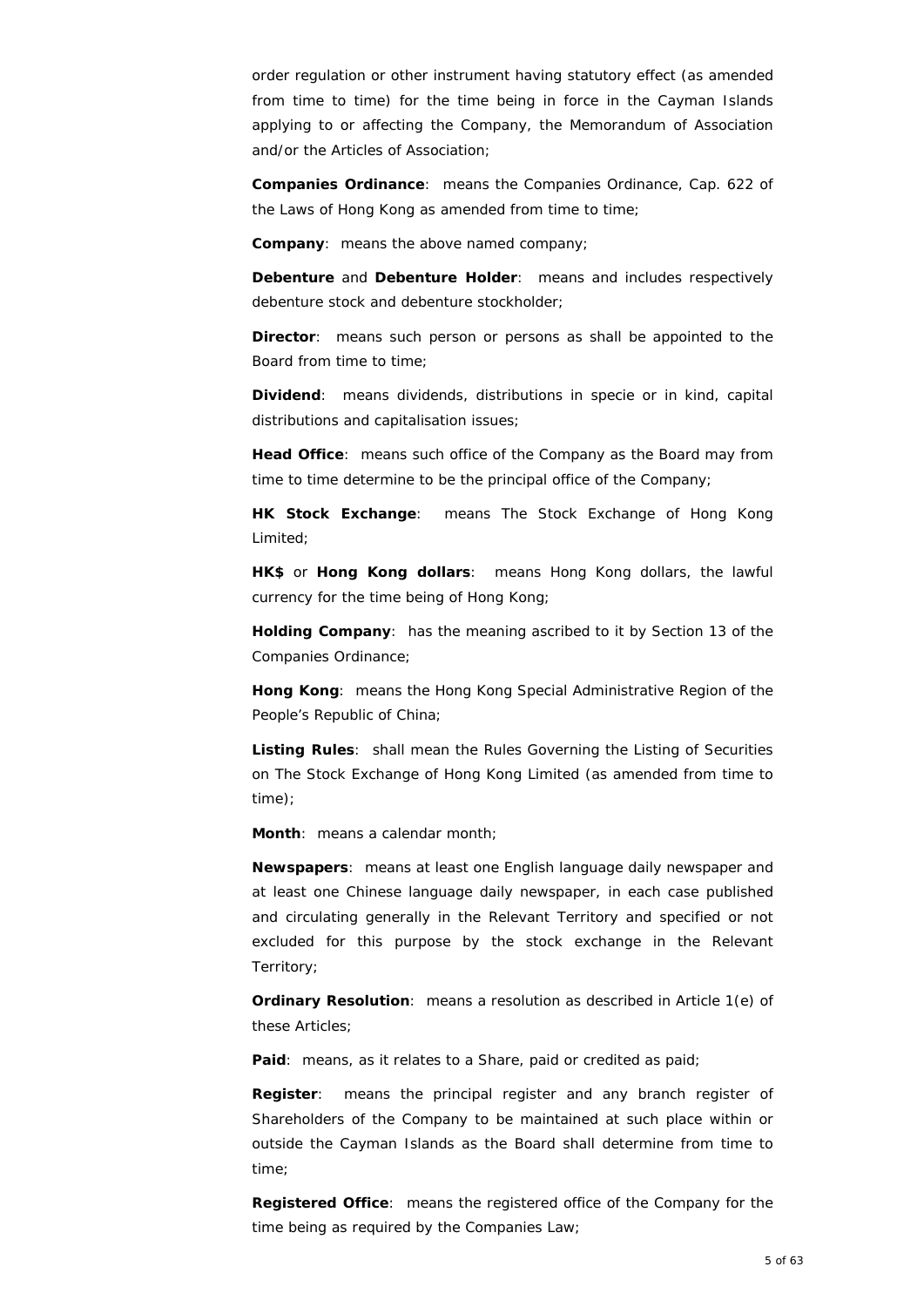order regulation or other instrument having statutory effect (as amended from time to time) for the time being in force in the Cayman Islands applying to or affecting the Company, the Memorandum of Association and/or the Articles of Association;

**Companies Ordinance**: means the Companies Ordinance, Cap. 622 of the Laws of Hong Kong as amended from time to time;

**Company**: means the above named company;

**Debenture** and **Debenture Holder**: means and includes respectively debenture stock and debenture stockholder;

**Director**: means such person or persons as shall be appointed to the Board from time to time;

**Dividend**: means dividends, distributions in specie or in kind, capital distributions and capitalisation issues;

**Head Office**: means such office of the Company as the Board may from time to time determine to be the principal office of the Company;

**HK Stock Exchange**: means The Stock Exchange of Hong Kong Limited;

**HK$** or **Hong Kong dollars**: means Hong Kong dollars, the lawful currency for the time being of Hong Kong;

**Holding Company**: has the meaning ascribed to it by Section 13 of the Companies Ordinance;

**Hong Kong**: means the Hong Kong Special Administrative Region of the People's Republic of China;

**Listing Rules**: shall mean the Rules Governing the Listing of Securities on The Stock Exchange of Hong Kong Limited (as amended from time to time);

**Month**: means a calendar month;

**Newspapers**: means at least one English language daily newspaper and at least one Chinese language daily newspaper, in each case published and circulating generally in the Relevant Territory and specified or not excluded for this purpose by the stock exchange in the Relevant Territory;

**Ordinary Resolution**: means a resolution as described in Article 1(e) of these Articles;

**Paid**: means, as it relates to a Share, paid or credited as paid;

**Register**: means the principal register and any branch register of Shareholders of the Company to be maintained at such place within or outside the Cayman Islands as the Board shall determine from time to time;

**Registered Office**: means the registered office of the Company for the time being as required by the Companies Law;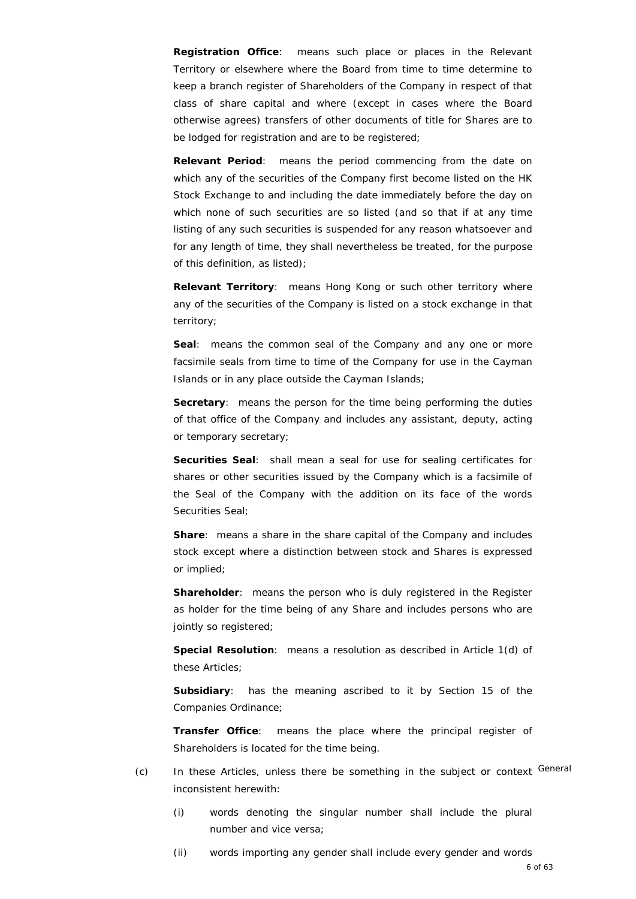**Registration Office**: means such place or places in the Relevant Territory or elsewhere where the Board from time to time determine to keep a branch register of Shareholders of the Company in respect of that class of share capital and where (except in cases where the Board otherwise agrees) transfers of other documents of title for Shares are to be lodged for registration and are to be registered;

**Relevant Period**: means the period commencing from the date on which any of the securities of the Company first become listed on the HK Stock Exchange to and including the date immediately before the day on which none of such securities are so listed (and so that if at any time listing of any such securities is suspended for any reason whatsoever and for any length of time, they shall nevertheless be treated, for the purpose of this definition, as listed);

**Relevant Territory**: means Hong Kong or such other territory where any of the securities of the Company is listed on a stock exchange in that territory;

**Seal**: means the common seal of the Company and any one or more facsimile seals from time to time of the Company for use in the Cayman Islands or in any place outside the Cayman Islands;

**Secretary**: means the person for the time being performing the duties of that office of the Company and includes any assistant, deputy, acting or temporary secretary;

**Securities Seal**: shall mean a seal for use for sealing certificates for shares or other securities issued by the Company which is a facsimile of the Seal of the Company with the addition on its face of the words Securities Seal;

**Share**: means a share in the share capital of the Company and includes stock except where a distinction between stock and Shares is expressed or implied;

**Shareholder**: means the person who is duly registered in the Register as holder for the time being of any Share and includes persons who are jointly so registered;

**Special Resolution**: means a resolution as described in Article 1(d) of these Articles;

**Subsidiary**: has the meaning ascribed to it by Section 15 of the Companies Ordinance;

**Transfer Office**: means the place where the principal register of Shareholders is located for the time being.

(c) In these Articles, unless there be something in the subject or context inconsistent herewith: General

(i) words denoting the singular number shall include the plural number and vice versa;

(ii) words importing any gender shall include every gender and words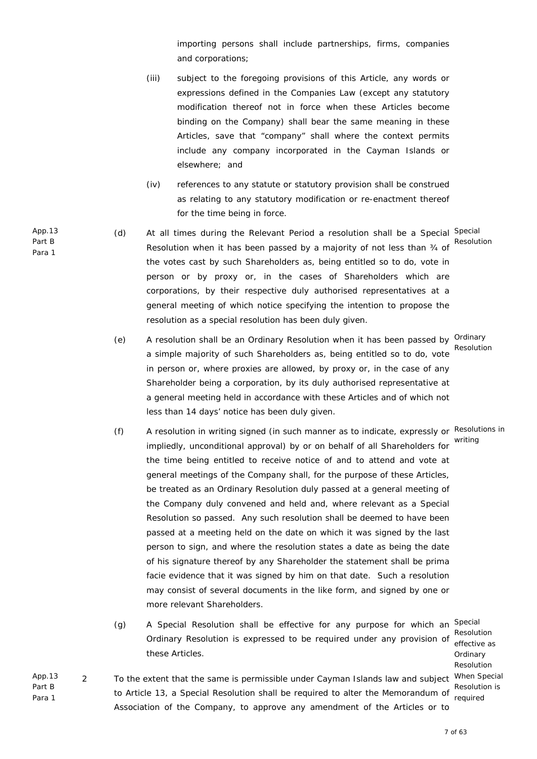importing persons shall include partnerships, firms, companies and corporations;

(iii) subject to the foregoing provisions of this Article, any words or expressions defined in the Companies Law (except any statutory modification thereof not in force when these Articles become binding on the Company) shall bear the same meaning in these Articles, save that "company" shall where the context permits include any company incorporated in the Cayman Islands or elsewhere; and

(iv) references to any statute or statutory provision shall be construed as relating to any statutory modification or re-enactment thereof for the time being in force.

App.13 Part B Para 1

(d) Special Resolution — At all times during the Relevant Period a resolution shall be a Special Resolution when it has been passed by a majority of not less than ¾ of the votes cast by such Shareholders as, being entitled so to do, vote in person or by proxy or, in the cases of Shareholders which are corporations, by their respective duly authorised representatives at a general meeting of which notice specifying the intention to propose the resolution as a special resolution has been duly given.

(e) Ordinary Resolution — A resolution shall be an Ordinary Resolution when it has been passed by a simple majority of such Shareholders as, being entitled so to do, vote in person or, where proxies are allowed, by proxy or, in the case of any Shareholder being a corporation, by its duly authorised representative at a general meeting held in accordance with these Articles and of which not less than 14 days' notice has been duly given.

(f) Resolutions in writing — A resolution in writing signed (in such manner as to indicate, expressly or impliedly, unconditional approval) by or on behalf of all Shareholders for the time being entitled to receive notice of and to attend and vote at general meetings of the Company shall, for the purpose of these Articles, be treated as an Ordinary Resolution duly passed at a general meeting of the Company duly convened and held and, where relevant as a Special Resolution so passed. Any such resolution shall be deemed to have been passed at a meeting held on the date on which it was signed by the last person to sign, and where the resolution states a date as being the date of his signature thereof by any Shareholder the statement shall be prima facie evidence that it was signed by him on that date. Such a resolution may consist of several documents in the like form, and signed by one or more relevant Shareholders.

(g) Special Resolution effective as Ordinary Resolution — A Special Resolution shall be effective for any purpose for which an Ordinary Resolution is expressed to be required under any provision of these Articles.

App.13 Part B Para 1

2 When Special Resolution is required — To the extent that the same is permissible under Cayman Islands law and subject to Article 13, a Special Resolution shall be required to alter the Memorandum of Association of the Company, to approve any amendment of the Articles or to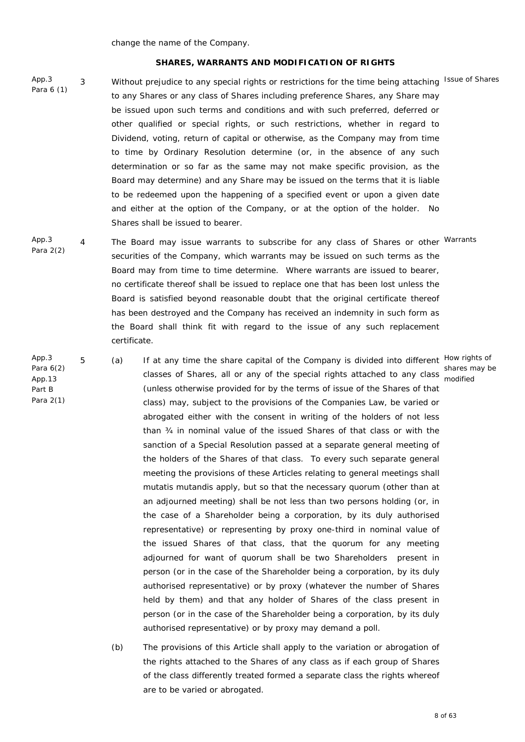change the name of the Company.

## SHARES, WARRANTS AND MODIFICATION OF RIGHTS

App.3 Para 6 (1)

3 **Issue of Shares** — Without prejudice to any special rights or restrictions for the time being attaching to any Shares or any class of Shares including preference Shares, any Share may be issued upon such terms and conditions and with such preferred, deferred or other qualified or special rights, or such restrictions, whether in regard to Dividend, voting, return of capital or otherwise, as the Company may from time to time by Ordinary Resolution determine (or, in the absence of any such determination or so far as the same may not make specific provision, as the Board may determine) and any Share may be issued on the terms that it is liable to be redeemed upon the happening of a specified event or upon a given date and either at the option of the Company, or at the option of the holder. No Shares shall be issued to bearer.

App.3 Para 2(2)

4 **Warrants** — The Board may issue warrants to subscribe for any class of Shares or other securities of the Company, which warrants may be issued on such terms as the Board may from time to time determine. Where warrants are issued to bearer, no certificate thereof shall be issued to replace one that has been lost unless the Board is satisfied beyond reasonable doubt that the original certificate thereof has been destroyed and the Company has received an indemnity in such form as the Board shall think fit with regard to the issue of any such replacement certificate.

App.3 Para 6(2) App.13 Part B Para 2(1)

5 **How rights of shares may be modified**

(a) If at any time the share capital of the Company is divided into different classes of Shares, all or any of the special rights attached to any class (unless otherwise provided for by the terms of issue of the Shares of that class) may, subject to the provisions of the Companies Law, be varied or abrogated either with the consent in writing of the holders of not less than ¾ in nominal value of the issued Shares of that class or with the sanction of a Special Resolution passed at a separate general meeting of the holders of the Shares of that class. To every such separate general meeting the provisions of these Articles relating to general meetings shall mutatis mutandis apply, but so that the necessary quorum (other than at an adjourned meeting) shall be not less than two persons holding (or, in the case of a Shareholder being a corporation, by its duly authorised representative) or representing by proxy one-third in nominal value of the issued Shares of that class, that the quorum for any meeting adjourned for want of quorum shall be two Shareholders present in person (or in the case of the Shareholder being a corporation, by its duly authorised representative) or by proxy (whatever the number of Shares held by them) and that any holder of Shares of the class present in person (or in the case of the Shareholder being a corporation, by its duly authorised representative) or by proxy may demand a poll.

(b) The provisions of this Article shall apply to the variation or abrogation of the rights attached to the Shares of any class as if each group of Shares of the class differently treated formed a separate class the rights whereof are to be varied or abrogated.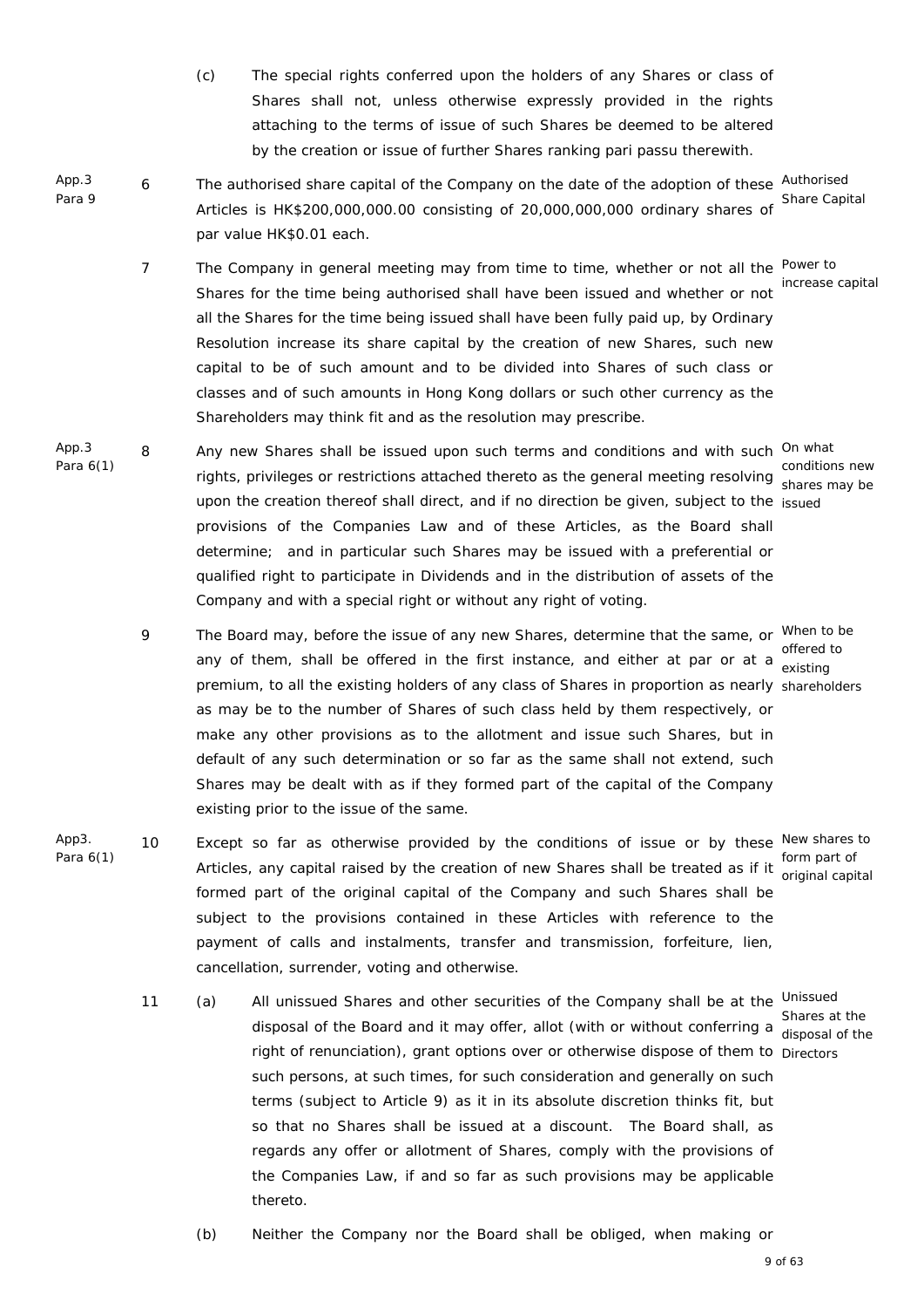(c) The special rights conferred upon the holders of any Shares or class of Shares shall not, unless otherwise expressly provided in the rights attaching to the terms of issue of such Shares be deemed to be altered by the creation or issue of further Shares ranking pari passu therewith.

App.3 Para 9

6 The authorised share capital of the Company on the date of the adoption of these Articles is HK$200,000,000.00 consisting of 20,000,000,000 ordinary shares of par value HK$0.01 each. *Authorised Share Capital*

7 The Company in general meeting may from time to time, whether or not all the Shares for the time being authorised shall have been issued and whether or not all the Shares for the time being issued shall have been fully paid up, by Ordinary Resolution increase its share capital by the creation of new Shares, such new capital to be of such amount and to be divided into Shares of such class or classes and of such amounts in Hong Kong dollars or such other currency as the Shareholders may think fit and as the resolution may prescribe. *Power to increase capital*

App.3 Para 6(1)

8 Any new Shares shall be issued upon such terms and conditions and with such rights, privileges or restrictions attached thereto as the general meeting resolving upon the creation thereof shall direct, and if no direction be given, subject to the provisions of the Companies Law and of these Articles, as the Board shall determine; and in particular such Shares may be issued with a preferential or qualified right to participate in Dividends and in the distribution of assets of the Company and with a special right or without any right of voting. *On what conditions new shares may be issued*

9 The Board may, before the issue of any new Shares, determine that the same, or any of them, shall be offered in the first instance, and either at par or at a premium, to all the existing holders of any class of Shares in proportion as nearly as may be to the number of Shares of such class held by them respectively, or make any other provisions as to the allotment and issue such Shares, but in default of any such determination or so far as the same shall not extend, such Shares may be dealt with as if they formed part of the capital of the Company existing prior to the issue of the same. *When to be offered to existing shareholders*

App3. Para 6(1)

10 Except so far as otherwise provided by the conditions of issue or by these Articles, any capital raised by the creation of new Shares shall be treated as if it formed part of the original capital of the Company and such Shares shall be subject to the provisions contained in these Articles with reference to the payment of calls and instalments, transfer and transmission, forfeiture, lien, cancellation, surrender, voting and otherwise. *New shares to form part of original capital*

11 (a) All unissued Shares and other securities of the Company shall be at the disposal of the Board and it may offer, allot (with or without conferring a right of renunciation), grant options over or otherwise dispose of them to such persons, at such times, for such consideration and generally on such terms (subject to Article 9) as it in its absolute discretion thinks fit, but so that no Shares shall be issued at a discount. The Board shall, as regards any offer or allotment of Shares, comply with the provisions of the Companies Law, if and so far as such provisions may be applicable thereto. *Unissued Shares at the disposal of the Directors*

(b) Neither the Company nor the Board shall be obliged, when making or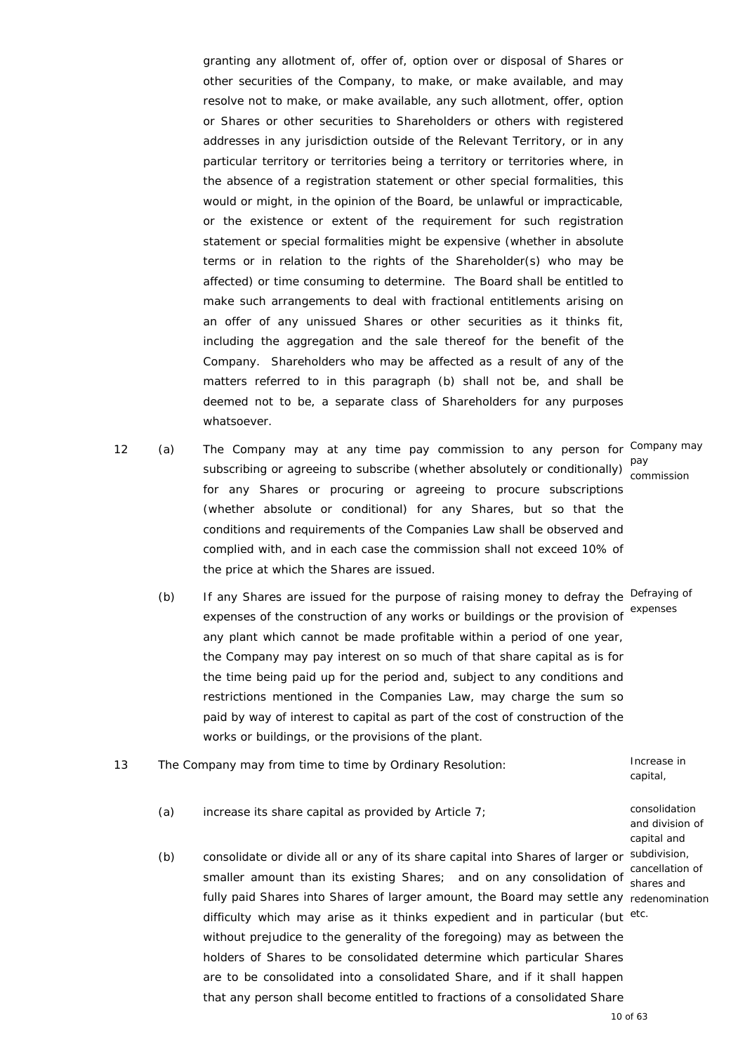granting any allotment of, offer of, option over or disposal of Shares or other securities of the Company, to make, or make available, and may resolve not to make, or make available, any such allotment, offer, option or Shares or other securities to Shareholders or others with registered addresses in any jurisdiction outside of the Relevant Territory, or in any particular territory or territories being a territory or territories where, in the absence of a registration statement or other special formalities, this would or might, in the opinion of the Board, be unlawful or impracticable, or the existence or extent of the requirement for such registration statement or special formalities might be expensive (whether in absolute terms or in relation to the rights of the Shareholder(s) who may be affected) or time consuming to determine. The Board shall be entitled to make such arrangements to deal with fractional entitlements arising on an offer of any unissued Shares or other securities as it thinks fit, including the aggregation and the sale thereof for the benefit of the Company. Shareholders who may be affected as a result of any of the matters referred to in this paragraph (b) shall not be, and shall be deemed not to be, a separate class of Shareholders for any purposes whatsoever.

12 (a) The Company may at any time pay commission to any person for subscribing or agreeing to subscribe (whether absolutely or conditionally) for any Shares or procuring or agreeing to procure subscriptions (whether absolute or conditional) for any Shares, but so that the conditions and requirements of the Companies Law shall be observed and complied with, and in each case the commission shall not exceed 10% of the price at which the Shares are issued.

*Company may pay commission*

(b) If any Shares are issued for the purpose of raising money to defray the expenses of the construction of any works or buildings or the provision of any plant which cannot be made profitable within a period of one year, the Company may pay interest on so much of that share capital as is for the time being paid up for the period and, subject to any conditions and restrictions mentioned in the Companies Law, may charge the sum so paid by way of interest to capital as part of the cost of construction of the works or buildings, or the provisions of the plant.

*Defraying of expenses*

13 The Company may from time to time by Ordinary Resolution:

*Increase in capital, consolidation and division of capital and subdivision, cancellation of shares and redenomination etc.*

(a) increase its share capital as provided by Article 7;

(b) consolidate or divide all or any of its share capital into Shares of larger or smaller amount than its existing Shares; and on any consolidation of fully paid Shares into Shares of larger amount, the Board may settle any difficulty which may arise as it thinks expedient and in particular (but without prejudice to the generality of the foregoing) may as between the holders of Shares to be consolidated determine which particular Shares are to be consolidated into a consolidated Share, and if it shall happen that any person shall become entitled to fractions of a consolidated Share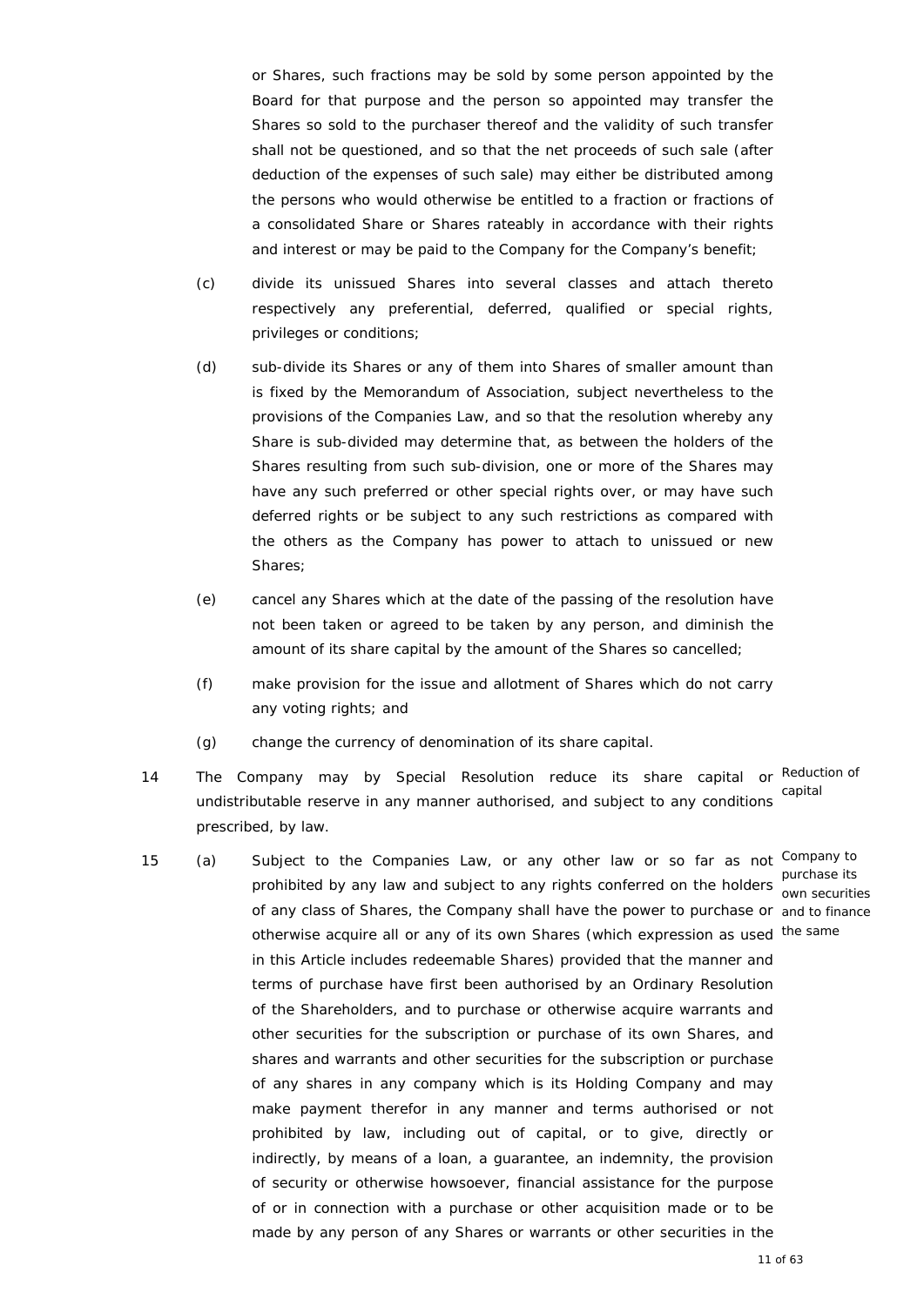or Shares, such fractions may be sold by some person appointed by the Board for that purpose and the person so appointed may transfer the Shares so sold to the purchaser thereof and the validity of such transfer shall not be questioned, and so that the net proceeds of such sale (after deduction of the expenses of such sale) may either be distributed among the persons who would otherwise be entitled to a fraction or fractions of a consolidated Share or Shares rateably in accordance with their rights and interest or may be paid to the Company for the Company's benefit;

(c) divide its unissued Shares into several classes and attach thereto respectively any preferential, deferred, qualified or special rights, privileges or conditions;

(d) sub-divide its Shares or any of them into Shares of smaller amount than is fixed by the Memorandum of Association, subject nevertheless to the provisions of the Companies Law, and so that the resolution whereby any Share is sub-divided may determine that, as between the holders of the Shares resulting from such sub-division, one or more of the Shares may have any such preferred or other special rights over, or may have such deferred rights or be subject to any such restrictions as compared with the others as the Company has power to attach to unissued or new Shares;

(e) cancel any Shares which at the date of the passing of the resolution have not been taken or agreed to be taken by any person, and diminish the amount of its share capital by the amount of the Shares so cancelled;

(f) make provision for the issue and allotment of Shares which do not carry any voting rights; and

(g) change the currency of denomination of its share capital.

14 The Company may by Special Resolution reduce its share capital or undistributable reserve in any manner authorised, and subject to any conditions prescribed, by law. *Reduction of capital*

15 (a) Subject to the Companies Law, or any other law or so far as not prohibited by any law and subject to any rights conferred on the holders of any class of Shares, the Company shall have the power to purchase or otherwise acquire all or any of its own Shares (which expression as used in this Article includes redeemable Shares) provided that the manner and terms of purchase have first been authorised by an Ordinary Resolution of the Shareholders, and to purchase or otherwise acquire warrants and other securities for the subscription or purchase of its own Shares, and shares and warrants and other securities for the subscription or purchase of any shares in any company which is its Holding Company and may make payment therefor in any manner and terms authorised or not prohibited by law, including out of capital, or to give, directly or indirectly, by means of a loan, a guarantee, an indemnity, the provision of security or otherwise howsoever, financial assistance for the purpose of or in connection with a purchase or other acquisition made or to be made by any person of any Shares or warrants or other securities in the *Company to purchase its own securities and to finance the same*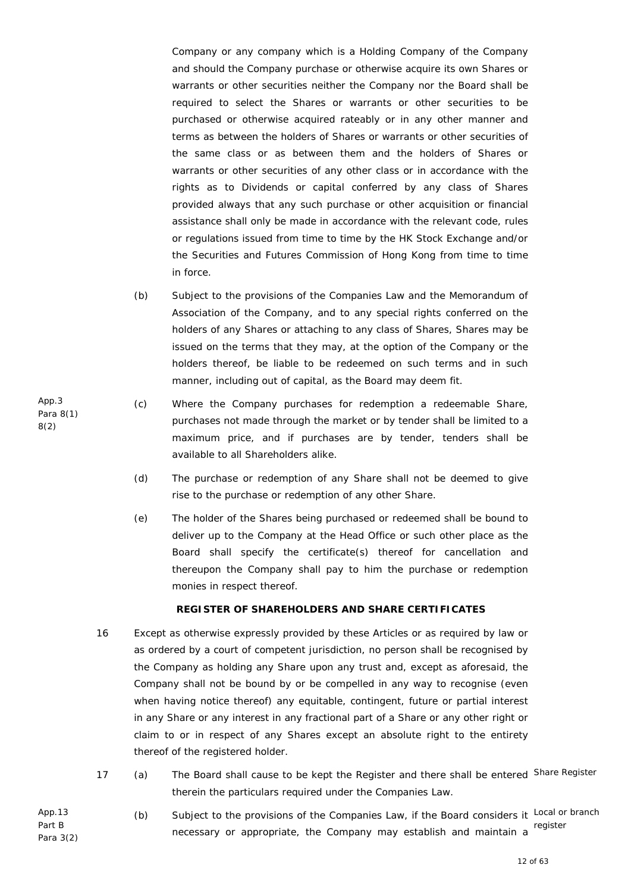Company or any company which is a Holding Company of the Company and should the Company purchase or otherwise acquire its own Shares or warrants or other securities neither the Company nor the Board shall be required to select the Shares or warrants or other securities to be purchased or otherwise acquired rateably or in any other manner and terms as between the holders of Shares or warrants or other securities of the same class or as between them and the holders of Shares or warrants or other securities of any other class or in accordance with the rights as to Dividends or capital conferred by any class of Shares provided always that any such purchase or other acquisition or financial assistance shall only be made in accordance with the relevant code, rules or regulations issued from time to time by the HK Stock Exchange and/or the Securities and Futures Commission of Hong Kong from time to time in force.

(b) Subject to the provisions of the Companies Law and the Memorandum of Association of the Company, and to any special rights conferred on the holders of any Shares or attaching to any class of Shares, Shares may be issued on the terms that they may, at the option of the Company or the holders thereof, be liable to be redeemed on such terms and in such manner, including out of capital, as the Board may deem fit.

App.3 Para 8(1) 8(2)

(c) Where the Company purchases for redemption a redeemable Share, purchases not made through the market or by tender shall be limited to a maximum price, and if purchases are by tender, tenders shall be available to all Shareholders alike.

(d) The purchase or redemption of any Share shall not be deemed to give rise to the purchase or redemption of any other Share.

(e) The holder of the Shares being purchased or redeemed shall be bound to deliver up to the Company at the Head Office or such other place as the Board shall specify the certificate(s) thereof for cancellation and thereupon the Company shall pay to him the purchase or redemption monies in respect thereof.

**REGISTER OF SHAREHOLDERS AND SHARE CERTIFICATES**

16 Except as otherwise expressly provided by these Articles or as required by law or as ordered by a court of competent jurisdiction, no person shall be recognised by the Company as holding any Share upon any trust and, except as aforesaid, the Company shall not be bound by or be compelled in any way to recognise (even when having notice thereof) any equitable, contingent, future or partial interest in any Share or any interest in any fractional part of a Share or any other right or claim to or in respect of any Shares except an absolute right to the entirety thereof of the registered holder.

17 (a) The Board shall cause to be kept the Register and there shall be entered therein the particulars required under the Companies Law.

Share Register

App.13 Part B Para 3(2)

(b) Subject to the provisions of the Companies Law, if the Board considers it necessary or appropriate, the Company may establish and maintain a

Local or branch register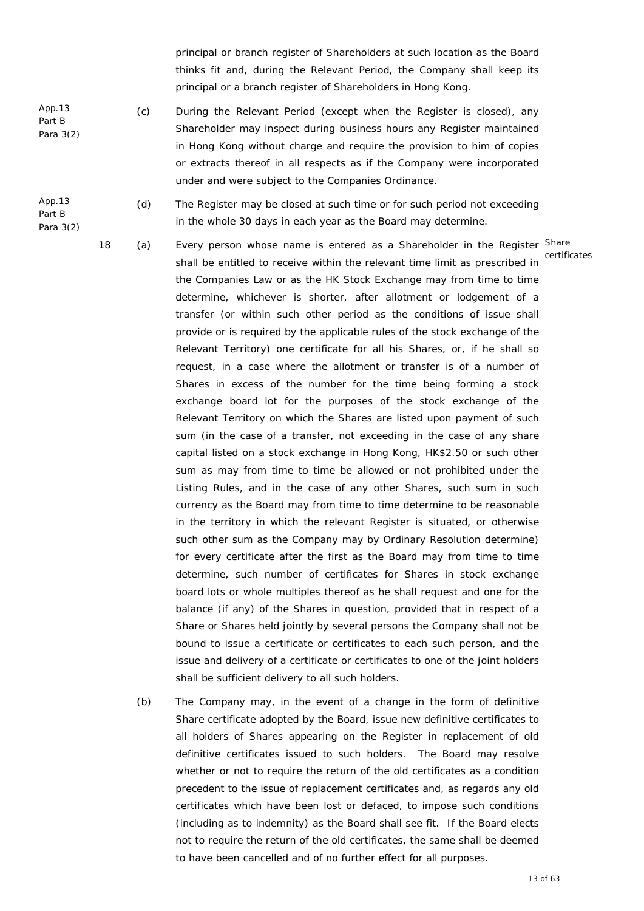principal or branch register of Shareholders at such location as the Board thinks fit and, during the Relevant Period, the Company shall keep its principal or a branch register of Shareholders in Hong Kong.

App.13 Part B Para 3(2)

(c) During the Relevant Period (except when the Register is closed), any Shareholder may inspect during business hours any Register maintained in Hong Kong without charge and require the provision to him of copies or extracts thereof in all respects as if the Company were incorporated under and were subject to the Companies Ordinance.

App.13 Part B Para 3(2)

(d) The Register may be closed at such time or for such period not exceeding in the whole 30 days in each year as the Board may determine.

Share certificates

18 (a) Every person whose name is entered as a Shareholder in the Register shall be entitled to receive within the relevant time limit as prescribed in the Companies Law or as the HK Stock Exchange may from time to time determine, whichever is shorter, after allotment or lodgement of a transfer (or within such other period as the conditions of issue shall provide or is required by the applicable rules of the stock exchange of the Relevant Territory) one certificate for all his Shares, or, if he shall so request, in a case where the allotment or transfer is of a number of Shares in excess of the number for the time being forming a stock exchange board lot for the purposes of the stock exchange of the Relevant Territory on which the Shares are listed upon payment of such sum (in the case of a transfer, not exceeding in the case of any share capital listed on a stock exchange in Hong Kong, HK$2.50 or such other sum as may from time to time be allowed or not prohibited under the Listing Rules, and in the case of any other Shares, such sum in such currency as the Board may from time to time determine to be reasonable in the territory in which the relevant Register is situated, or otherwise such other sum as the Company may by Ordinary Resolution determine) for every certificate after the first as the Board may from time to time determine, such number of certificates for Shares in stock exchange board lots or whole multiples thereof as he shall request and one for the balance (if any) of the Shares in question, provided that in respect of a Share or Shares held jointly by several persons the Company shall not be bound to issue a certificate or certificates to each such person, and the issue and delivery of a certificate or certificates to one of the joint holders shall be sufficient delivery to all such holders.

(b) The Company may, in the event of a change in the form of definitive Share certificate adopted by the Board, issue new definitive certificates to all holders of Shares appearing on the Register in replacement of old definitive certificates issued to such holders. The Board may resolve whether or not to require the return of the old certificates as a condition precedent to the issue of replacement certificates and, as regards any old certificates which have been lost or defaced, to impose such conditions (including as to indemnity) as the Board shall see fit. If the Board elects not to require the return of the old certificates, the same shall be deemed to have been cancelled and of no further effect for all purposes.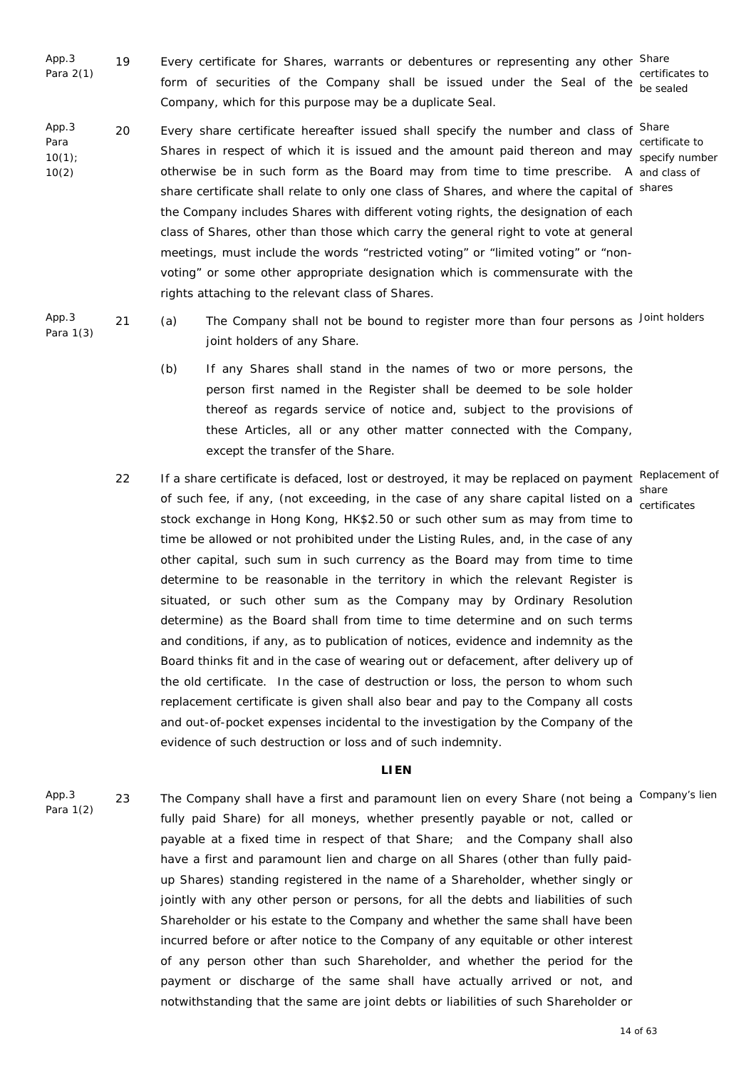App.3 Para 2(1)

19 Every certificate for Shares, warrants or debentures or representing any other form of securities of the Company shall be issued under the Seal of the Company, which for this purpose may be a duplicate Seal.

*Share certificates to be sealed*

App.3 Para 10(1); 10(2)

20 Every share certificate hereafter issued shall specify the number and class of Shares in respect of which it is issued and the amount paid thereon and may otherwise be in such form as the Board may from time to time prescribe. A share certificate shall relate to only one class of Shares, and where the capital of the Company includes Shares with different voting rights, the designation of each class of Shares, other than those which carry the general right to vote at general meetings, must include the words "restricted voting" or "limited voting" or "non-voting" or some other appropriate designation which is commensurate with the rights attaching to the relevant class of Shares.

*Share certificate to specify number and class of shares*

App.3 Para 1(3)

21 (a) The Company shall not be bound to register more than four persons as joint holders of any Share.

*Joint holders*

(b) If any Shares shall stand in the names of two or more persons, the person first named in the Register shall be deemed to be sole holder thereof as regards service of notice and, subject to the provisions of these Articles, all or any other matter connected with the Company, except the transfer of the Share.

22 If a share certificate is defaced, lost or destroyed, it may be replaced on payment of such fee, if any, (not exceeding, in the case of any share capital listed on a stock exchange in Hong Kong, HK$2.50 or such other sum as may from time to time be allowed or not prohibited under the Listing Rules, and, in the case of any other capital, such sum in such currency as the Board may from time to time determine to be reasonable in the territory in which the relevant Register is situated, or such other sum as the Company may by Ordinary Resolution determine) as the Board shall from time to time determine and on such terms and conditions, if any, as to publication of notices, evidence and indemnity as the Board thinks fit and in the case of wearing out or defacement, after delivery up of the old certificate. In the case of destruction or loss, the person to whom such replacement certificate is given shall also bear and pay to the Company all costs and out-of-pocket expenses incidental to the investigation by the Company of the evidence of such destruction or loss and of such indemnity.

*Replacement of share certificates*

## LIEN

App.3 Para 1(2)

23 The Company shall have a first and paramount lien on every Share (not being a fully paid Share) for all moneys, whether presently payable or not, called or payable at a fixed time in respect of that Share; and the Company shall also have a first and paramount lien and charge on all Shares (other than fully paid-up Shares) standing registered in the name of a Shareholder, whether singly or jointly with any other person or persons, for all the debts and liabilities of such Shareholder or his estate to the Company and whether the same shall have been incurred before or after notice to the Company of any equitable or other interest of any person other than such Shareholder, and whether the period for the payment or discharge of the same shall have actually arrived or not, and notwithstanding that the same are joint debts or liabilities of such Shareholder or

*Company's lien*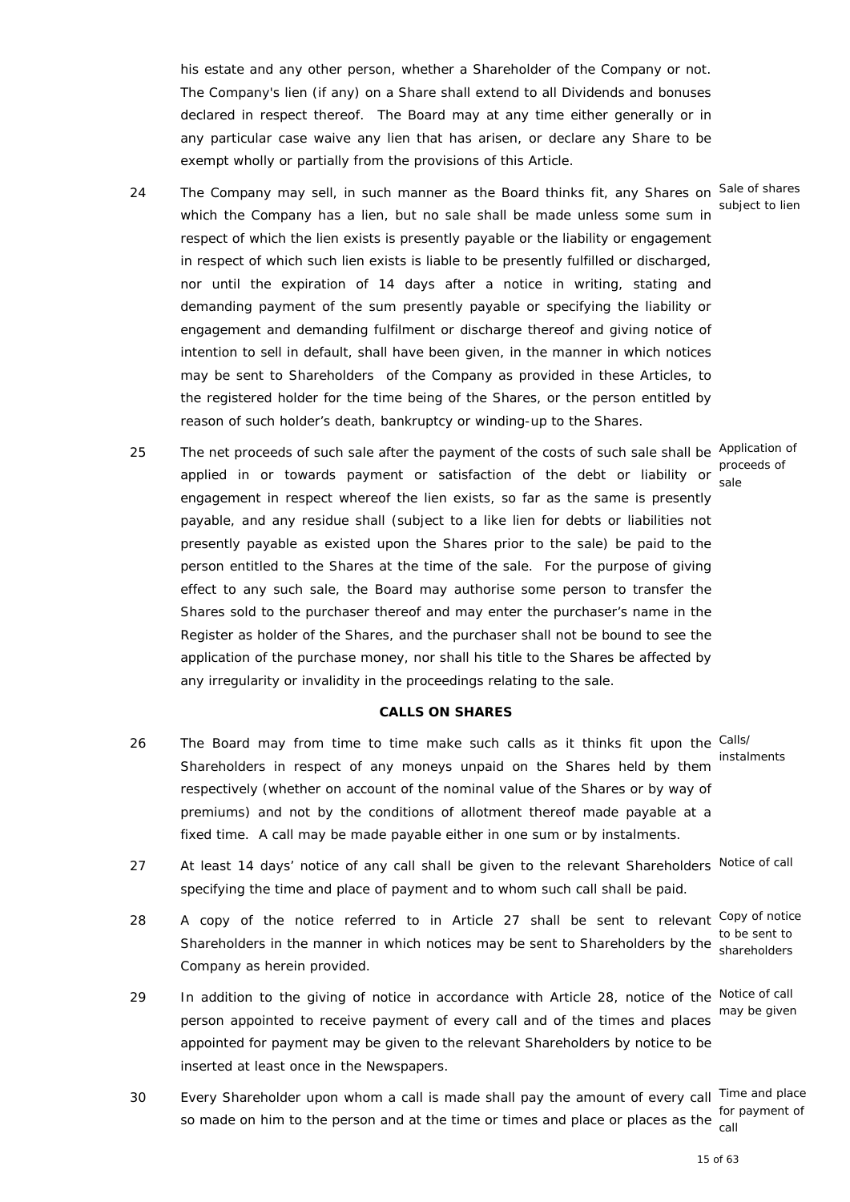his estate and any other person, whether a Shareholder of the Company or not. The Company's lien (if any) on a Share shall extend to all Dividends and bonuses declared in respect thereof. The Board may at any time either generally or in any particular case waive any lien that has arisen, or declare any Share to be exempt wholly or partially from the provisions of this Article.

24 The Company may sell, in such manner as the Board thinks fit, any Shares on which the Company has a lien, but no sale shall be made unless some sum in respect of which the lien exists is presently payable or the liability or engagement in respect of which such lien exists is liable to be presently fulfilled or discharged, nor until the expiration of 14 days after a notice in writing, stating and demanding payment of the sum presently payable or specifying the liability or engagement and demanding fulfilment or discharge thereof and giving notice of intention to sell in default, shall have been given, in the manner in which notices may be sent to Shareholders of the Company as provided in these Articles, to the registered holder for the time being of the Shares, or the person entitled by reason of such holder's death, bankruptcy or winding-up to the Shares. *Sale of shares subject to lien*

25 The net proceeds of such sale after the payment of the costs of such sale shall be applied in or towards payment or satisfaction of the debt or liability or engagement in respect whereof the lien exists, so far as the same is presently payable, and any residue shall (subject to a like lien for debts or liabilities not presently payable as existed upon the Shares prior to the sale) be paid to the person entitled to the Shares at the time of the sale. For the purpose of giving effect to any such sale, the Board may authorise some person to transfer the Shares sold to the purchaser thereof and may enter the purchaser's name in the Register as holder of the Shares, and the purchaser shall not be bound to see the application of the purchase money, nor shall his title to the Shares be affected by any irregularity or invalidity in the proceedings relating to the sale. *Application of proceeds of sale*

## CALLS ON SHARES

26 The Board may from time to time make such calls as it thinks fit upon the Shareholders in respect of any moneys unpaid on the Shares held by them respectively (whether on account of the nominal value of the Shares or by way of premiums) and not by the conditions of allotment thereof made payable at a fixed time. A call may be made payable either in one sum or by instalments. *Calls/ instalments*

27 At least 14 days' notice of any call shall be given to the relevant Shareholders specifying the time and place of payment and to whom such call shall be paid. *Notice of call*

28 A copy of the notice referred to in Article 27 shall be sent to relevant Shareholders in the manner in which notices may be sent to Shareholders by the Company as herein provided. *Copy of notice to be sent to shareholders*

29 In addition to the giving of notice in accordance with Article 28, notice of the person appointed to receive payment of every call and of the times and places appointed for payment may be given to the relevant Shareholders by notice to be inserted at least once in the Newspapers. *Notice of call may be given*

30 Every Shareholder upon whom a call is made shall pay the amount of every call so made on him to the person and at the time or times and place or places as the *Time and place for payment of call*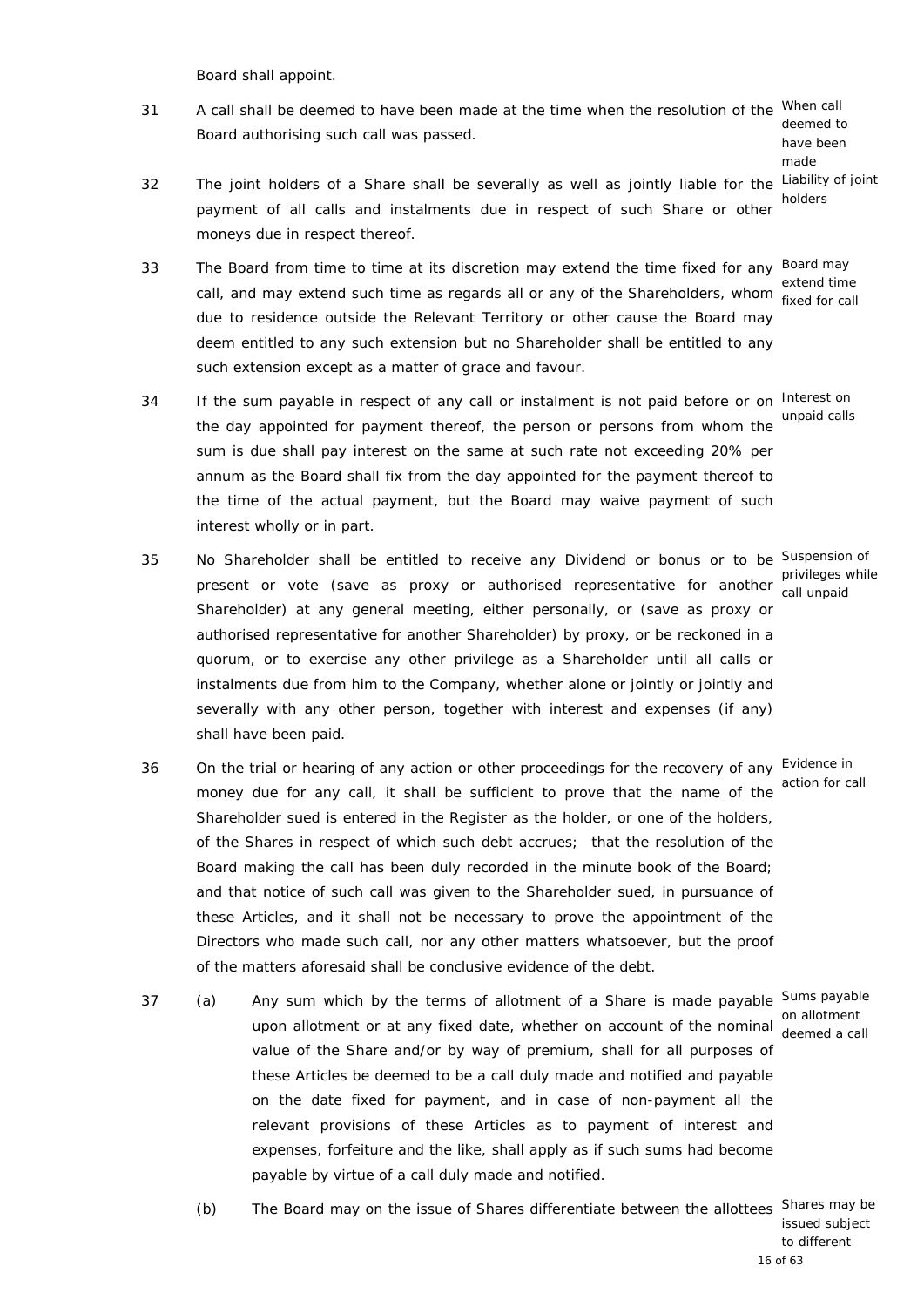Board shall appoint.

31 A call shall be deemed to have been made at the time when the resolution of the Board authorising such call was passed. *When call deemed to have been made*

32 The joint holders of a Share shall be severally as well as jointly liable for the payment of all calls and instalments due in respect of such Share or other moneys due in respect thereof. *Liability of joint holders*

33 The Board from time to time at its discretion may extend the time fixed for any call, and may extend such time as regards all or any of the Shareholders, whom due to residence outside the Relevant Territory or other cause the Board may deem entitled to any such extension but no Shareholder shall be entitled to any such extension except as a matter of grace and favour. *Board may extend time fixed for call*

34 If the sum payable in respect of any call or instalment is not paid before or on the day appointed for payment thereof, the person or persons from whom the sum is due shall pay interest on the same at such rate not exceeding 20% per annum as the Board shall fix from the day appointed for the payment thereof to the time of the actual payment, but the Board may waive payment of such interest wholly or in part. *Interest on unpaid calls*

35 No Shareholder shall be entitled to receive any Dividend or bonus or to be present or vote (save as proxy or authorised representative for another Shareholder) at any general meeting, either personally, or (save as proxy or authorised representative for another Shareholder) by proxy, or be reckoned in a quorum, or to exercise any other privilege as a Shareholder until all calls or instalments due from him to the Company, whether alone or jointly or jointly and severally with any other person, together with interest and expenses (if any) shall have been paid. *Suspension of privileges while call unpaid*

36 On the trial or hearing of any action or other proceedings for the recovery of any money due for any call, it shall be sufficient to prove that the name of the Shareholder sued is entered in the Register as the holder, or one of the holders, of the Shares in respect of which such debt accrues; that the resolution of the Board making the call has been duly recorded in the minute book of the Board; and that notice of such call was given to the Shareholder sued, in pursuance of these Articles, and it shall not be necessary to prove the appointment of the Directors who made such call, nor any other matters whatsoever, but the proof of the matters aforesaid shall be conclusive evidence of the debt. *Evidence in action for call*

37 (a) Any sum which by the terms of allotment of a Share is made payable upon allotment or at any fixed date, whether on account of the nominal value of the Share and/or by way of premium, shall for all purposes of these Articles be deemed to be a call duly made and notified and payable on the date fixed for payment, and in case of non-payment all the relevant provisions of these Articles as to payment of interest and expenses, forfeiture and the like, shall apply as if such sums had become payable by virtue of a call duly made and notified. *Sums payable on allotment deemed a call*

(b) The Board may on the issue of Shares differentiate between the allottees *Shares may be issued subject to different*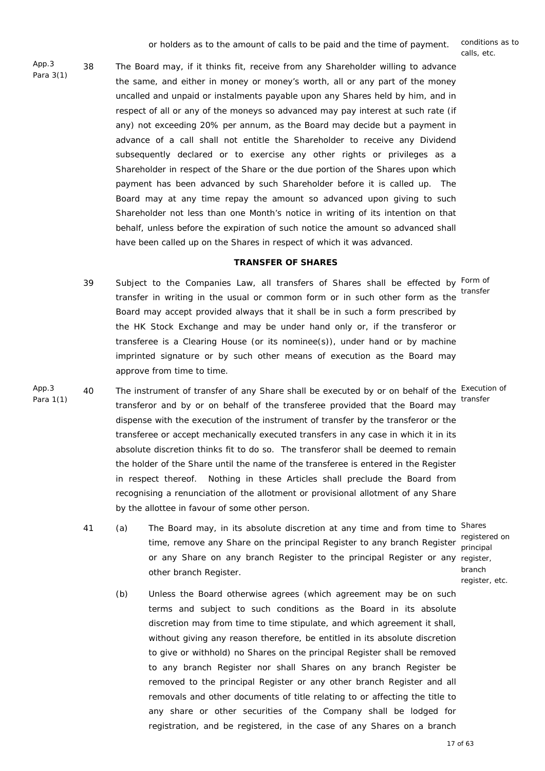or holders as to the amount of calls to be paid and the time of payment. conditions as to calls, etc.

App.3 Para 3(1)

38 The Board may, if it thinks fit, receive from any Shareholder willing to advance the same, and either in money or money's worth, all or any part of the money uncalled and unpaid or instalments payable upon any Shares held by him, and in respect of all or any of the moneys so advanced may pay interest at such rate (if any) not exceeding 20% per annum, as the Board may decide but a payment in advance of a call shall not entitle the Shareholder to receive any Dividend subsequently declared or to exercise any other rights or privileges as a Shareholder in respect of the Share or the due portion of the Shares upon which payment has been advanced by such Shareholder before it is called up. The Board may at any time repay the amount so advanced upon giving to such Shareholder not less than one Month's notice in writing of its intention on that behalf, unless before the expiration of such notice the amount so advanced shall have been called up on the Shares in respect of which it was advanced.

**TRANSFER OF SHARES**

Form of transfer

39 Subject to the Companies Law, all transfers of Shares shall be effected by transfer in writing in the usual or common form or in such other form as the Board may accept provided always that it shall be in such a form prescribed by the HK Stock Exchange and may be under hand only or, if the transferor or transferee is a Clearing House (or its nominee(s)), under hand or by machine imprinted signature or by such other means of execution as the Board may approve from time to time.

App.3 Para 1(1)

Execution of transfer

40 The instrument of transfer of any Share shall be executed by or on behalf of the transferor and by or on behalf of the transferee provided that the Board may dispense with the execution of the instrument of transfer by the transferor or the transferee or accept mechanically executed transfers in any case in which it in its absolute discretion thinks fit to do so. The transferor shall be deemed to remain the holder of the Share until the name of the transferee is entered in the Register in respect thereof. Nothing in these Articles shall preclude the Board from recognising a renunciation of the allotment or provisional allotment of any Share by the allottee in favour of some other person.

Shares registered on principal register, branch register, etc.

41 (a) The Board may, in its absolute discretion at any time and from time to time, remove any Share on the principal Register to any branch Register or any Share on any branch Register to the principal Register or any other branch Register.

(b) Unless the Board otherwise agrees (which agreement may be on such terms and subject to such conditions as the Board in its absolute discretion may from time to time stipulate, and which agreement it shall, without giving any reason therefore, be entitled in its absolute discretion to give or withhold) no Shares on the principal Register shall be removed to any branch Register nor shall Shares on any branch Register be removed to the principal Register or any other branch Register and all removals and other documents of title relating to or affecting the title to any share or other securities of the Company shall be lodged for registration, and be registered, in the case of any Shares on a branch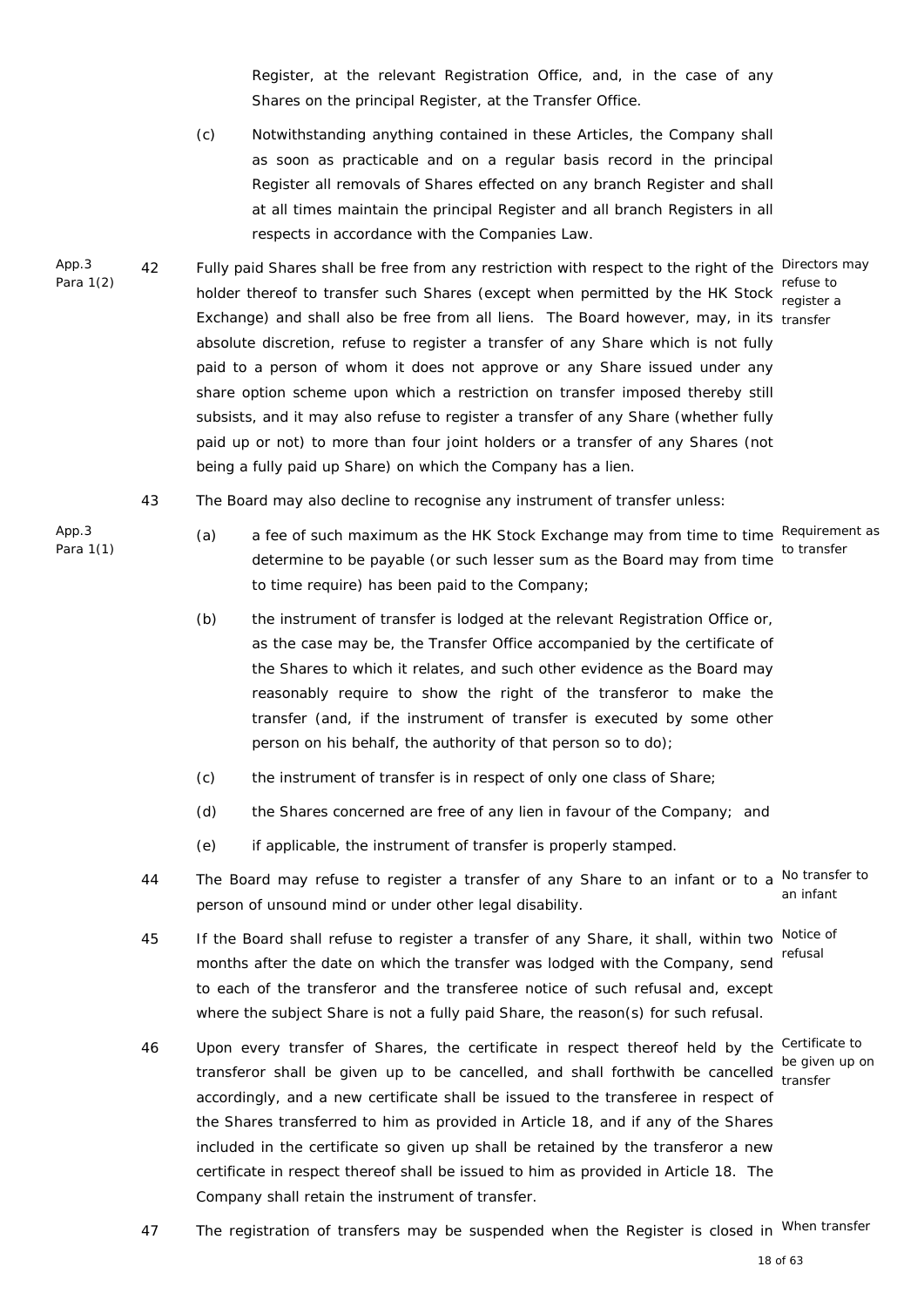Register, at the relevant Registration Office, and, in the case of any Shares on the principal Register, at the Transfer Office.

(c) Notwithstanding anything contained in these Articles, the Company shall as soon as practicable and on a regular basis record in the principal Register all removals of Shares effected on any branch Register and shall at all times maintain the principal Register and all branch Registers in all respects in accordance with the Companies Law.

App.3 Para 1(2)

42 Fully paid Shares shall be free from any restriction with respect to the right of the holder thereof to transfer such Shares (except when permitted by the HK Stock Exchange) and shall also be free from all liens. The Board however, may, in its absolute discretion, refuse to register a transfer of any Share which is not fully paid to a person of whom it does not approve or any Share issued under any share option scheme upon which a restriction on transfer imposed thereby still subsists, and it may also refuse to register a transfer of any Share (whether fully paid up or not) to more than four joint holders or a transfer of any Shares (not being a fully paid up Share) on which the Company has a lien.

*Directors may refuse to register a transfer*

43 The Board may also decline to recognise any instrument of transfer unless:

App.3 Para 1(1)

*Requirement as to transfer*

(a) a fee of such maximum as the HK Stock Exchange may from time to time determine to be payable (or such lesser sum as the Board may from time to time require) has been paid to the Company;

(b) the instrument of transfer is lodged at the relevant Registration Office or, as the case may be, the Transfer Office accompanied by the certificate of the Shares to which it relates, and such other evidence as the Board may reasonably require to show the right of the transferor to make the transfer (and, if the instrument of transfer is executed by some other person on his behalf, the authority of that person so to do);

(c) the instrument of transfer is in respect of only one class of Share;

(d) the Shares concerned are free of any lien in favour of the Company; and

(e) if applicable, the instrument of transfer is properly stamped.

44 The Board may refuse to register a transfer of any Share to an infant or to a person of unsound mind or under other legal disability.

*No transfer to an infant*

45 If the Board shall refuse to register a transfer of any Share, it shall, within two months after the date on which the transfer was lodged with the Company, send to each of the transferor and the transferee notice of such refusal and, except where the subject Share is not a fully paid Share, the reason(s) for such refusal.

*Notice of refusal*

46 Upon every transfer of Shares, the certificate in respect thereof held by the transferor shall be given up to be cancelled, and shall forthwith be cancelled accordingly, and a new certificate shall be issued to the transferee in respect of the Shares transferred to him as provided in Article 18, and if any of the Shares included in the certificate so given up shall be retained by the transferor a new certificate in respect thereof shall be issued to him as provided in Article 18. The Company shall retain the instrument of transfer.

*Certificate to be given up on transfer*

47 The registration of transfers may be suspended when the Register is closed in

*When transfer*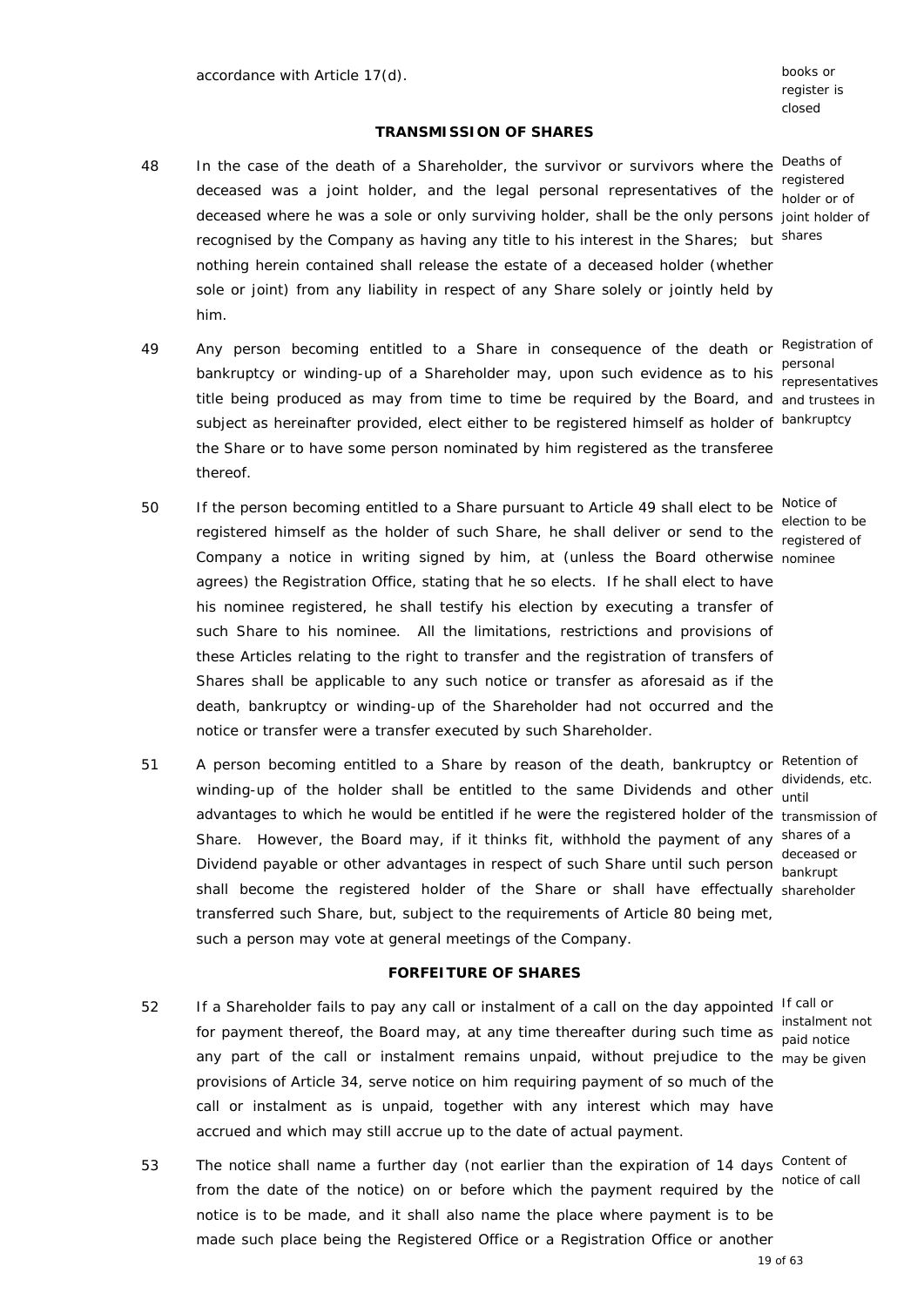accordance with Article 17(d).

books or register is closed

## TRANSMISSION OF SHARES

48 In the case of the death of a Shareholder, the survivor or survivors where the deceased was a joint holder, and the legal personal representatives of the deceased where he was a sole or only surviving holder, shall be the only persons recognised by the Company as having any title to his interest in the Shares; but nothing herein contained shall release the estate of a deceased holder (whether sole or joint) from any liability in respect of any Share solely or jointly held by him.

Deaths of registered holder or of joint holder of shares

49 Any person becoming entitled to a Share in consequence of the death or bankruptcy or winding-up of a Shareholder may, upon such evidence as to his title being produced as may from time to time be required by the Board, and subject as hereinafter provided, elect either to be registered himself as holder of the Share or to have some person nominated by him registered as the transferee thereof.

Registration of personal representatives and trustees in bankruptcy

50 If the person becoming entitled to a Share pursuant to Article 49 shall elect to be registered himself as the holder of such Share, he shall deliver or send to the Company a notice in writing signed by him, at (unless the Board otherwise agrees) the Registration Office, stating that he so elects. If he shall elect to have his nominee registered, he shall testify his election by executing a transfer of such Share to his nominee. All the limitations, restrictions and provisions of these Articles relating to the right to transfer and the registration of transfers of Shares shall be applicable to any such notice or transfer as aforesaid as if the death, bankruptcy or winding-up of the Shareholder had not occurred and the notice or transfer were a transfer executed by such Shareholder.

Notice of election to be registered of nominee

51 A person becoming entitled to a Share by reason of the death, bankruptcy or winding-up of the holder shall be entitled to the same Dividends and other advantages to which he would be entitled if he were the registered holder of the Share. However, the Board may, if it thinks fit, withhold the payment of any Dividend payable or other advantages in respect of such Share until such person shall become the registered holder of the Share or shall have effectually transferred such Share, but, subject to the requirements of Article 80 being met, such a person may vote at general meetings of the Company.

Retention of dividends, etc. until transmission of shares of a deceased or bankrupt shareholder

## FORFEITURE OF SHARES

52 If a Shareholder fails to pay any call or instalment of a call on the day appointed for payment thereof, the Board may, at any time thereafter during such time as any part of the call or instalment remains unpaid, without prejudice to the provisions of Article 34, serve notice on him requiring payment of so much of the call or instalment as is unpaid, together with any interest which may have accrued and which may still accrue up to the date of actual payment.

If call or instalment not paid notice may be given

53 The notice shall name a further day (not earlier than the expiration of 14 days from the date of the notice) on or before which the payment required by the notice is to be made, and it shall also name the place where payment is to be made such place being the Registered Office or a Registration Office or another

Content of notice of call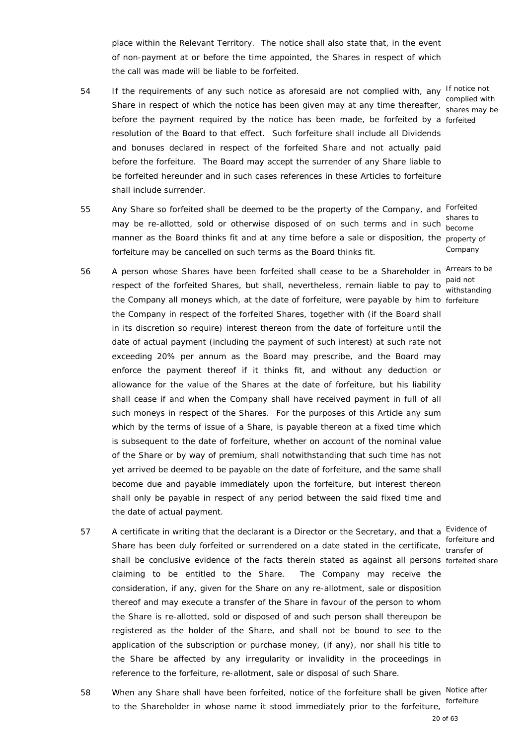place within the Relevant Territory. The notice shall also state that, in the event of non-payment at or before the time appointed, the Shares in respect of which the call was made will be liable to be forfeited.

54 If the requirements of any such notice as aforesaid are not complied with, any Share in respect of which the notice has been given may at any time thereafter, before the payment required by the notice has been made, be forfeited by a resolution of the Board to that effect. Such forfeiture shall include all Dividends and bonuses declared in respect of the forfeited Share and not actually paid before the forfeiture. The Board may accept the surrender of any Share liable to be forfeited hereunder and in such cases references in these Articles to forfeiture shall include surrender.

*If notice not complied with shares may be forfeited*

55 Any Share so forfeited shall be deemed to be the property of the Company, and may be re-allotted, sold or otherwise disposed of on such terms and in such manner as the Board thinks fit and at any time before a sale or disposition, the forfeiture may be cancelled on such terms as the Board thinks fit.

*Forfeited shares to become property of Company*

56 A person whose Shares have been forfeited shall cease to be a Shareholder in respect of the forfeited Shares, but shall, nevertheless, remain liable to pay to the Company all moneys which, at the date of forfeiture, were payable by him to the Company in respect of the forfeited Shares, together with (if the Board shall in its discretion so require) interest thereon from the date of forfeiture until the date of actual payment (including the payment of such interest) at such rate not exceeding 20% per annum as the Board may prescribe, and the Board may enforce the payment thereof if it thinks fit, and without any deduction or allowance for the value of the Shares at the date of forfeiture, but his liability shall cease if and when the Company shall have received payment in full of all such moneys in respect of the Shares. For the purposes of this Article any sum which by the terms of issue of a Share, is payable thereon at a fixed time which is subsequent to the date of forfeiture, whether on account of the nominal value of the Share or by way of premium, shall notwithstanding that such time has not yet arrived be deemed to be payable on the date of forfeiture, and the same shall become due and payable immediately upon the forfeiture, but interest thereon shall only be payable in respect of any period between the said fixed time and the date of actual payment.

*Arrears to be paid not withstanding forfeiture*

57 A certificate in writing that the declarant is a Director or the Secretary, and that a Share has been duly forfeited or surrendered on a date stated in the certificate, shall be conclusive evidence of the facts therein stated as against all persons claiming to be entitled to the Share. The Company may receive the consideration, if any, given for the Share on any re-allotment, sale or disposition thereof and may execute a transfer of the Share in favour of the person to whom the Share is re-allotted, sold or disposed of and such person shall thereupon be registered as the holder of the Share, and shall not be bound to see to the application of the subscription or purchase money, (if any), nor shall his title to the Share be affected by any irregularity or invalidity in the proceedings in reference to the forfeiture, re-allotment, sale or disposal of such Share.

*Evidence of forfeiture and transfer of forfeited share*

58 When any Share shall have been forfeited, notice of the forfeiture shall be given to the Shareholder in whose name it stood immediately prior to the forfeiture,

*Notice after forfeiture*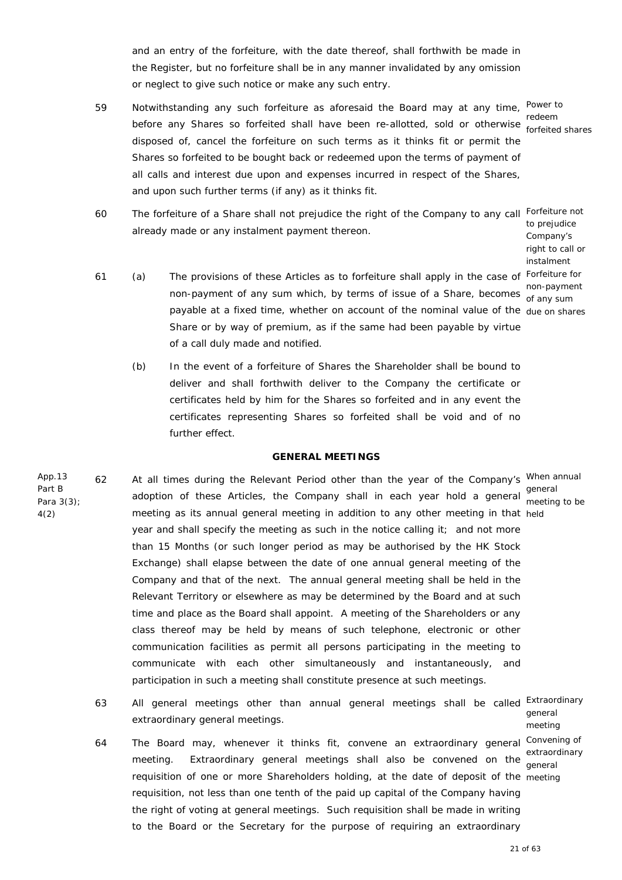and an entry of the forfeiture, with the date thereof, shall forthwith be made in the Register, but no forfeiture shall be in any manner invalidated by any omission or neglect to give such notice or make any such entry.

59 Notwithstanding any such forfeiture as aforesaid the Board may at any time, before any Shares so forfeited shall have been re-allotted, sold or otherwise disposed of, cancel the forfeiture on such terms as it thinks fit or permit the Shares so forfeited to be bought back or redeemed upon the terms of payment of all calls and interest due upon and expenses incurred in respect of the Shares, and upon such further terms (if any) as it thinks fit.

*Power to redeem forfeited shares*

60 The forfeiture of a Share shall not prejudice the right of the Company to any call already made or any instalment payment thereon.

*Forfeiture not to prejudice Company's right to call or instalment*

61 (a) The provisions of these Articles as to forfeiture shall apply in the case of non-payment of any sum which, by terms of issue of a Share, becomes payable at a fixed time, whether on account of the nominal value of the Share or by way of premium, as if the same had been payable by virtue of a call duly made and notified.

*Forfeiture for non-payment of any sum due on shares*

(b) In the event of a forfeiture of Shares the Shareholder shall be bound to deliver and shall forthwith deliver to the Company the certificate or certificates held by him for the Shares so forfeited and in any event the certificates representing Shares so forfeited shall be void and of no further effect.

## GENERAL MEETINGS

*App.13 Part B Para 3(3); 4(2)*

62 At all times during the Relevant Period other than the year of the Company's adoption of these Articles, the Company shall in each year hold a general meeting as its annual general meeting in addition to any other meeting in that year and shall specify the meeting as such in the notice calling it; and not more than 15 Months (or such longer period as may be authorised by the HK Stock Exchange) shall elapse between the date of one annual general meeting of the Company and that of the next. The annual general meeting shall be held in the Relevant Territory or elsewhere as may be determined by the Board and at such time and place as the Board shall appoint. A meeting of the Shareholders or any class thereof may be held by means of such telephone, electronic or other communication facilities as permit all persons participating in the meeting to communicate with each other simultaneously and instantaneously, and participation in such a meeting shall constitute presence at such meetings.

*When annual general meeting to be held*

63 All general meetings other than annual general meetings shall be called extraordinary general meetings.

*Extraordinary general meeting*

64 The Board may, whenever it thinks fit, convene an extraordinary general meeting. Extraordinary general meetings shall also be convened on the requisition of one or more Shareholders holding, at the date of deposit of the requisition, not less than one tenth of the paid up capital of the Company having the right of voting at general meetings. Such requisition shall be made in writing to the Board or the Secretary for the purpose of requiring an extraordinary

*Convening of extraordinary general meeting*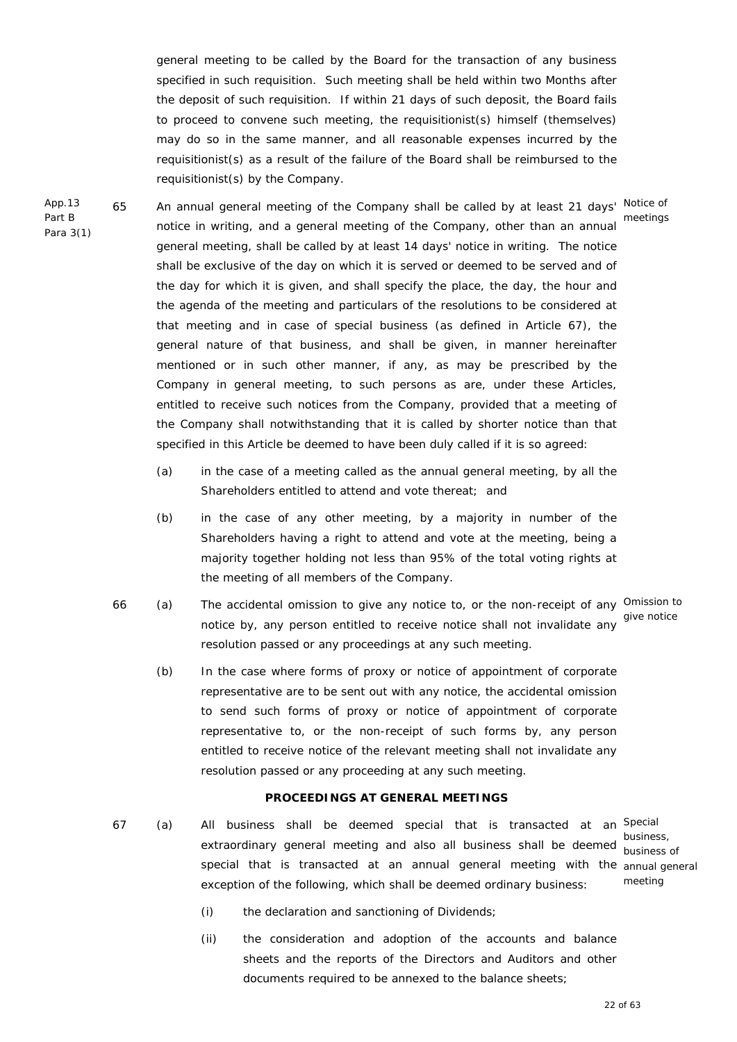general meeting to be called by the Board for the transaction of any business specified in such requisition. Such meeting shall be held within two Months after the deposit of such requisition. If within 21 days of such deposit, the Board fails to proceed to convene such meeting, the requisitionist(s) himself (themselves) may do so in the same manner, and all reasonable expenses incurred by the requisitionist(s) as a result of the failure of the Board shall be reimbursed to the requisitionist(s) by the Company.

App.13 Part B Para 3(1)

65 An annual general meeting of the Company shall be called by at least 21 days' notice in writing, and a general meeting of the Company, other than an annual general meeting, shall be called by at least 14 days' notice in writing. The notice shall be exclusive of the day on which it is served or deemed to be served and of the day for which it is given, and shall specify the place, the day, the hour and the agenda of the meeting and particulars of the resolutions to be considered at that meeting and in case of special business (as defined in Article 67), the general nature of that business, and shall be given, in manner hereinafter mentioned or in such other manner, if any, as may be prescribed by the Company in general meeting, to such persons as are, under these Articles, entitled to receive such notices from the Company, provided that a meeting of the Company shall notwithstanding that it is called by shorter notice than that specified in this Article be deemed to have been duly called if it is so agreed: *Notice of meetings*

(a) in the case of a meeting called as the annual general meeting, by all the Shareholders entitled to attend and vote thereat; and

(b) in the case of any other meeting, by a majority in number of the Shareholders having a right to attend and vote at the meeting, being a majority together holding not less than 95% of the total voting rights at the meeting of all members of the Company.

66 (a) The accidental omission to give any notice to, or the non-receipt of any notice by, any person entitled to receive notice shall not invalidate any resolution passed or any proceedings at any such meeting. *Omission to give notice*

(b) In the case where forms of proxy or notice of appointment of corporate representative are to be sent out with any notice, the accidental omission to send such forms of proxy or notice of appointment of corporate representative to, or the non-receipt of such forms by, any person entitled to receive notice of the relevant meeting shall not invalidate any resolution passed or any proceeding at any such meeting.

## PROCEEDINGS AT GENERAL MEETINGS

67 (a) All business shall be deemed special that is transacted at an extraordinary general meeting and also all business shall be deemed special that is transacted at an annual general meeting with the exception of the following, which shall be deemed ordinary business: *Special business, business of annual general meeting*

(i) the declaration and sanctioning of Dividends;

(ii) the consideration and adoption of the accounts and balance sheets and the reports of the Directors and Auditors and other documents required to be annexed to the balance sheets;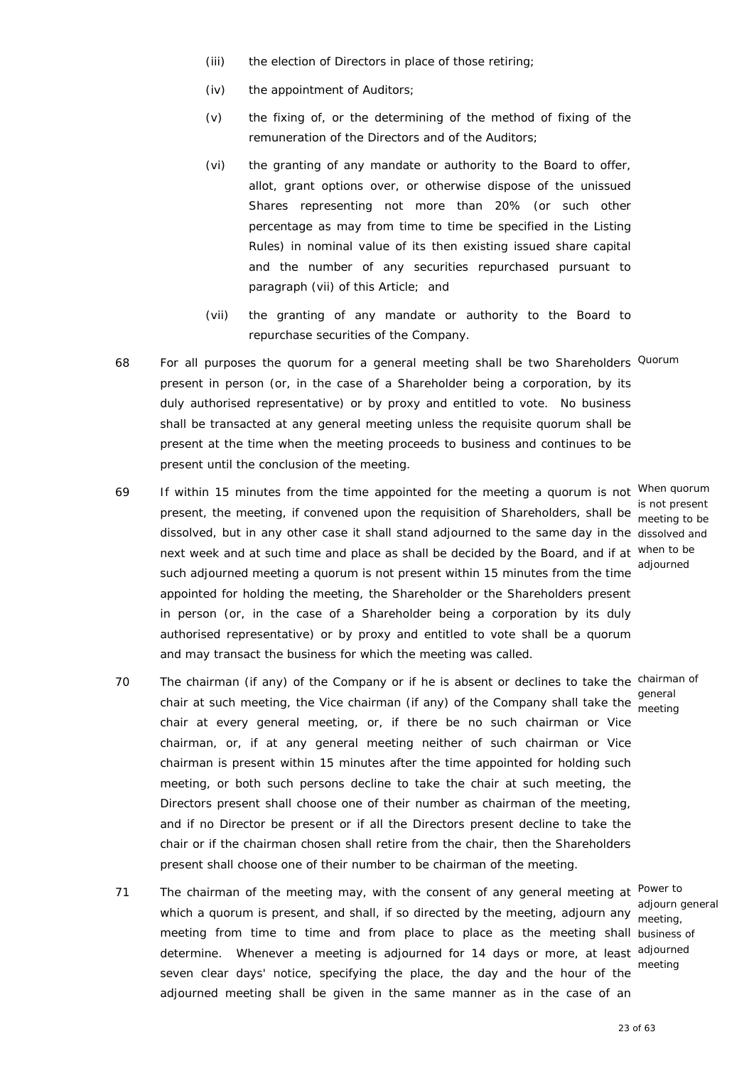(iii) the election of Directors in place of those retiring;

(iv) the appointment of Auditors;

(v) the fixing of, or the determining of the method of fixing of the remuneration of the Directors and of the Auditors;

(vi) the granting of any mandate or authority to the Board to offer, allot, grant options over, or otherwise dispose of the unissued Shares representing not more than 20% (or such other percentage as may from time to time be specified in the Listing Rules) in nominal value of its then existing issued share capital and the number of any securities repurchased pursuant to paragraph (vii) of this Article; and

(vii) the granting of any mandate or authority to the Board to repurchase securities of the Company.

68 For all purposes the quorum for a general meeting shall be two Shareholders present in person (or, in the case of a Shareholder being a corporation, by its duly authorised representative) or by proxy and entitled to vote. No business shall be transacted at any general meeting unless the requisite quorum shall be present at the time when the meeting proceeds to business and continues to be present until the conclusion of the meeting.

*Quorum*

69 If within 15 minutes from the time appointed for the meeting a quorum is not present, the meeting, if convened upon the requisition of Shareholders, shall be dissolved, but in any other case it shall stand adjourned to the same day in the next week and at such time and place as shall be decided by the Board, and if at such adjourned meeting a quorum is not present within 15 minutes from the time appointed for holding the meeting, the Shareholder or the Shareholders present in person (or, in the case of a Shareholder being a corporation by its duly authorised representative) or by proxy and entitled to vote shall be a quorum and may transact the business for which the meeting was called.

*When quorum is not present meeting to be dissolved and when to be adjourned*

70 The chairman (if any) of the Company or if he is absent or declines to take the chair at such meeting, the Vice chairman (if any) of the Company shall take the chair at every general meeting, or, if there be no such chairman or Vice chairman, or, if at any general meeting neither of such chairman or Vice chairman is present within 15 minutes after the time appointed for holding such meeting, or both such persons decline to take the chair at such meeting, the Directors present shall choose one of their number as chairman of the meeting, and if no Director be present or if all the Directors present decline to take the chair or if the chairman chosen shall retire from the chair, then the Shareholders present shall choose one of their number to be chairman of the meeting.

*chairman of general meeting*

71 The chairman of the meeting may, with the consent of any general meeting at which a quorum is present, and shall, if so directed by the meeting, adjourn any meeting from time to time and from place to place as the meeting shall determine. Whenever a meeting is adjourned for 14 days or more, at least seven clear days' notice, specifying the place, the day and the hour of the adjourned meeting shall be given in the same manner as in the case of an

*Power to adjourn general meeting, business of adjourned meeting*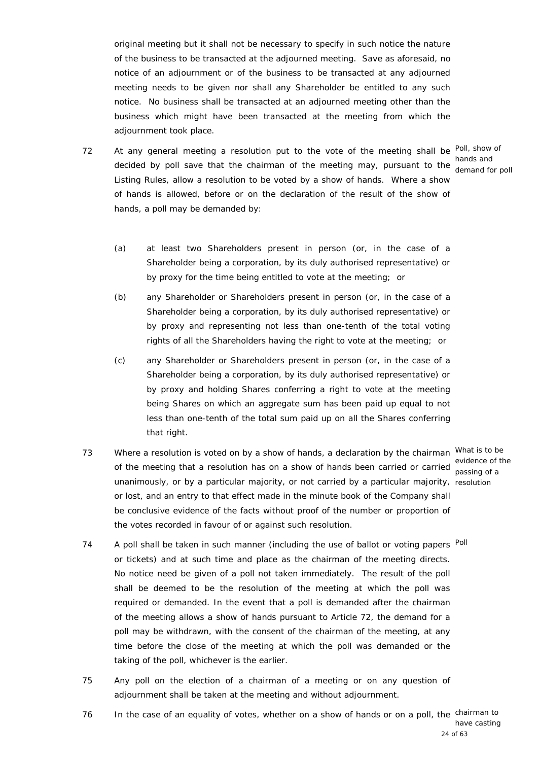original meeting but it shall not be necessary to specify in such notice the nature of the business to be transacted at the adjourned meeting. Save as aforesaid, no notice of an adjournment or of the business to be transacted at any adjourned meeting needs to be given nor shall any Shareholder be entitled to any such notice. No business shall be transacted at an adjourned meeting other than the business which might have been transacted at the meeting from which the adjournment took place.

72 At any general meeting a resolution put to the vote of the meeting shall be decided by poll save that the chairman of the meeting may, pursuant to the Listing Rules, allow a resolution to be voted by a show of hands. Where a show of hands is allowed, before or on the declaration of the result of the show of hands, a poll may be demanded by:

*Poll, show of hands and demand for poll*

(a) at least two Shareholders present in person (or, in the case of a Shareholder being a corporation, by its duly authorised representative) or by proxy for the time being entitled to vote at the meeting; or

(b) any Shareholder or Shareholders present in person (or, in the case of a Shareholder being a corporation, by its duly authorised representative) or by proxy and representing not less than one-tenth of the total voting rights of all the Shareholders having the right to vote at the meeting; or

(c) any Shareholder or Shareholders present in person (or, in the case of a Shareholder being a corporation, by its duly authorised representative) or by proxy and holding Shares conferring a right to vote at the meeting being Shares on which an aggregate sum has been paid up equal to not less than one-tenth of the total sum paid up on all the Shares conferring that right.

73 Where a resolution is voted on by a show of hands, a declaration by the chairman of the meeting that a resolution has on a show of hands been carried or carried unanimously, or by a particular majority, or not carried by a particular majority, or lost, and an entry to that effect made in the minute book of the Company shall be conclusive evidence of the facts without proof of the number or proportion of the votes recorded in favour of or against such resolution.

*What is to be evidence of the passing of a resolution*

74 A poll shall be taken in such manner (including the use of ballot or voting papers or tickets) and at such time and place as the chairman of the meeting directs. No notice need be given of a poll not taken immediately. The result of the poll shall be deemed to be the resolution of the meeting at which the poll was required or demanded. In the event that a poll is demanded after the chairman of the meeting allows a show of hands pursuant to Article 72, the demand for a poll may be withdrawn, with the consent of the chairman of the meeting, at any time before the close of the meeting at which the poll was demanded or the taking of the poll, whichever is the earlier.

*Poll*

75 Any poll on the election of a chairman of a meeting or on any question of adjournment shall be taken at the meeting and without adjournment.

76 In the case of an equality of votes, whether on a show of hands or on a poll, the

*chairman to have casting*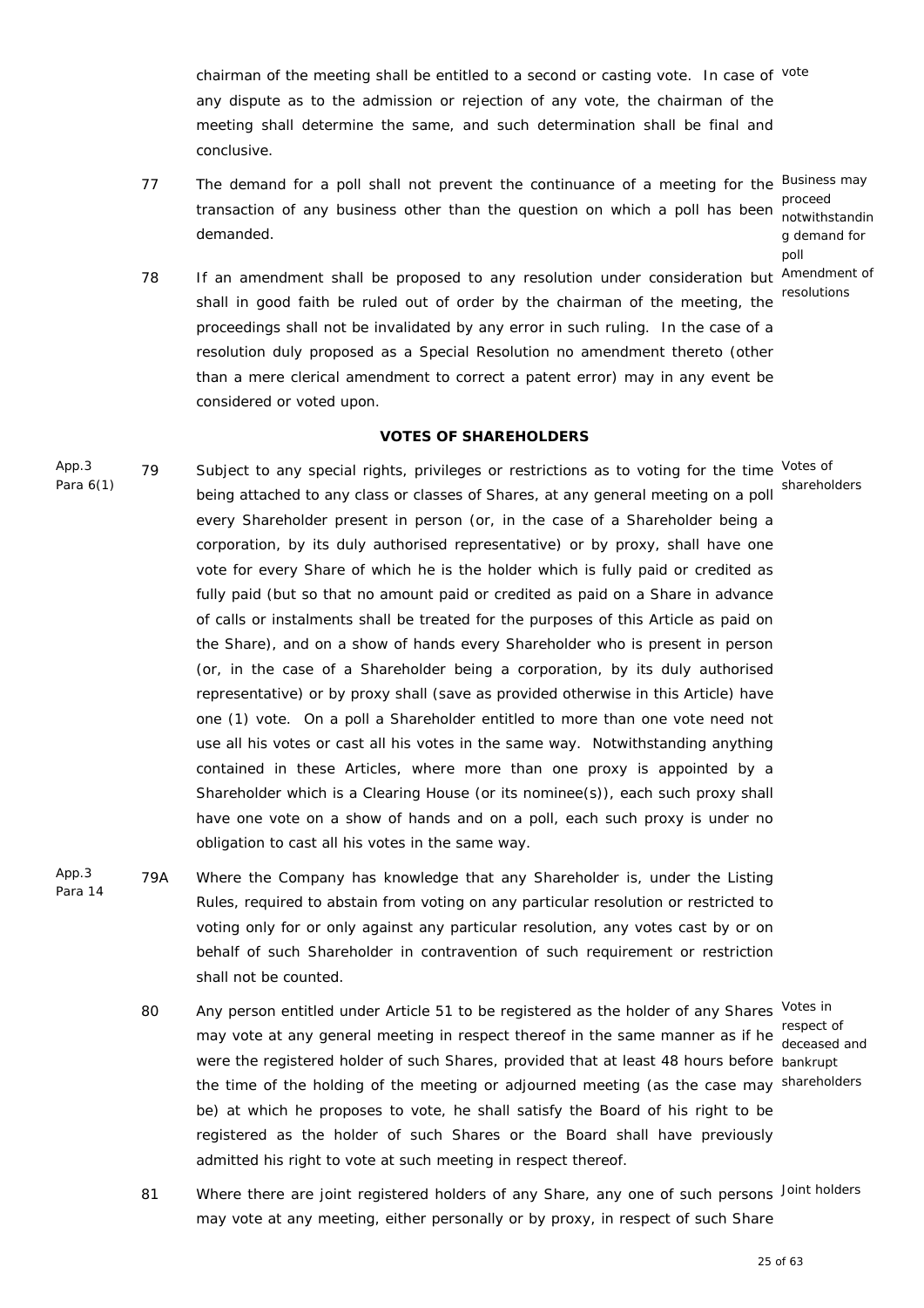chairman of the meeting shall be entitled to a second or casting vote. In case of any dispute as to the admission or rejection of any vote, the chairman of the meeting shall determine the same, and such determination shall be final and conclusive.

77 The demand for a poll shall not prevent the continuance of a meeting for the transaction of any business other than the question on which a poll has been demanded. *Business may proceed notwithstanding demand for poll*

78 If an amendment shall be proposed to any resolution under consideration but shall in good faith be ruled out of order by the chairman of the meeting, the proceedings shall not be invalidated by any error in such ruling. In the case of a resolution duly proposed as a Special Resolution no amendment thereto (other than a mere clerical amendment to correct a patent error) may in any event be considered or voted upon. *Amendment of resolutions*

## VOTES OF SHAREHOLDERS

App.3 Para 6(1)

79 Subject to any special rights, privileges or restrictions as to voting for the time being attached to any class or classes of Shares, at any general meeting on a poll every Shareholder present in person (or, in the case of a Shareholder being a corporation, by its duly authorised representative) or by proxy, shall have one vote for every Share of which he is the holder which is fully paid or credited as fully paid (but so that no amount paid or credited as paid on a Share in advance of calls or instalments shall be treated for the purposes of this Article as paid on the Share), and on a show of hands every Shareholder who is present in person (or, in the case of a Shareholder being a corporation, by its duly authorised representative) or by proxy shall (save as provided otherwise in this Article) have one (1) vote. On a poll a Shareholder entitled to more than one vote need not use all his votes or cast all his votes in the same way. Notwithstanding anything contained in these Articles, where more than one proxy is appointed by a Shareholder which is a Clearing House (or its nominee(s)), each such proxy shall have one vote on a show of hands and on a poll, each such proxy is under no obligation to cast all his votes in the same way. *Votes of shareholders*

App.3 Para 14

79A Where the Company has knowledge that any Shareholder is, under the Listing Rules, required to abstain from voting on any particular resolution or restricted to voting only for or only against any particular resolution, any votes cast by or on behalf of such Shareholder in contravention of such requirement or restriction shall not be counted.

80 Any person entitled under Article 51 to be registered as the holder of any Shares may vote at any general meeting in respect thereof in the same manner as if he were the registered holder of such Shares, provided that at least 48 hours before the time of the holding of the meeting or adjourned meeting (as the case may be) at which he proposes to vote, he shall satisfy the Board of his right to be registered as the holder of such Shares or the Board shall have previously admitted his right to vote at such meeting in respect thereof. *Votes in respect of deceased and bankrupt shareholders*

81 Where there are joint registered holders of any Share, any one of such persons may vote at any meeting, either personally or by proxy, in respect of such Share *Joint holders*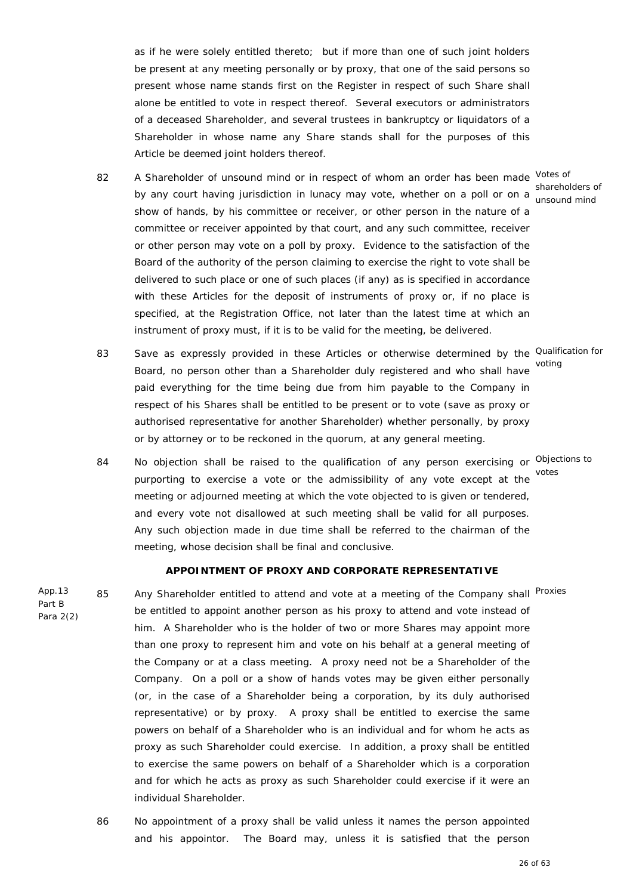as if he were solely entitled thereto; but if more than one of such joint holders be present at any meeting personally or by proxy, that one of the said persons so present whose name stands first on the Register in respect of such Share shall alone be entitled to vote in respect thereof. Several executors or administrators of a deceased Shareholder, and several trustees in bankruptcy or liquidators of a Shareholder in whose name any Share stands shall for the purposes of this Article be deemed joint holders thereof.

82 A Shareholder of unsound mind or in respect of whom an order has been made by any court having jurisdiction in lunacy may vote, whether on a poll or on a show of hands, by his committee or receiver, or other person in the nature of a committee or receiver appointed by that court, and any such committee, receiver or other person may vote on a poll by proxy. Evidence to the satisfaction of the Board of the authority of the person claiming to exercise the right to vote shall be delivered to such place or one of such places (if any) as is specified in accordance with these Articles for the deposit of instruments of proxy or, if no place is specified, at the Registration Office, not later than the latest time at which an instrument of proxy must, if it is to be valid for the meeting, be delivered.

*Votes of shareholders of unsound mind*

83 Save as expressly provided in these Articles or otherwise determined by the Board, no person other than a Shareholder duly registered and who shall have paid everything for the time being due from him payable to the Company in respect of his Shares shall be entitled to be present or to vote (save as proxy or authorised representative for another Shareholder) whether personally, by proxy or by attorney or to be reckoned in the quorum, at any general meeting.

*Qualification for voting*

84 No objection shall be raised to the qualification of any person exercising or purporting to exercise a vote or the admissibility of any vote except at the meeting or adjourned meeting at which the vote objected to is given or tendered, and every vote not disallowed at such meeting shall be valid for all purposes. Any such objection made in due time shall be referred to the chairman of the meeting, whose decision shall be final and conclusive.

*Objections to votes*

**APPOINTMENT OF PROXY AND CORPORATE REPRESENTATIVE**

*App.13 Part B Para 2(2)*

85 Any Shareholder entitled to attend and vote at a meeting of the Company shall be entitled to appoint another person as his proxy to attend and vote instead of him. A Shareholder who is the holder of two or more Shares may appoint more than one proxy to represent him and vote on his behalf at a general meeting of the Company or at a class meeting. A proxy need not be a Shareholder of the Company. On a poll or a show of hands votes may be given either personally (or, in the case of a Shareholder being a corporation, by its duly authorised representative) or by proxy. A proxy shall be entitled to exercise the same powers on behalf of a Shareholder who is an individual and for whom he acts as proxy as such Shareholder could exercise. In addition, a proxy shall be entitled to exercise the same powers on behalf of a Shareholder which is a corporation and for which he acts as proxy as such Shareholder could exercise if it were an individual Shareholder.

*Proxies*

86 No appointment of a proxy shall be valid unless it names the person appointed and his appointor. The Board may, unless it is satisfied that the person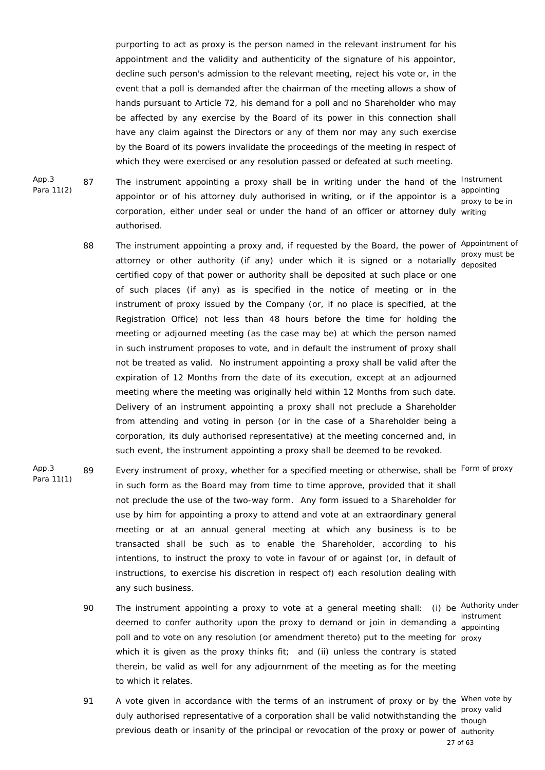purporting to act as proxy is the person named in the relevant instrument for his appointment and the validity and authenticity of the signature of his appointor, decline such person's admission to the relevant meeting, reject his vote or, in the event that a poll is demanded after the chairman of the meeting allows a show of hands pursuant to Article 72, his demand for a poll and no Shareholder who may be affected by any exercise by the Board of its power in this connection shall have any claim against the Directors or any of them nor may any such exercise by the Board of its powers invalidate the proceedings of the meeting in respect of which they were exercised or any resolution passed or defeated at such meeting.

App.3 Para 11(2)

87 The instrument appointing a proxy shall be in writing under the hand of the appointor or of his attorney duly authorised in writing, or if the appointor is a corporation, either under seal or under the hand of an officer or attorney duly authorised.

*Instrument appointing proxy to be in writing*

88 The instrument appointing a proxy and, if requested by the Board, the power of attorney or other authority (if any) under which it is signed or a notarially certified copy of that power or authority shall be deposited at such place or one of such places (if any) as is specified in the notice of meeting or in the instrument of proxy issued by the Company (or, if no place is specified, at the Registration Office) not less than 48 hours before the time for holding the meeting or adjourned meeting (as the case may be) at which the person named in such instrument proposes to vote, and in default the instrument of proxy shall not be treated as valid. No instrument appointing a proxy shall be valid after the expiration of 12 Months from the date of its execution, except at an adjourned meeting where the meeting was originally held within 12 Months from such date. Delivery of an instrument appointing a proxy shall not preclude a Shareholder from attending and voting in person (or in the case of a Shareholder being a corporation, its duly authorised representative) at the meeting concerned and, in such event, the instrument appointing a proxy shall be deemed to be revoked.

*Appointment of proxy must be deposited*

App.3 Para 11(1)

89 Every instrument of proxy, whether for a specified meeting or otherwise, shall be in such form as the Board may from time to time approve, provided that it shall not preclude the use of the two-way form. Any form issued to a Shareholder for use by him for appointing a proxy to attend and vote at an extraordinary general meeting or at an annual general meeting at which any business is to be transacted shall be such as to enable the Shareholder, according to his intentions, to instruct the proxy to vote in favour of or against (or, in default of instructions, to exercise his discretion in respect of) each resolution dealing with any such business.

*Form of proxy*

90 The instrument appointing a proxy to vote at a general meeting shall: (i) be deemed to confer authority upon the proxy to demand or join in demanding a poll and to vote on any resolution (or amendment thereto) put to the meeting for which it is given as the proxy thinks fit; and (ii) unless the contrary is stated therein, be valid as well for any adjournment of the meeting as for the meeting to which it relates.

*Authority under instrument appointing proxy*

91 A vote given in accordance with the terms of an instrument of proxy or by the duly authorised representative of a corporation shall be valid notwithstanding the previous death or insanity of the principal or revocation of the proxy or power of

*When vote by proxy valid though authority*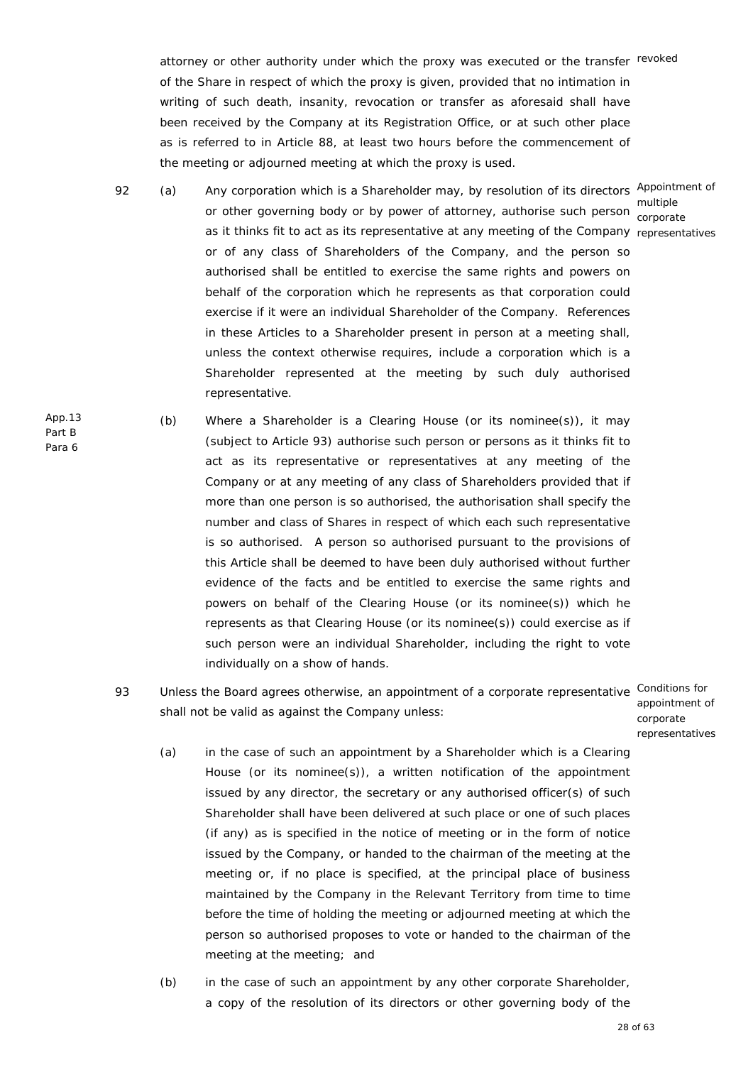attorney or other authority under which the proxy was executed or the transfer of the Share in respect of which the proxy is given, provided that no intimation in writing of such death, insanity, revocation or transfer as aforesaid shall have been received by the Company at its Registration Office, or at such other place as is referred to in Article 88, at least two hours before the commencement of the meeting or adjourned meeting at which the proxy is used. revoked

92 (a) Any corporation which is a Shareholder may, by resolution of its directors or other governing body or by power of attorney, authorise such person as it thinks fit to act as its representative at any meeting of the Company or of any class of Shareholders of the Company, and the person so authorised shall be entitled to exercise the same rights and powers on behalf of the corporation which he represents as that corporation could exercise if it were an individual Shareholder of the Company. References in these Articles to a Shareholder present in person at a meeting shall, unless the context otherwise requires, include a corporation which is a Shareholder represented at the meeting by such duly authorised representative.

*Appointment of multiple corporate representatives*

*App.13 Part B Para 6*

(b) Where a Shareholder is a Clearing House (or its nominee(s)), it may (subject to Article 93) authorise such person or persons as it thinks fit to act as its representative or representatives at any meeting of the Company or at any meeting of any class of Shareholders provided that if more than one person is so authorised, the authorisation shall specify the number and class of Shares in respect of which each such representative is so authorised. A person so authorised pursuant to the provisions of this Article shall be deemed to have been duly authorised without further evidence of the facts and be entitled to exercise the same rights and powers on behalf of the Clearing House (or its nominee(s)) which he represents as that Clearing House (or its nominee(s)) could exercise as if such person were an individual Shareholder, including the right to vote individually on a show of hands.

93 Unless the Board agrees otherwise, an appointment of a corporate representative shall not be valid as against the Company unless:

*Conditions for appointment of corporate representatives*

(a) in the case of such an appointment by a Shareholder which is a Clearing House (or its nominee(s)), a written notification of the appointment issued by any director, the secretary or any authorised officer(s) of such Shareholder shall have been delivered at such place or one of such places (if any) as is specified in the notice of meeting or in the form of notice issued by the Company, or handed to the chairman of the meeting at the meeting or, if no place is specified, at the principal place of business maintained by the Company in the Relevant Territory from time to time before the time of holding the meeting or adjourned meeting at which the person so authorised proposes to vote or handed to the chairman of the meeting at the meeting; and

(b) in the case of such an appointment by any other corporate Shareholder, a copy of the resolution of its directors or other governing body of the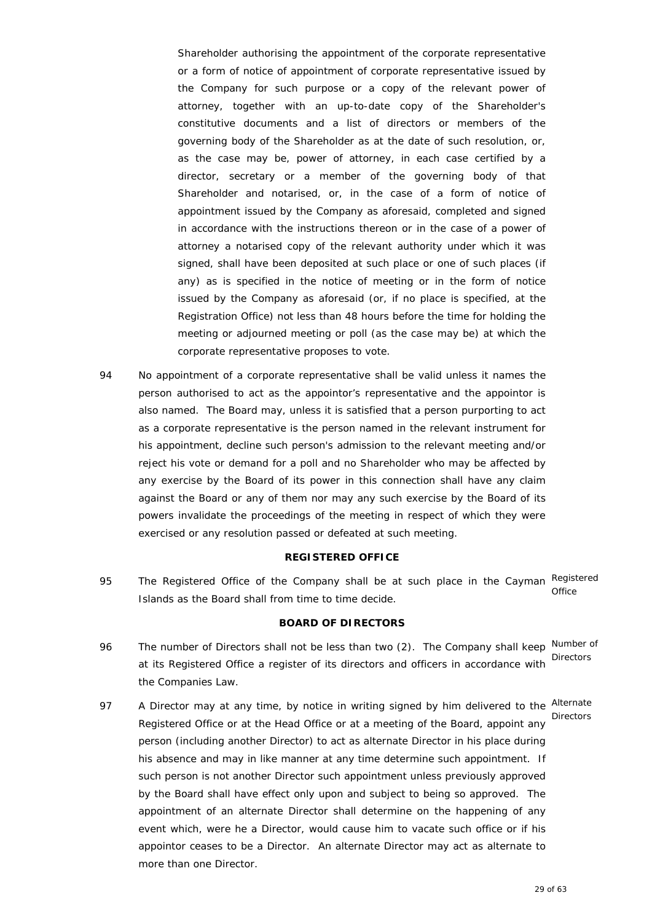Shareholder authorising the appointment of the corporate representative or a form of notice of appointment of corporate representative issued by the Company for such purpose or a copy of the relevant power of attorney, together with an up-to-date copy of the Shareholder's constitutive documents and a list of directors or members of the governing body of the Shareholder as at the date of such resolution, or, as the case may be, power of attorney, in each case certified by a director, secretary or a member of the governing body of that Shareholder and notarised, or, in the case of a form of notice of appointment issued by the Company as aforesaid, completed and signed in accordance with the instructions thereon or in the case of a power of attorney a notarised copy of the relevant authority under which it was signed, shall have been deposited at such place or one of such places (if any) as is specified in the notice of meeting or in the form of notice issued by the Company as aforesaid (or, if no place is specified, at the Registration Office) not less than 48 hours before the time for holding the meeting or adjourned meeting or poll (as the case may be) at which the corporate representative proposes to vote.

94 No appointment of a corporate representative shall be valid unless it names the person authorised to act as the appointor's representative and the appointor is also named. The Board may, unless it is satisfied that a person purporting to act as a corporate representative is the person named in the relevant instrument for his appointment, decline such person's admission to the relevant meeting and/or reject his vote or demand for a poll and no Shareholder who may be affected by any exercise by the Board of its power in this connection shall have any claim against the Board or any of them nor may any such exercise by the Board of its powers invalidate the proceedings of the meeting in respect of which they were exercised or any resolution passed or defeated at such meeting.

## REGISTERED OFFICE

95 The Registered Office of the Company shall be at such place in the Cayman Islands as the Board shall from time to time decide. *Registered Office*

## BOARD OF DIRECTORS

96 The number of Directors shall not be less than two (2). The Company shall keep at its Registered Office a register of its directors and officers in accordance with the Companies Law. *Number of Directors*

97 A Director may at any time, by notice in writing signed by him delivered to the Registered Office or at the Head Office or at a meeting of the Board, appoint any person (including another Director) to act as alternate Director in his place during his absence and may in like manner at any time determine such appointment. If such person is not another Director such appointment unless previously approved by the Board shall have effect only upon and subject to being so approved. The appointment of an alternate Director shall determine on the happening of any event which, were he a Director, would cause him to vacate such office or if his appointor ceases to be a Director. An alternate Director may act as alternate to more than one Director. *Alternate Directors*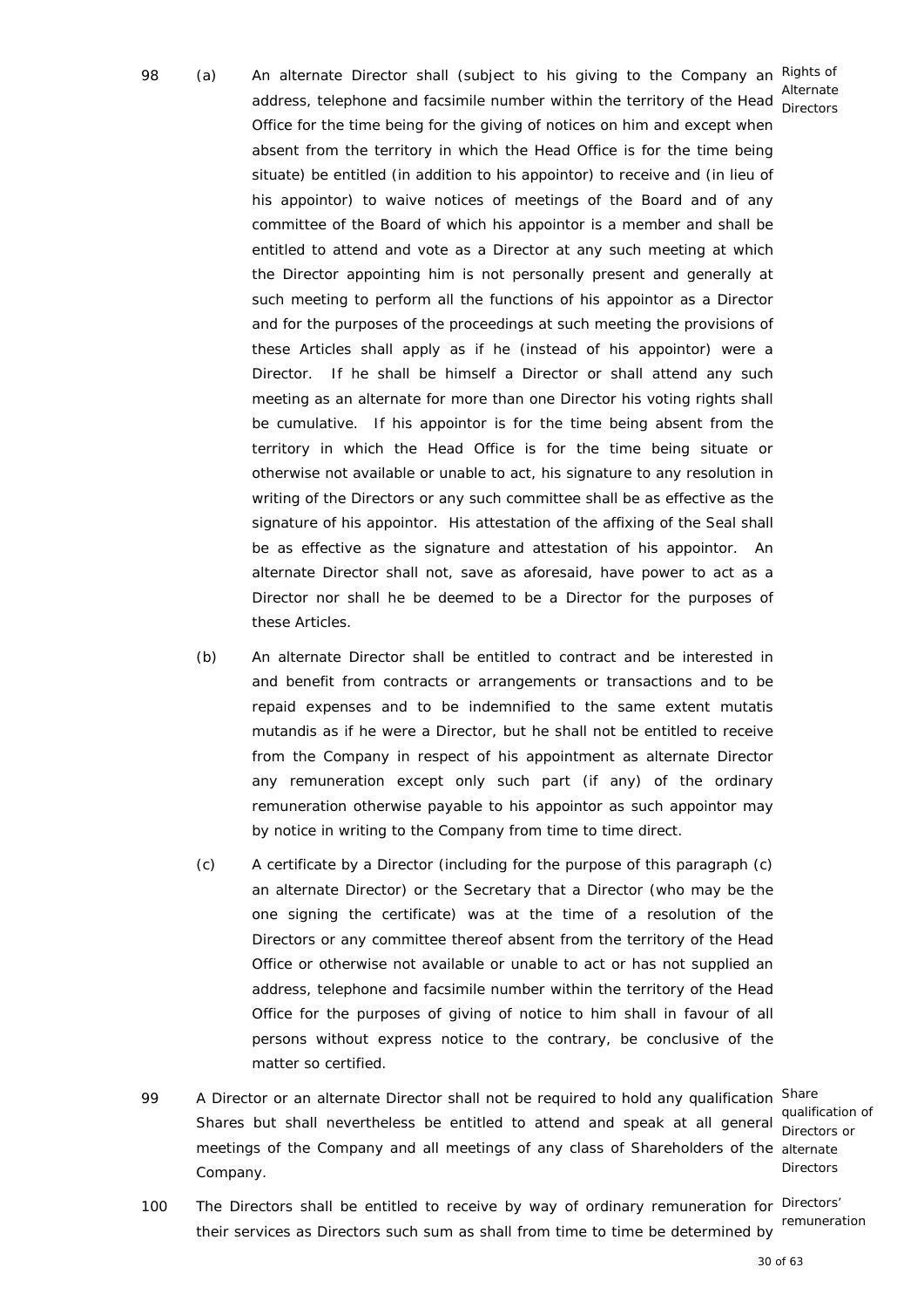98 (a) An alternate Director shall (subject to his giving to the Company an address, telephone and facsimile number within the territory of the Head Office for the time being for the giving of notices on him and except when absent from the territory in which the Head Office is for the time being situate) be entitled (in addition to his appointor) to receive and (in lieu of his appointor) to waive notices of meetings of the Board and of any committee of the Board of which his appointor is a member and shall be entitled to attend and vote as a Director at any such meeting at which the Director appointing him is not personally present and generally at such meeting to perform all the functions of his appointor as a Director and for the purposes of the proceedings at such meeting the provisions of these Articles shall apply as if he (instead of his appointor) were a Director. If he shall be himself a Director or shall attend any such meeting as an alternate for more than one Director his voting rights shall be cumulative. If his appointor is for the time being absent from the territory in which the Head Office is for the time being situate or otherwise not available or unable to act, his signature to any resolution in writing of the Directors or any such committee shall be as effective as the signature of his appointor. His attestation of the affixing of the Seal shall be as effective as the signature and attestation of his appointor. An alternate Director shall not, save as aforesaid, have power to act as a Director nor shall he be deemed to be a Director for the purposes of these Articles.

*Rights of Alternate Directors*

(b) An alternate Director shall be entitled to contract and be interested in and benefit from contracts or arrangements or transactions and to be repaid expenses and to be indemnified to the same extent mutatis mutandis as if he were a Director, but he shall not be entitled to receive from the Company in respect of his appointment as alternate Director any remuneration except only such part (if any) of the ordinary remuneration otherwise payable to his appointor as such appointor may by notice in writing to the Company from time to time direct.

(c) A certificate by a Director (including for the purpose of this paragraph (c) an alternate Director) or the Secretary that a Director (who may be the one signing the certificate) was at the time of a resolution of the Directors or any committee thereof absent from the territory of the Head Office or otherwise not available or unable to act or has not supplied an address, telephone and facsimile number within the territory of the Head Office for the purposes of giving of notice to him shall in favour of all persons without express notice to the contrary, be conclusive of the matter so certified.

99 A Director or an alternate Director shall not be required to hold any qualification Shares but shall nevertheless be entitled to attend and speak at all general meetings of the Company and all meetings of any class of Shareholders of the Company.

*Share qualification of Directors or alternate Directors*

100 The Directors shall be entitled to receive by way of ordinary remuneration for their services as Directors such sum as shall from time to time be determined by

*Directors' remuneration*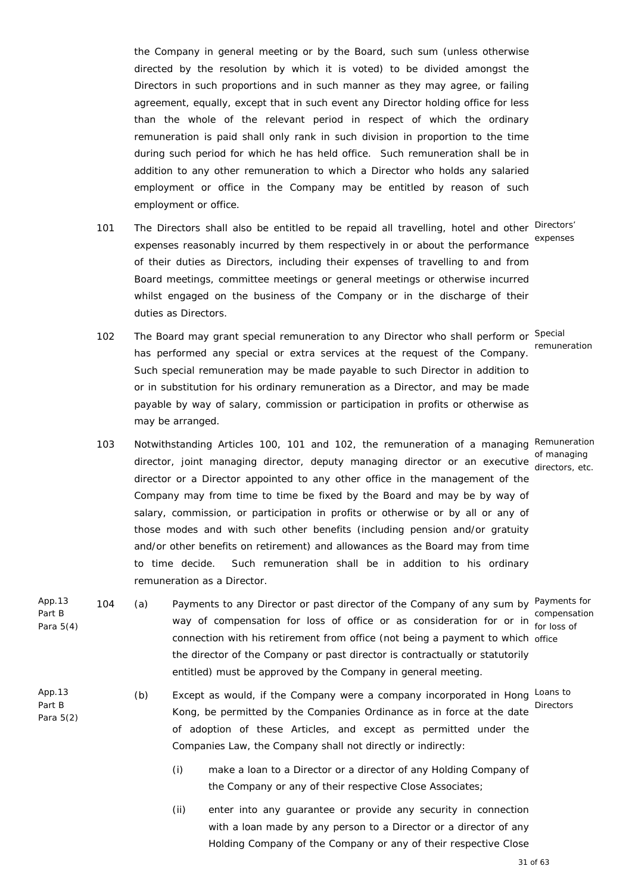the Company in general meeting or by the Board, such sum (unless otherwise directed by the resolution by which it is voted) to be divided amongst the Directors in such proportions and in such manner as they may agree, or failing agreement, equally, except that in such event any Director holding office for less than the whole of the relevant period in respect of which the ordinary remuneration is paid shall only rank in such division in proportion to the time during such period for which he has held office. Such remuneration shall be in addition to any other remuneration to which a Director who holds any salaried employment or office in the Company may be entitled by reason of such employment or office.

101 The Directors shall also be entitled to be repaid all travelling, hotel and other expenses reasonably incurred by them respectively in or about the performance of their duties as Directors, including their expenses of travelling to and from Board meetings, committee meetings or general meetings or otherwise incurred whilst engaged on the business of the Company or in the discharge of their duties as Directors.

*Directors' expenses*

102 The Board may grant special remuneration to any Director who shall perform or has performed any special or extra services at the request of the Company. Such special remuneration may be made payable to such Director in addition to or in substitution for his ordinary remuneration as a Director, and may be made payable by way of salary, commission or participation in profits or otherwise as may be arranged.

*Special remuneration*

103 Notwithstanding Articles 100, 101 and 102, the remuneration of a managing director, joint managing director, deputy managing director or an executive director or a Director appointed to any other office in the management of the Company may from time to time be fixed by the Board and may be by way of salary, commission, or participation in profits or otherwise or by all or any of those modes and with such other benefits (including pension and/or gratuity and/or other benefits on retirement) and allowances as the Board may from time to time decide. Such remuneration shall be in addition to his ordinary remuneration as a Director.

*Remuneration of managing directors, etc.*

*App.13 Part B Para 5(4)*

104 (a) Payments to any Director or past director of the Company of any sum by way of compensation for loss of office or as consideration for or in connection with his retirement from office (not being a payment to which the director of the Company or past director is contractually or statutorily entitled) must be approved by the Company in general meeting.

*Payments for compensation for loss of office*

*App.13 Part B Para 5(2)*

(b) Except as would, if the Company were a company incorporated in Hong Kong, be permitted by the Companies Ordinance as in force at the date of adoption of these Articles, and except as permitted under the Companies Law, the Company shall not directly or indirectly:

*Loans to Directors*

(i) make a loan to a Director or a director of any Holding Company of the Company or any of their respective Close Associates;

(ii) enter into any guarantee or provide any security in connection with a loan made by any person to a Director or a director of any Holding Company of the Company or any of their respective Close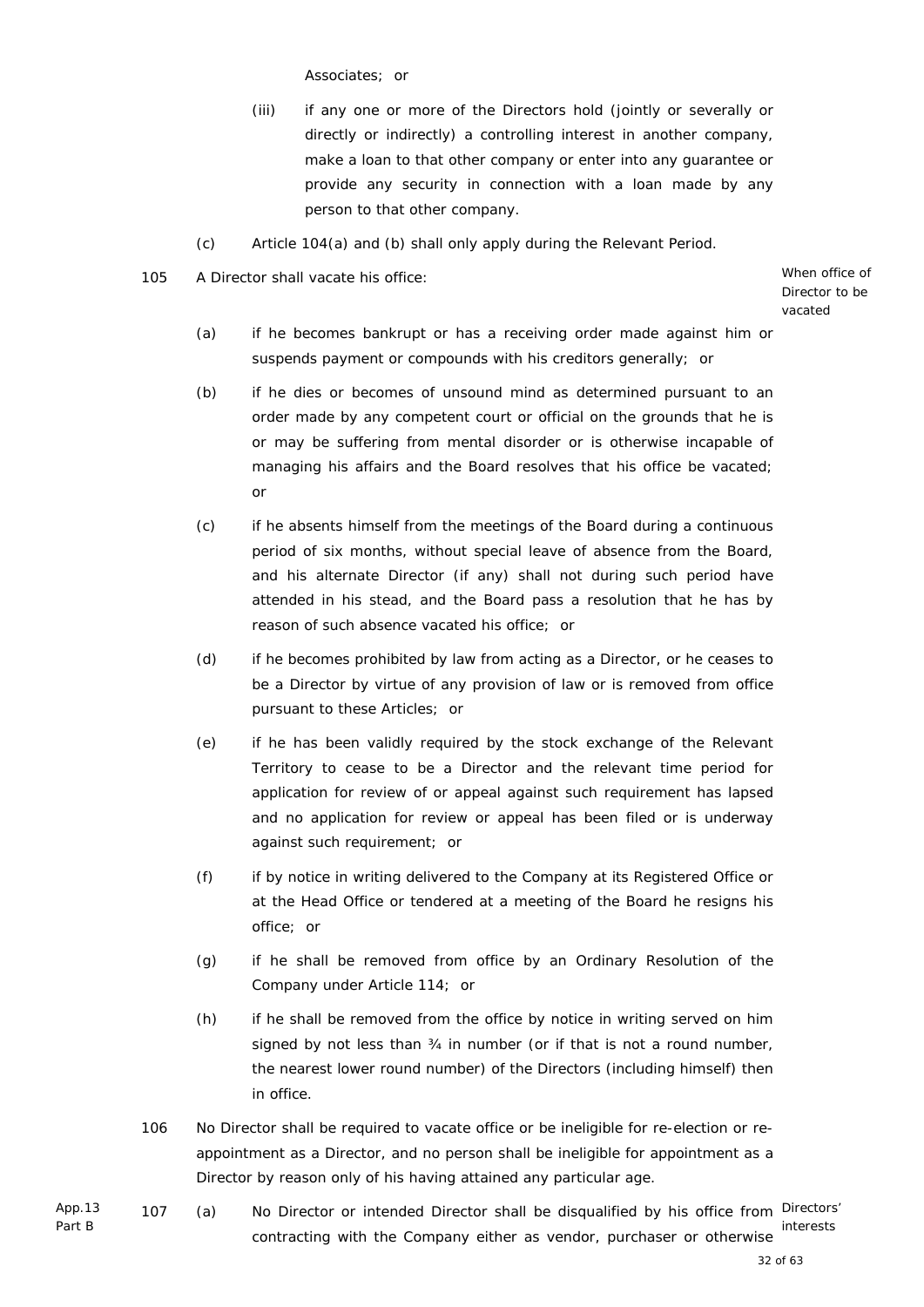Associates; or

(iii) if any one or more of the Directors hold (jointly or severally or directly or indirectly) a controlling interest in another company, make a loan to that other company or enter into any guarantee or provide any security in connection with a loan made by any person to that other company.

(c) Article 104(a) and (b) shall only apply during the Relevant Period.

105 A Director shall vacate his office: *When office of Director to be vacated*

(a) if he becomes bankrupt or has a receiving order made against him or suspends payment or compounds with his creditors generally; or

(b) if he dies or becomes of unsound mind as determined pursuant to an order made by any competent court or official on the grounds that he is or may be suffering from mental disorder or is otherwise incapable of managing his affairs and the Board resolves that his office be vacated; or

(c) if he absents himself from the meetings of the Board during a continuous period of six months, without special leave of absence from the Board, and his alternate Director (if any) shall not during such period have attended in his stead, and the Board pass a resolution that he has by reason of such absence vacated his office; or

(d) if he becomes prohibited by law from acting as a Director, or he ceases to be a Director by virtue of any provision of law or is removed from office pursuant to these Articles; or

(e) if he has been validly required by the stock exchange of the Relevant Territory to cease to be a Director and the relevant time period for application for review of or appeal against such requirement has lapsed and no application for review or appeal has been filed or is underway against such requirement; or

(f) if by notice in writing delivered to the Company at its Registered Office or at the Head Office or tendered at a meeting of the Board he resigns his office; or

(g) if he shall be removed from office by an Ordinary Resolution of the Company under Article 114; or

(h) if he shall be removed from the office by notice in writing served on him signed by not less than ¾ in number (or if that is not a round number, the nearest lower round number) of the Directors (including himself) then in office.

106 No Director shall be required to vacate office or be ineligible for re-election or re-appointment as a Director, and no person shall be ineligible for appointment as a Director by reason only of his having attained any particular age.

App.13 Part B

107 (a) No Director or intended Director shall be disqualified by his office from contracting with the Company either as vendor, purchaser or otherwise *Directors' interests*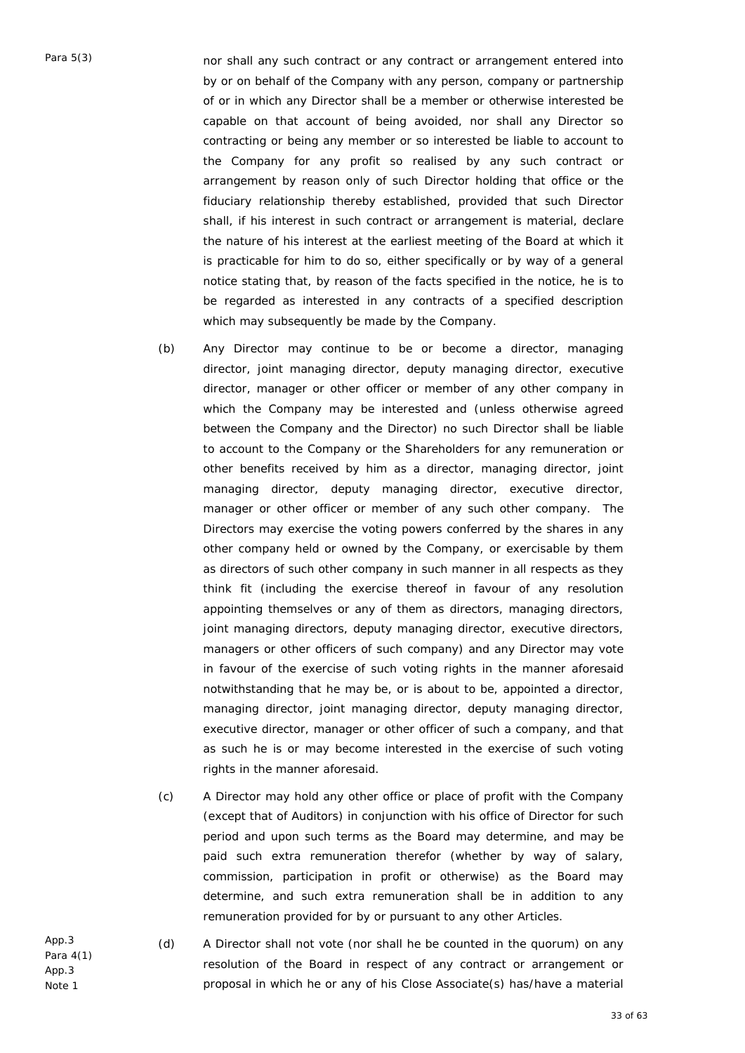Para 5(3)

nor shall any such contract or any contract or arrangement entered into by or on behalf of the Company with any person, company or partnership of or in which any Director shall be a member or otherwise interested be capable on that account of being avoided, nor shall any Director so contracting or being any member or so interested be liable to account to the Company for any profit so realised by any such contract or arrangement by reason only of such Director holding that office or the fiduciary relationship thereby established, provided that such Director shall, if his interest in such contract or arrangement is material, declare the nature of his interest at the earliest meeting of the Board at which it is practicable for him to do so, either specifically or by way of a general notice stating that, by reason of the facts specified in the notice, he is to be regarded as interested in any contracts of a specified description which may subsequently be made by the Company.

(b) Any Director may continue to be or become a director, managing director, joint managing director, deputy managing director, executive director, manager or other officer or member of any other company in which the Company may be interested and (unless otherwise agreed between the Company and the Director) no such Director shall be liable to account to the Company or the Shareholders for any remuneration or other benefits received by him as a director, managing director, joint managing director, deputy managing director, executive director, manager or other officer or member of any such other company. The Directors may exercise the voting powers conferred by the shares in any other company held or owned by the Company, or exercisable by them as directors of such other company in such manner in all respects as they think fit (including the exercise thereof in favour of any resolution appointing themselves or any of them as directors, managing directors, joint managing directors, deputy managing director, executive directors, managers or other officers of such company) and any Director may vote in favour of the exercise of such voting rights in the manner aforesaid notwithstanding that he may be, or is about to be, appointed a director, managing director, joint managing director, deputy managing director, executive director, manager or other officer of such a company, and that as such he is or may become interested in the exercise of such voting rights in the manner aforesaid.

(c) A Director may hold any other office or place of profit with the Company (except that of Auditors) in conjunction with his office of Director for such period and upon such terms as the Board may determine, and may be paid such extra remuneration therefor (whether by way of salary, commission, participation in profit or otherwise) as the Board may determine, and such extra remuneration shall be in addition to any remuneration provided for by or pursuant to any other Articles.

App.3
Para 4(1)
App.3
Note 1

(d) A Director shall not vote (nor shall he be counted in the quorum) on any resolution of the Board in respect of any contract or arrangement or proposal in which he or any of his Close Associate(s) has/have a material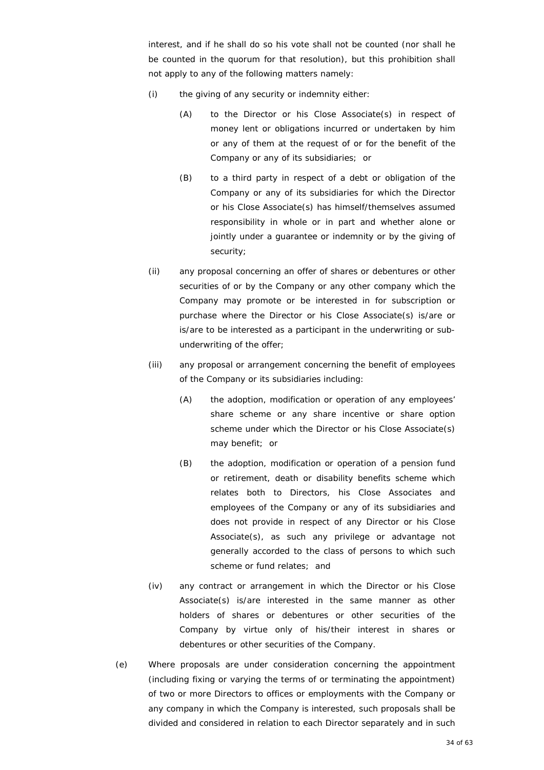interest, and if he shall do so his vote shall not be counted (nor shall he be counted in the quorum for that resolution), but this prohibition shall not apply to any of the following matters namely:

(i) the giving of any security or indemnity either:

(A) to the Director or his Close Associate(s) in respect of money lent or obligations incurred or undertaken by him or any of them at the request of or for the benefit of the Company or any of its subsidiaries; or

(B) to a third party in respect of a debt or obligation of the Company or any of its subsidiaries for which the Director or his Close Associate(s) has himself/themselves assumed responsibility in whole or in part and whether alone or jointly under a guarantee or indemnity or by the giving of security;

(ii) any proposal concerning an offer of shares or debentures or other securities of or by the Company or any other company which the Company may promote or be interested in for subscription or purchase where the Director or his Close Associate(s) is/are or is/are to be interested as a participant in the underwriting or sub-underwriting of the offer;

(iii) any proposal or arrangement concerning the benefit of employees of the Company or its subsidiaries including:

(A) the adoption, modification or operation of any employees' share scheme or any share incentive or share option scheme under which the Director or his Close Associate(s) may benefit; or

(B) the adoption, modification or operation of a pension fund or retirement, death or disability benefits scheme which relates both to Directors, his Close Associates and employees of the Company or any of its subsidiaries and does not provide in respect of any Director or his Close Associate(s), as such any privilege or advantage not generally accorded to the class of persons to which such scheme or fund relates; and

(iv) any contract or arrangement in which the Director or his Close Associate(s) is/are interested in the same manner as other holders of shares or debentures or other securities of the Company by virtue only of his/their interest in shares or debentures or other securities of the Company.

(e) Where proposals are under consideration concerning the appointment (including fixing or varying the terms of or terminating the appointment) of two or more Directors to offices or employments with the Company or any company in which the Company is interested, such proposals shall be divided and considered in relation to each Director separately and in such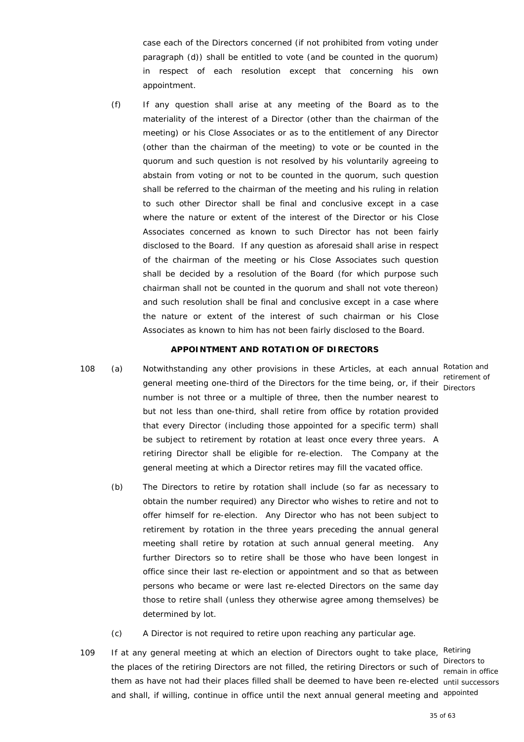case each of the Directors concerned (if not prohibited from voting under paragraph (d)) shall be entitled to vote (and be counted in the quorum) in respect of each resolution except that concerning his own appointment.

(f) If any question shall arise at any meeting of the Board as to the materiality of the interest of a Director (other than the chairman of the meeting) or his Close Associates or as to the entitlement of any Director (other than the chairman of the meeting) to vote or be counted in the quorum and such question is not resolved by his voluntarily agreeing to abstain from voting or not to be counted in the quorum, such question shall be referred to the chairman of the meeting and his ruling in relation to such other Director shall be final and conclusive except in a case where the nature or extent of the interest of the Director or his Close Associates concerned as known to such Director has not been fairly disclosed to the Board. If any question as aforesaid shall arise in respect of the chairman of the meeting or his Close Associates such question shall be decided by a resolution of the Board (for which purpose such chairman shall not be counted in the quorum and shall not vote thereon) and such resolution shall be final and conclusive except in a case where the nature or extent of the interest of such chairman or his Close Associates as known to him has not been fairly disclosed to the Board.

**APPOINTMENT AND ROTATION OF DIRECTORS**

*Rotation and retirement of Directors*

108 (a) Notwithstanding any other provisions in these Articles, at each annual general meeting one-third of the Directors for the time being, or, if their number is not three or a multiple of three, then the number nearest to but not less than one-third, shall retire from office by rotation provided that every Director (including those appointed for a specific term) shall be subject to retirement by rotation at least once every three years. A retiring Director shall be eligible for re-election. The Company at the general meeting at which a Director retires may fill the vacated office.

(b) The Directors to retire by rotation shall include (so far as necessary to obtain the number required) any Director who wishes to retire and not to offer himself for re-election. Any Director who has not been subject to retirement by rotation in the three years preceding the annual general meeting shall retire by rotation at such annual general meeting. Any further Directors so to retire shall be those who have been longest in office since their last re-election or appointment and so that as between persons who became or were last re-elected Directors on the same day those to retire shall (unless they otherwise agree among themselves) be determined by lot.

(c) A Director is not required to retire upon reaching any particular age.

*Retiring Directors to remain in office until successors appointed*

109 If at any general meeting at which an election of Directors ought to take place, the places of the retiring Directors are not filled, the retiring Directors or such of them as have not had their places filled shall be deemed to have been re-elected and shall, if willing, continue in office until the next annual general meeting and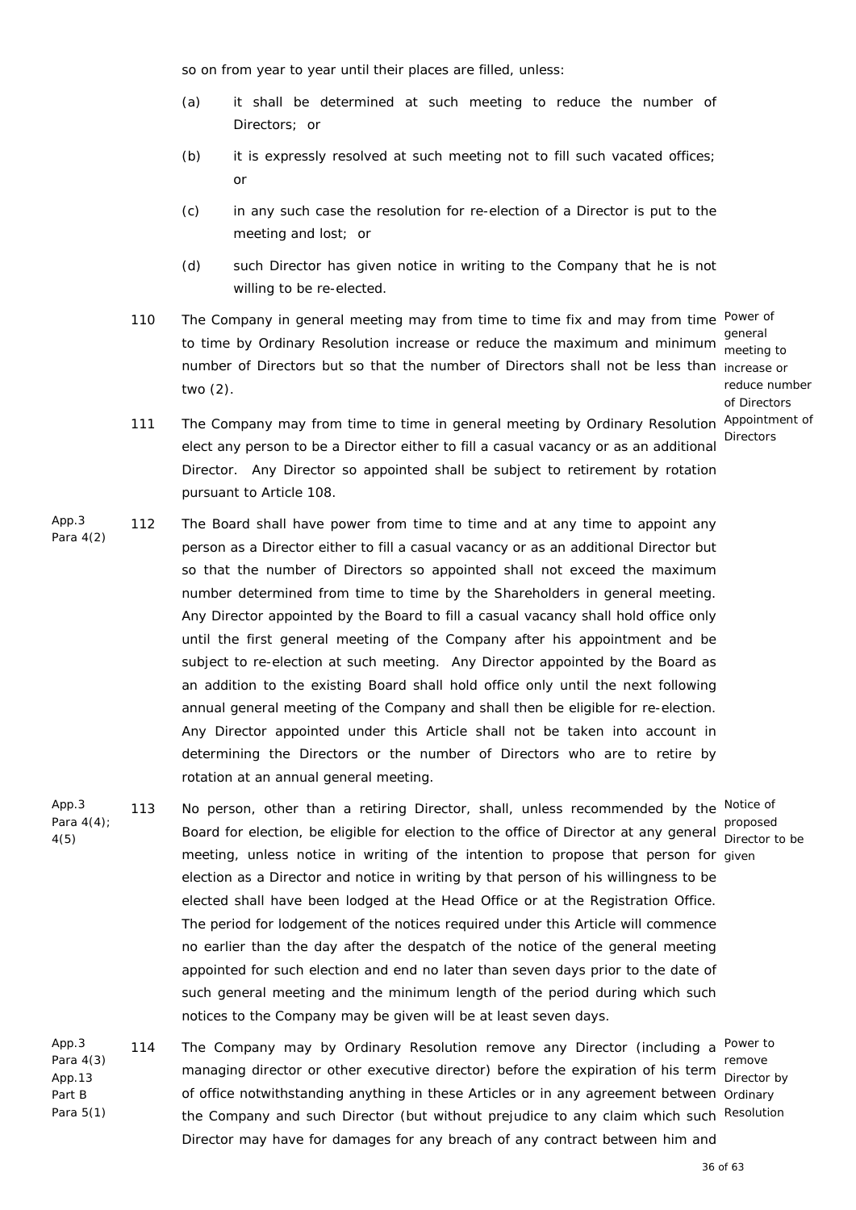so on from year to year until their places are filled, unless:

(a) it shall be determined at such meeting to reduce the number of Directors; or

(b) it is expressly resolved at such meeting not to fill such vacated offices; or

(c) in any such case the resolution for re-election of a Director is put to the meeting and lost; or

(d) such Director has given notice in writing to the Company that he is not willing to be re-elected.

**Power of general meeting to increase or reduce number of Directors**

110 The Company in general meeting may from time to time fix and may from time to time by Ordinary Resolution increase or reduce the maximum and minimum number of Directors but so that the number of Directors shall not be less than two (2).

**Appointment of Directors**

111 The Company may from time to time in general meeting by Ordinary Resolution elect any person to be a Director either to fill a casual vacancy or as an additional Director. Any Director so appointed shall be subject to retirement by rotation pursuant to Article 108.

App.3 Para 4(2)

112 The Board shall have power from time to time and at any time to appoint any person as a Director either to fill a casual vacancy or as an additional Director but so that the number of Directors so appointed shall not exceed the maximum number determined from time to time by the Shareholders in general meeting. Any Director appointed by the Board to fill a casual vacancy shall hold office only until the first general meeting of the Company after his appointment and be subject to re-election at such meeting. Any Director appointed by the Board as an addition to the existing Board shall hold office only until the next following annual general meeting of the Company and shall then be eligible for re-election. Any Director appointed under this Article shall not be taken into account in determining the Directors or the number of Directors who are to retire by rotation at an annual general meeting.

App.3 Para 4(4); 4(5)

**Notice of proposed Director to be given**

113 No person, other than a retiring Director, shall, unless recommended by the Board for election, be eligible for election to the office of Director at any general meeting, unless notice in writing of the intention to propose that person for election as a Director and notice in writing by that person of his willingness to be elected shall have been lodged at the Head Office or at the Registration Office. The period for lodgement of the notices required under this Article will commence no earlier than the day after the despatch of the notice of the general meeting appointed for such election and end no later than seven days prior to the date of such general meeting and the minimum length of the period during which such notices to the Company may be given will be at least seven days.

App.3 Para 4(3) App.13 Part B Para 5(1)

**Power to remove Director by Ordinary Resolution**

114 The Company may by Ordinary Resolution remove any Director (including a managing director or other executive director) before the expiration of his term of office notwithstanding anything in these Articles or in any agreement between the Company and such Director (but without prejudice to any claim which such Director may have for damages for any breach of any contract between him and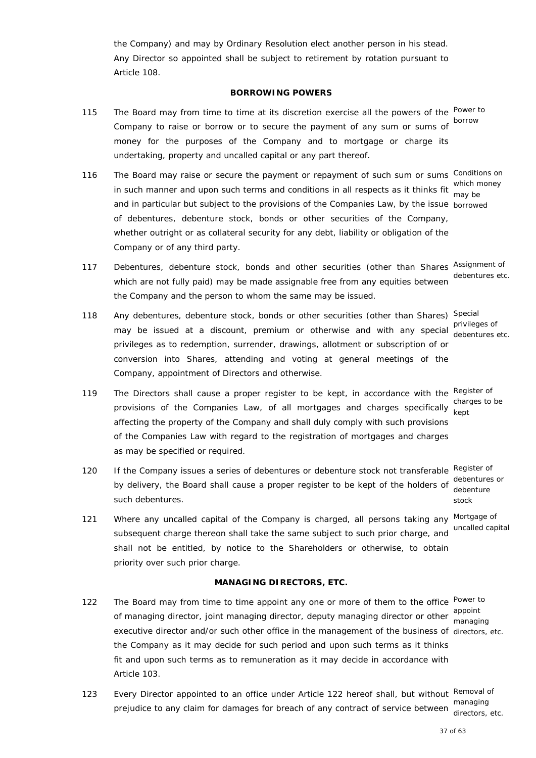the Company) and may by Ordinary Resolution elect another person in his stead. Any Director so appointed shall be subject to retirement by rotation pursuant to Article 108.

## BORROWING POWERS

115 The Board may from time to time at its discretion exercise all the powers of the Company to raise or borrow or to secure the payment of any sum or sums of money for the purposes of the Company and to mortgage or charge its undertaking, property and uncalled capital or any part thereof. *Power to borrow*

116 The Board may raise or secure the payment or repayment of such sum or sums in such manner and upon such terms and conditions in all respects as it thinks fit and in particular but subject to the provisions of the Companies Law, by the issue of debentures, debenture stock, bonds or other securities of the Company, whether outright or as collateral security for any debt, liability or obligation of the Company or of any third party. *Conditions on which money may be borrowed*

117 Debentures, debenture stock, bonds and other securities (other than Shares which are not fully paid) may be made assignable free from any equities between the Company and the person to whom the same may be issued. *Assignment of debentures etc.*

118 Any debentures, debenture stock, bonds or other securities (other than Shares) may be issued at a discount, premium or otherwise and with any special privileges as to redemption, surrender, drawings, allotment or subscription of or conversion into Shares, attending and voting at general meetings of the Company, appointment of Directors and otherwise. *Special privileges of debentures etc.*

119 The Directors shall cause a proper register to be kept, in accordance with the provisions of the Companies Law, of all mortgages and charges specifically affecting the property of the Company and shall duly comply with such provisions of the Companies Law with regard to the registration of mortgages and charges as may be specified or required. *Register of charges to be kept*

120 If the Company issues a series of debentures or debenture stock not transferable by delivery, the Board shall cause a proper register to be kept of the holders of such debentures. *Register of debentures or debenture stock*

121 Where any uncalled capital of the Company is charged, all persons taking any subsequent charge thereon shall take the same subject to such prior charge, and shall not be entitled, by notice to the Shareholders or otherwise, to obtain priority over such prior charge. *Mortgage of uncalled capital*

## MANAGING DIRECTORS, ETC.

122 The Board may from time to time appoint any one or more of them to the office of managing director, joint managing director, deputy managing director or other executive director and/or such other office in the management of the business of the Company as it may decide for such period and upon such terms as it thinks fit and upon such terms as to remuneration as it may decide in accordance with Article 103. *Power to appoint managing directors, etc.*

123 Every Director appointed to an office under Article 122 hereof shall, but without prejudice to any claim for damages for breach of any contract of service between *Removal of managing directors, etc.*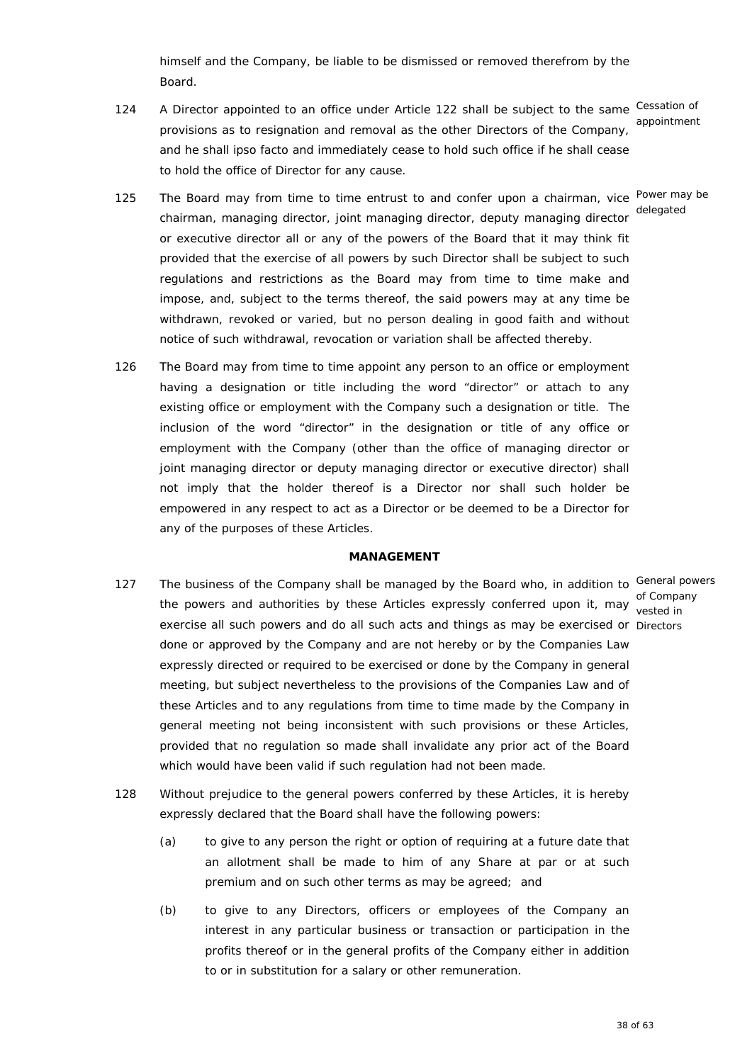himself and the Company, be liable to be dismissed or removed therefrom by the Board.

124 A Director appointed to an office under Article 122 shall be subject to the same provisions as to resignation and removal as the other Directors of the Company, and he shall ipso facto and immediately cease to hold such office if he shall cease to hold the office of Director for any cause.

*Cessation of appointment*

125 The Board may from time to time entrust to and confer upon a chairman, vice chairman, managing director, joint managing director, deputy managing director or executive director all or any of the powers of the Board that it may think fit provided that the exercise of all powers by such Director shall be subject to such regulations and restrictions as the Board may from time to time make and impose, and, subject to the terms thereof, the said powers may at any time be withdrawn, revoked or varied, but no person dealing in good faith and without notice of such withdrawal, revocation or variation shall be affected thereby.

*Power may be delegated*

126 The Board may from time to time appoint any person to an office or employment having a designation or title including the word "director" or attach to any existing office or employment with the Company such a designation or title. The inclusion of the word "director" in the designation or title of any office or employment with the Company (other than the office of managing director or joint managing director or deputy managing director or executive director) shall not imply that the holder thereof is a Director nor shall such holder be empowered in any respect to act as a Director or be deemed to be a Director for any of the purposes of these Articles.

**MANAGEMENT**

127 The business of the Company shall be managed by the Board who, in addition to the powers and authorities by these Articles expressly conferred upon it, may exercise all such powers and do all such acts and things as may be exercised or done or approved by the Company and are not hereby or by the Companies Law expressly directed or required to be exercised or done by the Company in general meeting, but subject nevertheless to the provisions of the Companies Law and of these Articles and to any regulations from time to time made by the Company in general meeting not being inconsistent with such provisions or these Articles, provided that no regulation so made shall invalidate any prior act of the Board which would have been valid if such regulation had not been made.

*General powers of Company vested in Directors*

128 Without prejudice to the general powers conferred by these Articles, it is hereby expressly declared that the Board shall have the following powers:

(a) to give to any person the right or option of requiring at a future date that an allotment shall be made to him of any Share at par or at such premium and on such other terms as may be agreed; and

(b) to give to any Directors, officers or employees of the Company an interest in any particular business or transaction or participation in the profits thereof or in the general profits of the Company either in addition to or in substitution for a salary or other remuneration.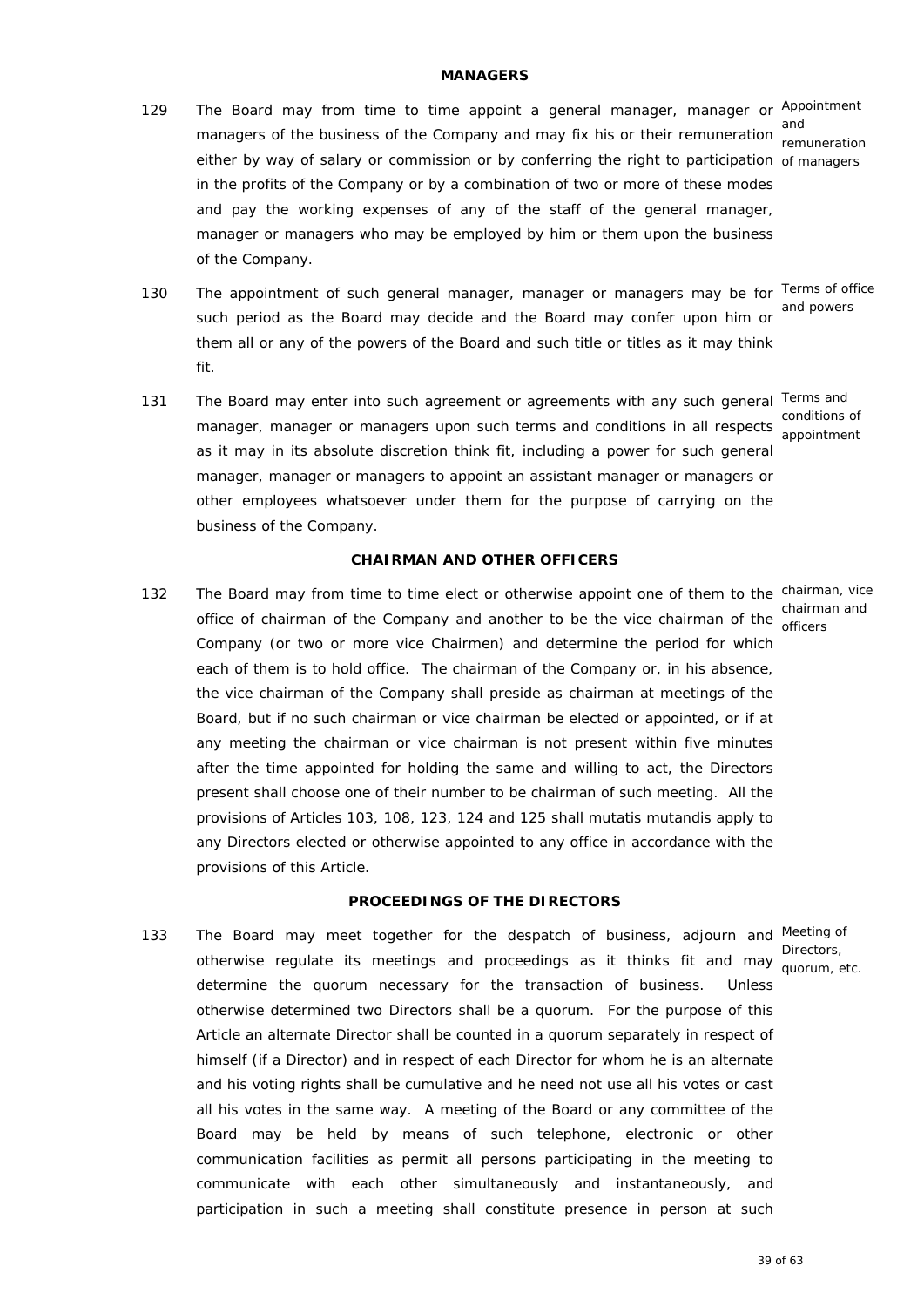## MANAGERS

129 The Board may from time to time appoint a general manager, manager or managers of the business of the Company and may fix his or their remuneration either by way of salary or commission or by conferring the right to participation in the profits of the Company or by a combination of two or more of these modes and pay the working expenses of any of the staff of the general manager, manager or managers who may be employed by him or them upon the business of the Company.

*Appointment and remuneration of managers*

130 The appointment of such general manager, manager or managers may be for such period as the Board may decide and the Board may confer upon him or them all or any of the powers of the Board and such title or titles as it may think fit.

*Terms of office and powers*

131 The Board may enter into such agreement or agreements with any such general manager, manager or managers upon such terms and conditions in all respects as it may in its absolute discretion think fit, including a power for such general manager, manager or managers to appoint an assistant manager or managers or other employees whatsoever under them for the purpose of carrying on the business of the Company.

*Terms and conditions of appointment*

## CHAIRMAN AND OTHER OFFICERS

132 The Board may from time to time elect or otherwise appoint one of them to the office of chairman of the Company and another to be the vice chairman of the Company (or two or more vice Chairmen) and determine the period for which each of them is to hold office. The chairman of the Company or, in his absence, the vice chairman of the Company shall preside as chairman at meetings of the Board, but if no such chairman or vice chairman be elected or appointed, or if at any meeting the chairman or vice chairman is not present within five minutes after the time appointed for holding the same and willing to act, the Directors present shall choose one of their number to be chairman of such meeting. All the provisions of Articles 103, 108, 123, 124 and 125 shall mutatis mutandis apply to any Directors elected or otherwise appointed to any office in accordance with the provisions of this Article.

*chairman, vice chairman and officers*

## PROCEEDINGS OF THE DIRECTORS

133 The Board may meet together for the despatch of business, adjourn and otherwise regulate its meetings and proceedings as it thinks fit and may determine the quorum necessary for the transaction of business. Unless otherwise determined two Directors shall be a quorum. For the purpose of this Article an alternate Director shall be counted in a quorum separately in respect of himself (if a Director) and in respect of each Director for whom he is an alternate and his voting rights shall be cumulative and he need not use all his votes or cast all his votes in the same way. A meeting of the Board or any committee of the Board may be held by means of such telephone, electronic or other communication facilities as permit all persons participating in the meeting to communicate with each other simultaneously and instantaneously, and participation in such a meeting shall constitute presence in person at such

*Meeting of Directors, quorum, etc.*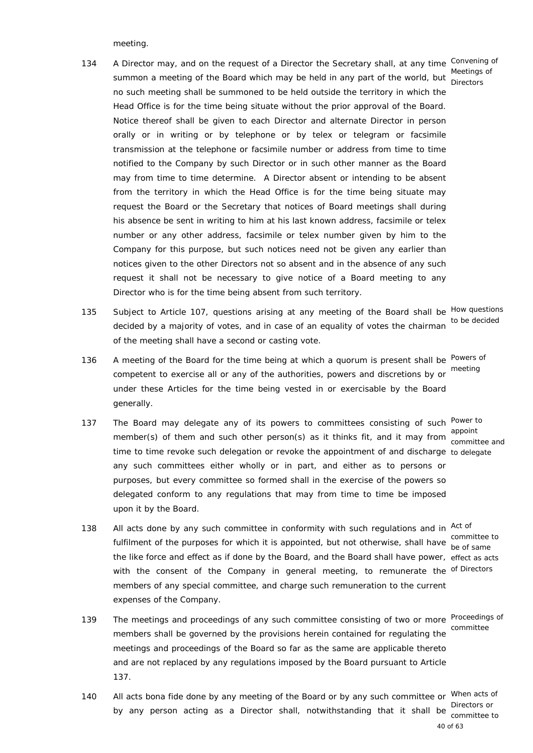meeting.

134 A Director may, and on the request of a Director the Secretary shall, at any time summon a meeting of the Board which may be held in any part of the world, but no such meeting shall be summoned to be held outside the territory in which the Head Office is for the time being situate without the prior approval of the Board. Notice thereof shall be given to each Director and alternate Director in person orally or in writing or by telephone or by telex or telegram or facsimile transmission at the telephone or facsimile number or address from time to time notified to the Company by such Director or in such other manner as the Board may from time to time determine. A Director absent or intending to be absent from the territory in which the Head Office is for the time being situate may request the Board or the Secretary that notices of Board meetings shall during his absence be sent in writing to him at his last known address, facsimile or telex number or any other address, facsimile or telex number given by him to the Company for this purpose, but such notices need not be given any earlier than notices given to the other Directors not so absent and in the absence of any such request it shall not be necessary to give notice of a Board meeting to any Director who is for the time being absent from such territory.

*Convening of Meetings of Directors*

135 Subject to Article 107, questions arising at any meeting of the Board shall be decided by a majority of votes, and in case of an equality of votes the chairman of the meeting shall have a second or casting vote.

*How questions to be decided*

136 A meeting of the Board for the time being at which a quorum is present shall be competent to exercise all or any of the authorities, powers and discretions by or under these Articles for the time being vested in or exercisable by the Board generally.

*Powers of meeting*

137 The Board may delegate any of its powers to committees consisting of such member(s) of them and such other person(s) as it thinks fit, and it may from time to time revoke such delegation or revoke the appointment of and discharge any such committees either wholly or in part, and either as to persons or purposes, but every committee so formed shall in the exercise of the powers so delegated conform to any regulations that may from time to time be imposed upon it by the Board.

*Power to appoint committee and to delegate*

138 All acts done by any such committee in conformity with such regulations and in fulfilment of the purposes for which it is appointed, but not otherwise, shall have the like force and effect as if done by the Board, and the Board shall have power, with the consent of the Company in general meeting, to remunerate the members of any special committee, and charge such remuneration to the current expenses of the Company.

*Act of committee to be of same effect as acts of Directors*

139 The meetings and proceedings of any such committee consisting of two or more members shall be governed by the provisions herein contained for regulating the meetings and proceedings of the Board so far as the same are applicable thereto and are not replaced by any regulations imposed by the Board pursuant to Article 137.

*Proceedings of committee*

140 All acts bona fide done by any meeting of the Board or by any such committee or by any person acting as a Director shall, notwithstanding that it shall be

*When acts of Directors or committee to*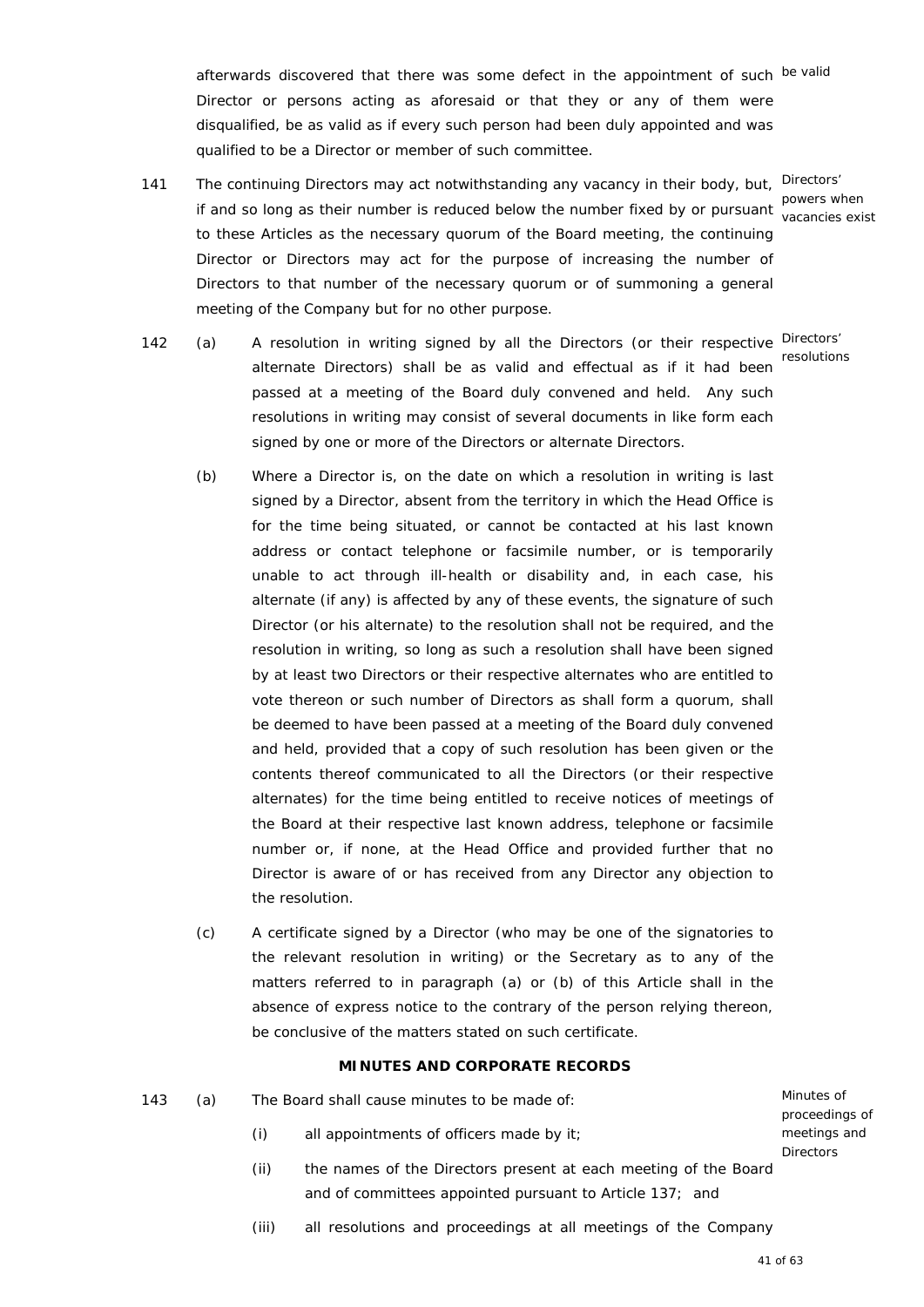afterwards discovered that there was some defect in the appointment of such Director or persons acting as aforesaid or that they or any of them were disqualified, be as valid as if every such person had been duly appointed and was qualified to be a Director or member of such committee.

be valid

141 The continuing Directors may act notwithstanding any vacancy in their body, but, if and so long as their number is reduced below the number fixed by or pursuant to these Articles as the necessary quorum of the Board meeting, the continuing Director or Directors may act for the purpose of increasing the number of Directors to that number of the necessary quorum or of summoning a general meeting of the Company but for no other purpose.

Directors' powers when vacancies exist

142 (a) A resolution in writing signed by all the Directors (or their respective alternate Directors) shall be as valid and effectual as if it had been passed at a meeting of the Board duly convened and held. Any such resolutions in writing may consist of several documents in like form each signed by one or more of the Directors or alternate Directors.

Directors' resolutions

(b) Where a Director is, on the date on which a resolution in writing is last signed by a Director, absent from the territory in which the Head Office is for the time being situated, or cannot be contacted at his last known address or contact telephone or facsimile number, or is temporarily unable to act through ill-health or disability and, in each case, his alternate (if any) is affected by any of these events, the signature of such Director (or his alternate) to the resolution shall not be required, and the resolution in writing, so long as such a resolution shall have been signed by at least two Directors or their respective alternates who are entitled to vote thereon or such number of Directors as shall form a quorum, shall be deemed to have been passed at a meeting of the Board duly convened and held, provided that a copy of such resolution has been given or the contents thereof communicated to all the Directors (or their respective alternates) for the time being entitled to receive notices of meetings of the Board at their respective last known address, telephone or facsimile number or, if none, at the Head Office and provided further that no Director is aware of or has received from any Director any objection to the resolution.

(c) A certificate signed by a Director (who may be one of the signatories to the relevant resolution in writing) or the Secretary as to any of the matters referred to in paragraph (a) or (b) of this Article shall in the absence of express notice to the contrary of the person relying thereon, be conclusive of the matters stated on such certificate.

**MINUTES AND CORPORATE RECORDS**

143 (a) The Board shall cause minutes to be made of:

Minutes of proceedings of meetings and Directors

(i) all appointments of officers made by it;

(ii) the names of the Directors present at each meeting of the Board and of committees appointed pursuant to Article 137; and

(iii) all resolutions and proceedings at all meetings of the Company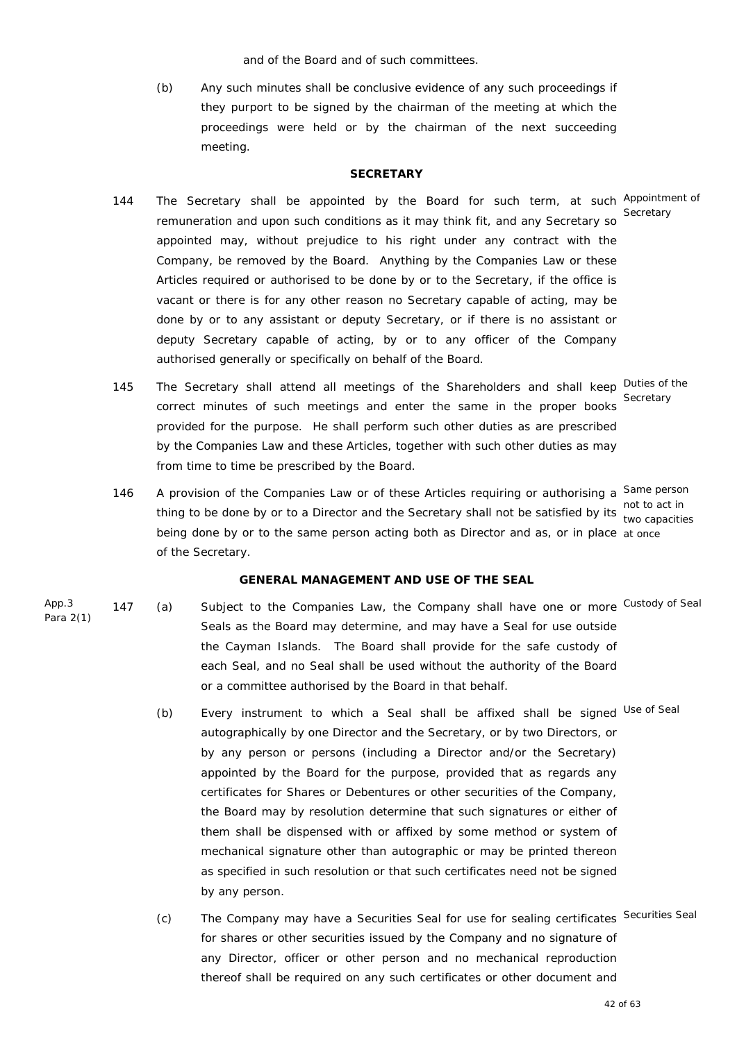and of the Board and of such committees.

(b) Any such minutes shall be conclusive evidence of any such proceedings if they purport to be signed by the chairman of the meeting at which the proceedings were held or by the chairman of the next succeeding meeting.

## SECRETARY

144 The Secretary shall be appointed by the Board for such term, at such remuneration and upon such conditions as it may think fit, and any Secretary so appointed may, without prejudice to his right under any contract with the Company, be removed by the Board. Anything by the Companies Law or these Articles required or authorised to be done by or to the Secretary, if the office is vacant or there is for any other reason no Secretary capable of acting, may be done by or to any assistant or deputy Secretary, or if there is no assistant or deputy Secretary capable of acting, by or to any officer of the Company authorised generally or specifically on behalf of the Board. *Appointment of Secretary*

145 The Secretary shall attend all meetings of the Shareholders and shall keep correct minutes of such meetings and enter the same in the proper books provided for the purpose. He shall perform such other duties as are prescribed by the Companies Law and these Articles, together with such other duties as may from time to time be prescribed by the Board. *Duties of the Secretary*

146 A provision of the Companies Law or of these Articles requiring or authorising a thing to be done by or to a Director and the Secretary shall not be satisfied by its being done by or to the same person acting both as Director and as, or in place of the Secretary. *Same person not to act in two capacities at once*

## GENERAL MANAGEMENT AND USE OF THE SEAL

App.3 Para 2(1)

147 (a) Subject to the Companies Law, the Company shall have one or more Seals as the Board may determine, and may have a Seal for use outside the Cayman Islands. The Board shall provide for the safe custody of each Seal, and no Seal shall be used without the authority of the Board or a committee authorised by the Board in that behalf. *Custody of Seal*

(b) Every instrument to which a Seal shall be affixed shall be signed autographically by one Director and the Secretary, or by two Directors, or by any person or persons (including a Director and/or the Secretary) appointed by the Board for the purpose, provided that as regards any certificates for Shares or Debentures or other securities of the Company, the Board may by resolution determine that such signatures or either of them shall be dispensed with or affixed by some method or system of mechanical signature other than autographic or may be printed thereon as specified in such resolution or that such certificates need not be signed by any person. *Use of Seal*

(c) The Company may have a Securities Seal for use for sealing certificates for shares or other securities issued by the Company and no signature of any Director, officer or other person and no mechanical reproduction thereof shall be required on any such certificates or other document and *Securities Seal*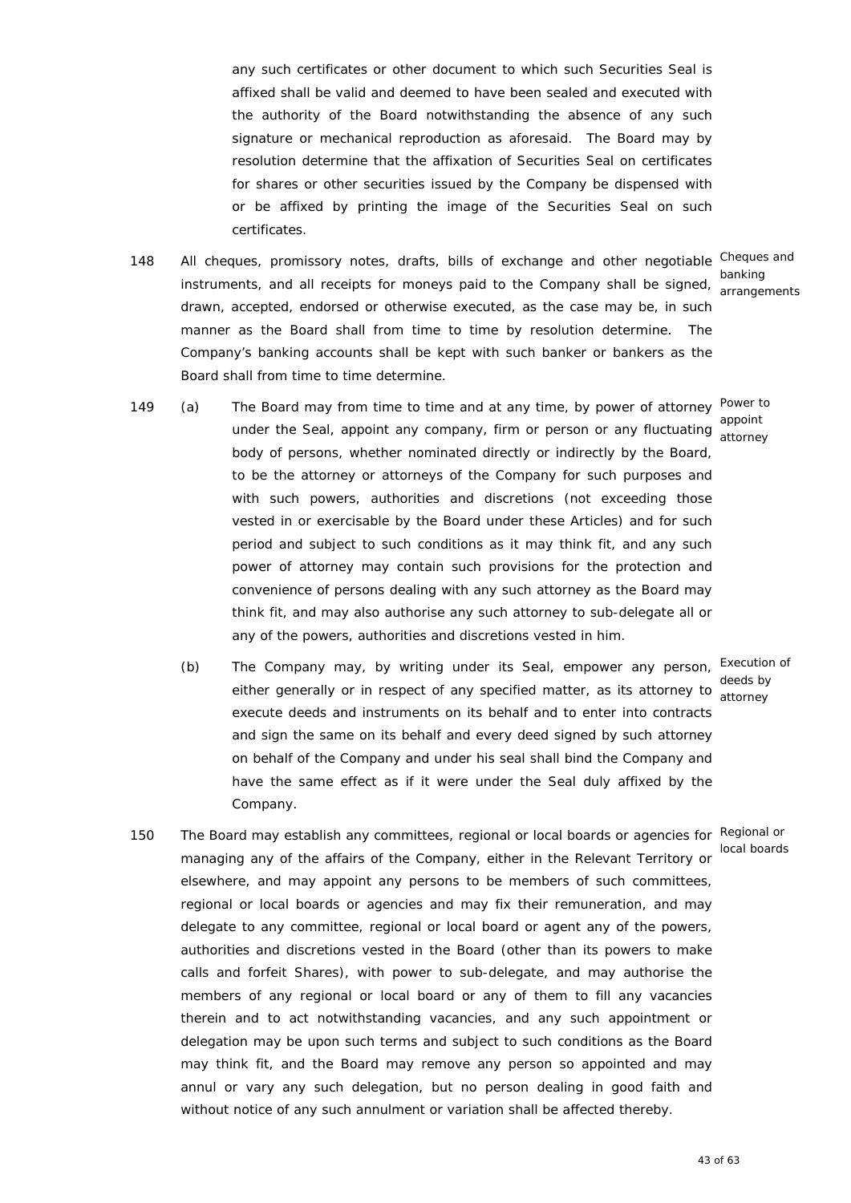any such certificates or other document to which such Securities Seal is affixed shall be valid and deemed to have been sealed and executed with the authority of the Board notwithstanding the absence of any such signature or mechanical reproduction as aforesaid. The Board may by resolution determine that the affixation of Securities Seal on certificates for shares or other securities issued by the Company be dispensed with or be affixed by printing the image of the Securities Seal on such certificates.

148 All cheques, promissory notes, drafts, bills of exchange and other negotiable instruments, and all receipts for moneys paid to the Company shall be signed, drawn, accepted, endorsed or otherwise executed, as the case may be, in such manner as the Board shall from time to time by resolution determine. The Company's banking accounts shall be kept with such banker or bankers as the Board shall from time to time determine.

*Cheques and banking arrangements*

149 (a) The Board may from time to time and at any time, by power of attorney under the Seal, appoint any company, firm or person or any fluctuating body of persons, whether nominated directly or indirectly by the Board, to be the attorney or attorneys of the Company for such purposes and with such powers, authorities and discretions (not exceeding those vested in or exercisable by the Board under these Articles) and for such period and subject to such conditions as it may think fit, and any such power of attorney may contain such provisions for the protection and convenience of persons dealing with any such attorney as the Board may think fit, and may also authorise any such attorney to sub-delegate all or any of the powers, authorities and discretions vested in him.

*Power to appoint attorney*

(b) The Company may, by writing under its Seal, empower any person, either generally or in respect of any specified matter, as its attorney to execute deeds and instruments on its behalf and to enter into contracts and sign the same on its behalf and every deed signed by such attorney on behalf of the Company and under his seal shall bind the Company and have the same effect as if it were under the Seal duly affixed by the Company.

*Execution of deeds by attorney*

150 The Board may establish any committees, regional or local boards or agencies for managing any of the affairs of the Company, either in the Relevant Territory or elsewhere, and may appoint any persons to be members of such committees, regional or local boards or agencies and may fix their remuneration, and may delegate to any committee, regional or local board or agent any of the powers, authorities and discretions vested in the Board (other than its powers to make calls and forfeit Shares), with power to sub-delegate, and may authorise the members of any regional or local board or any of them to fill any vacancies therein and to act notwithstanding vacancies, and any such appointment or delegation may be upon such terms and subject to such conditions as the Board may think fit, and the Board may remove any person so appointed and may annul or vary any such delegation, but no person dealing in good faith and without notice of any such annulment or variation shall be affected thereby.

*Regional or local boards*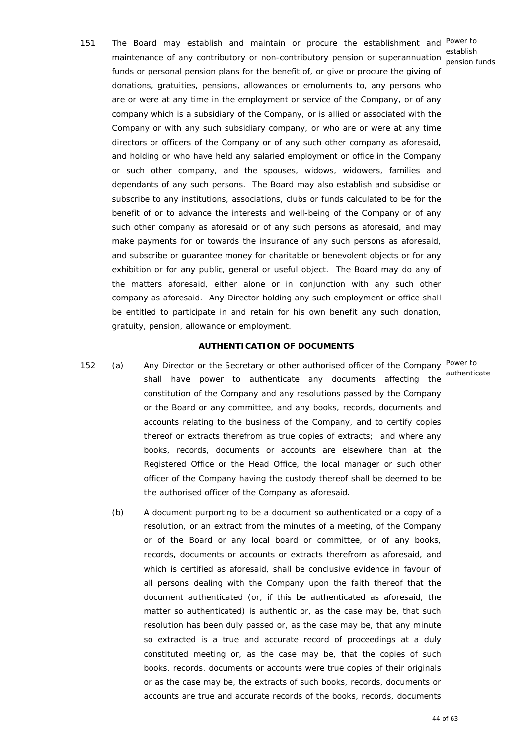151 The Board may establish and maintain or procure the establishment and maintenance of any contributory or non-contributory pension or superannuation funds or personal pension plans for the benefit of, or give or procure the giving of donations, gratuities, pensions, allowances or emoluments to, any persons who are or were at any time in the employment or service of the Company, or of any company which is a subsidiary of the Company, or is allied or associated with the Company or with any such subsidiary company, or who are or were at any time directors or officers of the Company or of any such other company as aforesaid, and holding or who have held any salaried employment or office in the Company or such other company, and the spouses, widows, widowers, families and dependants of any such persons. The Board may also establish and subsidise or subscribe to any institutions, associations, clubs or funds calculated to be for the benefit of or to advance the interests and well-being of the Company or of any such other company as aforesaid or of any such persons as aforesaid, and may make payments for or towards the insurance of any such persons as aforesaid, and subscribe or guarantee money for charitable or benevolent objects or for any exhibition or for any public, general or useful object. The Board may do any of the matters aforesaid, either alone or in conjunction with any such other company as aforesaid. Any Director holding any such employment or office shall be entitled to participate in and retain for his own benefit any such donation, gratuity, pension, allowance or employment.

*Power to establish pension funds*

**AUTHENTICATION OF DOCUMENTS**

152 (a) Any Director or the Secretary or other authorised officer of the Company shall have power to authenticate any documents affecting the constitution of the Company and any resolutions passed by the Company or the Board or any committee, and any books, records, documents and accounts relating to the business of the Company, and to certify copies thereof or extracts therefrom as true copies of extracts; and where any books, records, documents or accounts are elsewhere than at the Registered Office or the Head Office, the local manager or such other officer of the Company having the custody thereof shall be deemed to be the authorised officer of the Company as aforesaid.

*Power to authenticate*

(b) A document purporting to be a document so authenticated or a copy of a resolution, or an extract from the minutes of a meeting, of the Company or of the Board or any local board or committee, or of any books, records, documents or accounts or extracts therefrom as aforesaid, and which is certified as aforesaid, shall be conclusive evidence in favour of all persons dealing with the Company upon the faith thereof that the document authenticated (or, if this be authenticated as aforesaid, the matter so authenticated) is authentic or, as the case may be, that such resolution has been duly passed or, as the case may be, that any minute so extracted is a true and accurate record of proceedings at a duly constituted meeting or, as the case may be, that the copies of such books, records, documents or accounts were true copies of their originals or as the case may be, the extracts of such books, records, documents or accounts are true and accurate records of the books, records, documents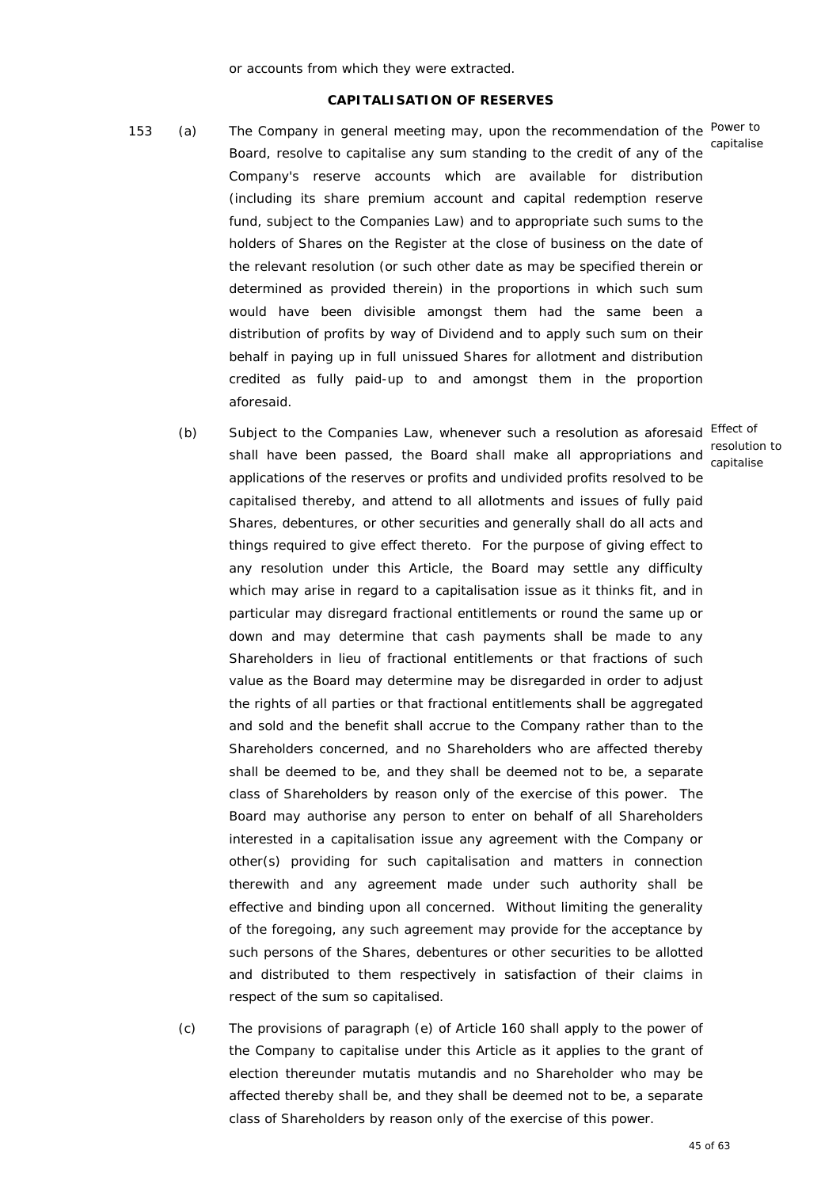or accounts from which they were extracted.

## CAPITALISATION OF RESERVES

153 (a) The Company in general meeting may, upon the recommendation of the Board, resolve to capitalise any sum standing to the credit of any of the Company's reserve accounts which are available for distribution (including its share premium account and capital redemption reserve fund, subject to the Companies Law) and to appropriate such sums to the holders of Shares on the Register at the close of business on the date of the relevant resolution (or such other date as may be specified therein or determined as provided therein) in the proportions in which such sum would have been divisible amongst them had the same been a distribution of profits by way of Dividend and to apply such sum on their behalf in paying up in full unissued Shares for allotment and distribution credited as fully paid-up to and amongst them in the proportion aforesaid. *Power to capitalise*

(b) Subject to the Companies Law, whenever such a resolution as aforesaid shall have been passed, the Board shall make all appropriations and applications of the reserves or profits and undivided profits resolved to be capitalised thereby, and attend to all allotments and issues of fully paid Shares, debentures, or other securities and generally shall do all acts and things required to give effect thereto. For the purpose of giving effect to any resolution under this Article, the Board may settle any difficulty which may arise in regard to a capitalisation issue as it thinks fit, and in particular may disregard fractional entitlements or round the same up or down and may determine that cash payments shall be made to any Shareholders in lieu of fractional entitlements or that fractions of such value as the Board may determine may be disregarded in order to adjust the rights of all parties or that fractional entitlements shall be aggregated and sold and the benefit shall accrue to the Company rather than to the Shareholders concerned, and no Shareholders who are affected thereby shall be deemed to be, and they shall be deemed not to be, a separate class of Shareholders by reason only of the exercise of this power. The Board may authorise any person to enter on behalf of all Shareholders interested in a capitalisation issue any agreement with the Company or other(s) providing for such capitalisation and matters in connection therewith and any agreement made under such authority shall be effective and binding upon all concerned. Without limiting the generality of the foregoing, any such agreement may provide for the acceptance by such persons of the Shares, debentures or other securities to be allotted and distributed to them respectively in satisfaction of their claims in respect of the sum so capitalised. *Effect of resolution to capitalise*

(c) The provisions of paragraph (e) of Article 160 shall apply to the power of the Company to capitalise under this Article as it applies to the grant of election thereunder mutatis mutandis and no Shareholder who may be affected thereby shall be, and they shall be deemed not to be, a separate class of Shareholders by reason only of the exercise of this power.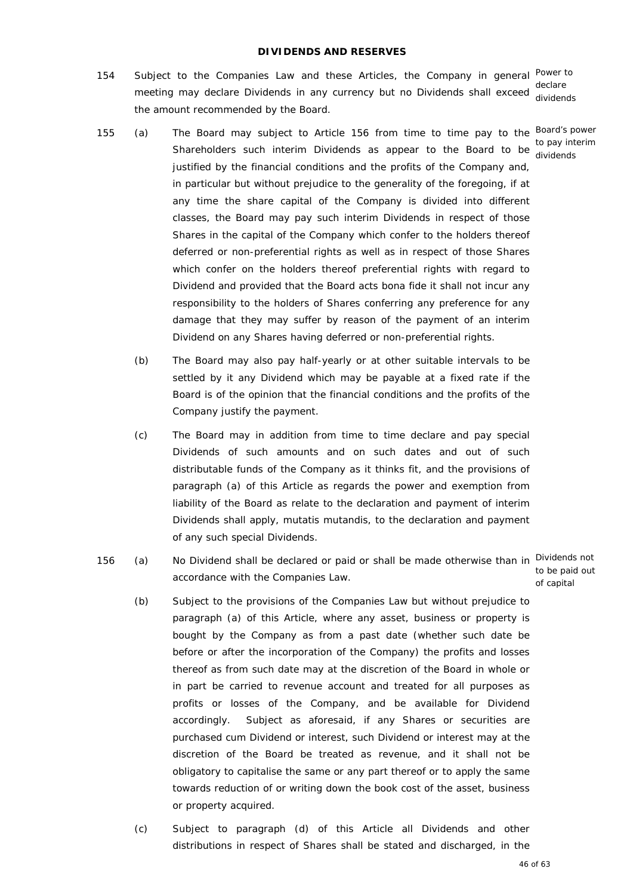## DIVIDENDS AND RESERVES

154 Subject to the Companies Law and these Articles, the Company in general meeting may declare Dividends in any currency but no Dividends shall exceed the amount recommended by the Board.

*Power to declare dividends*

155 (a) The Board may subject to Article 156 from time to time pay to the Shareholders such interim Dividends as appear to the Board to be justified by the financial conditions and the profits of the Company and, in particular but without prejudice to the generality of the foregoing, if at any time the share capital of the Company is divided into different classes, the Board may pay such interim Dividends in respect of those Shares in the capital of the Company which confer to the holders thereof deferred or non-preferential rights as well as in respect of those Shares which confer on the holders thereof preferential rights with regard to Dividend and provided that the Board acts bona fide it shall not incur any responsibility to the holders of Shares conferring any preference for any damage that they may suffer by reason of the payment of an interim Dividend on any Shares having deferred or non-preferential rights.

*Board's power to pay interim dividends*

(b) The Board may also pay half-yearly or at other suitable intervals to be settled by it any Dividend which may be payable at a fixed rate if the Board is of the opinion that the financial conditions and the profits of the Company justify the payment.

(c) The Board may in addition from time to time declare and pay special Dividends of such amounts and on such dates and out of such distributable funds of the Company as it thinks fit, and the provisions of paragraph (a) of this Article as regards the power and exemption from liability of the Board as relate to the declaration and payment of interim Dividends shall apply, mutatis mutandis, to the declaration and payment of any such special Dividends.

156 (a) No Dividend shall be declared or paid or shall be made otherwise than in accordance with the Companies Law.

*Dividends not to be paid out of capital*

(b) Subject to the provisions of the Companies Law but without prejudice to paragraph (a) of this Article, where any asset, business or property is bought by the Company as from a past date (whether such date be before or after the incorporation of the Company) the profits and losses thereof as from such date may at the discretion of the Board in whole or in part be carried to revenue account and treated for all purposes as profits or losses of the Company, and be available for Dividend accordingly. Subject as aforesaid, if any Shares or securities are purchased cum Dividend or interest, such Dividend or interest may at the discretion of the Board be treated as revenue, and it shall not be obligatory to capitalise the same or any part thereof or to apply the same towards reduction of or writing down the book cost of the asset, business or property acquired.

(c) Subject to paragraph (d) of this Article all Dividends and other distributions in respect of Shares shall be stated and discharged, in the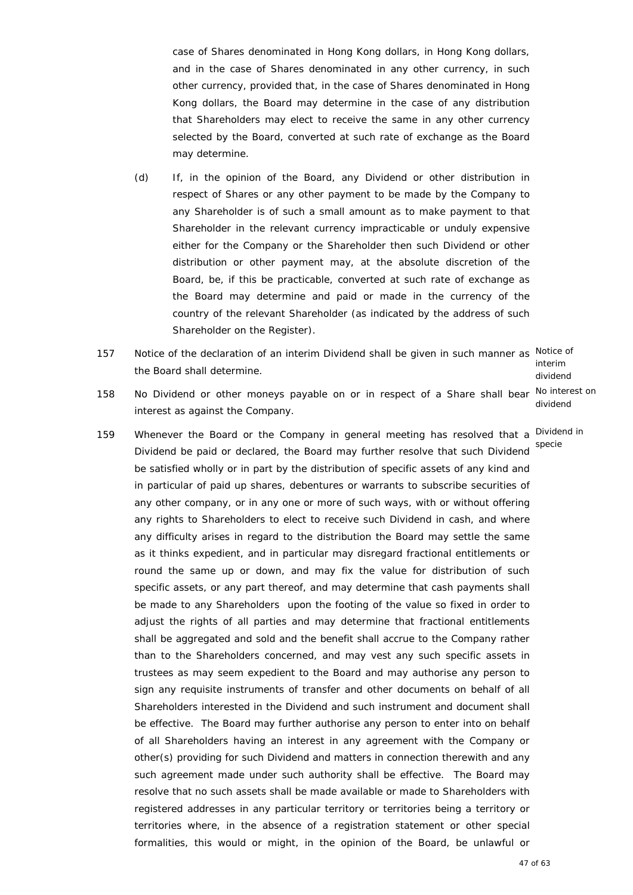case of Shares denominated in Hong Kong dollars, in Hong Kong dollars, and in the case of Shares denominated in any other currency, in such other currency, provided that, in the case of Shares denominated in Hong Kong dollars, the Board may determine in the case of any distribution that Shareholders may elect to receive the same in any other currency selected by the Board, converted at such rate of exchange as the Board may determine.

(d) If, in the opinion of the Board, any Dividend or other distribution in respect of Shares or any other payment to be made by the Company to any Shareholder is of such a small amount as to make payment to that Shareholder in the relevant currency impracticable or unduly expensive either for the Company or the Shareholder then such Dividend or other distribution or other payment may, at the absolute discretion of the Board, be, if this be practicable, converted at such rate of exchange as the Board may determine and paid or made in the currency of the country of the relevant Shareholder (as indicated by the address of such Shareholder on the Register).

157 Notice of the declaration of an interim Dividend shall be given in such manner as the Board shall determine. *Notice of interim dividend*

158 No Dividend or other moneys payable on or in respect of a Share shall bear interest as against the Company. *No interest on dividend*

159 Whenever the Board or the Company in general meeting has resolved that a Dividend be paid or declared, the Board may further resolve that such Dividend be satisfied wholly or in part by the distribution of specific assets of any kind and in particular of paid up shares, debentures or warrants to subscribe securities of any other company, or in any one or more of such ways, with or without offering any rights to Shareholders to elect to receive such Dividend in cash, and where any difficulty arises in regard to the distribution the Board may settle the same as it thinks expedient, and in particular may disregard fractional entitlements or round the same up or down, and may fix the value for distribution of such specific assets, or any part thereof, and may determine that cash payments shall be made to any Shareholders upon the footing of the value so fixed in order to adjust the rights of all parties and may determine that fractional entitlements shall be aggregated and sold and the benefit shall accrue to the Company rather than to the Shareholders concerned, and may vest any such specific assets in trustees as may seem expedient to the Board and may authorise any person to sign any requisite instruments of transfer and other documents on behalf of all Shareholders interested in the Dividend and such instrument and document shall be effective. The Board may further authorise any person to enter into on behalf of all Shareholders having an interest in any agreement with the Company or other(s) providing for such Dividend and matters in connection therewith and any such agreement made under such authority shall be effective. The Board may resolve that no such assets shall be made available or made to Shareholders with registered addresses in any particular territory or territories being a territory or territories where, in the absence of a registration statement or other special formalities, this would or might, in the opinion of the Board, be unlawful or *Dividend in specie*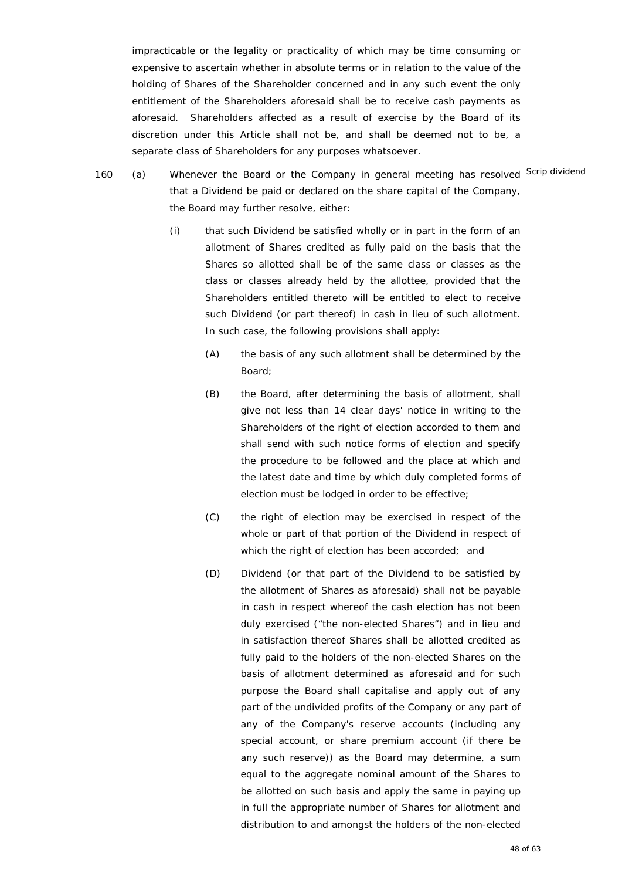impracticable or the legality or practicality of which may be time consuming or expensive to ascertain whether in absolute terms or in relation to the value of the holding of Shares of the Shareholder concerned and in any such event the only entitlement of the Shareholders aforesaid shall be to receive cash payments as aforesaid. Shareholders affected as a result of exercise by the Board of its discretion under this Article shall not be, and shall be deemed not to be, a separate class of Shareholders for any purposes whatsoever.

160 (a) Whenever the Board or the Company in general meeting has resolved that a Dividend be paid or declared on the share capital of the Company, the Board may further resolve, either: *Scrip dividend*

(i) that such Dividend be satisfied wholly or in part in the form of an allotment of Shares credited as fully paid on the basis that the Shares so allotted shall be of the same class or classes as the class or classes already held by the allottee, provided that the Shareholders entitled thereto will be entitled to elect to receive such Dividend (or part thereof) in cash in lieu of such allotment. In such case, the following provisions shall apply:

(A) the basis of any such allotment shall be determined by the Board;

(B) the Board, after determining the basis of allotment, shall give not less than 14 clear days' notice in writing to the Shareholders of the right of election accorded to them and shall send with such notice forms of election and specify the procedure to be followed and the place at which and the latest date and time by which duly completed forms of election must be lodged in order to be effective;

(C) the right of election may be exercised in respect of the whole or part of that portion of the Dividend in respect of which the right of election has been accorded; and

(D) Dividend (or that part of the Dividend to be satisfied by the allotment of Shares as aforesaid) shall not be payable in cash in respect whereof the cash election has not been duly exercised ("the non-elected Shares") and in lieu and in satisfaction thereof Shares shall be allotted credited as fully paid to the holders of the non-elected Shares on the basis of allotment determined as aforesaid and for such purpose the Board shall capitalise and apply out of any part of the undivided profits of the Company or any part of any of the Company's reserve accounts (including any special account, or share premium account (if there be any such reserve)) as the Board may determine, a sum equal to the aggregate nominal amount of the Shares to be allotted on such basis and apply the same in paying up in full the appropriate number of Shares for allotment and distribution to and amongst the holders of the non-elected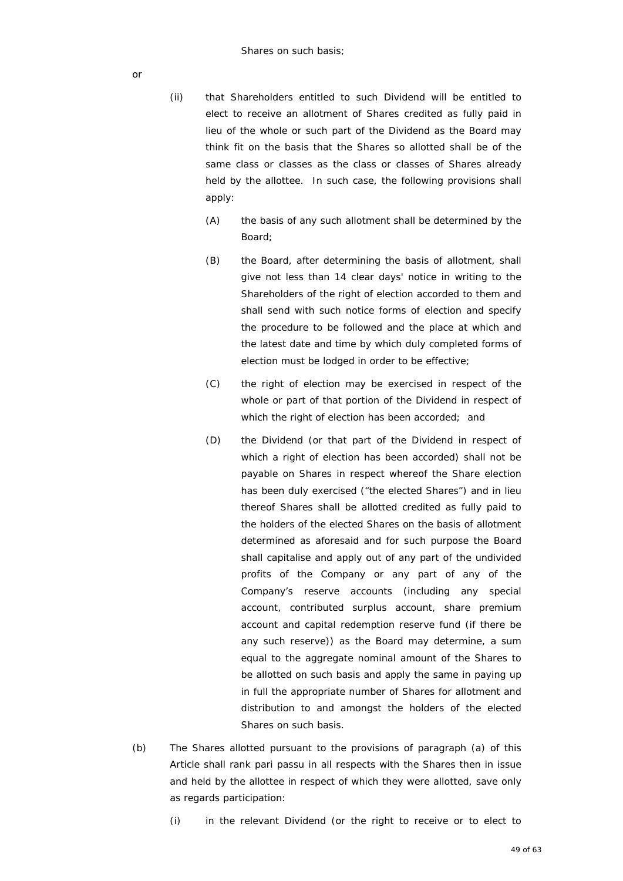Shares on such basis;

or

(ii) that Shareholders entitled to such Dividend will be entitled to elect to receive an allotment of Shares credited as fully paid in lieu of the whole or such part of the Dividend as the Board may think fit on the basis that the Shares so allotted shall be of the same class or classes as the class or classes of Shares already held by the allottee. In such case, the following provisions shall apply:

(A) the basis of any such allotment shall be determined by the Board;

(B) the Board, after determining the basis of allotment, shall give not less than 14 clear days' notice in writing to the Shareholders of the right of election accorded to them and shall send with such notice forms of election and specify the procedure to be followed and the place at which and the latest date and time by which duly completed forms of election must be lodged in order to be effective;

(C) the right of election may be exercised in respect of the whole or part of that portion of the Dividend in respect of which the right of election has been accorded; and

(D) the Dividend (or that part of the Dividend in respect of which a right of election has been accorded) shall not be payable on Shares in respect whereof the Share election has been duly exercised ("the elected Shares") and in lieu thereof Shares shall be allotted credited as fully paid to the holders of the elected Shares on the basis of allotment determined as aforesaid and for such purpose the Board shall capitalise and apply out of any part of the undivided profits of the Company or any part of any of the Company's reserve accounts (including any special account, contributed surplus account, share premium account and capital redemption reserve fund (if there be any such reserve)) as the Board may determine, a sum equal to the aggregate nominal amount of the Shares to be allotted on such basis and apply the same in paying up in full the appropriate number of Shares for allotment and distribution to and amongst the holders of the elected Shares on such basis.

(b) The Shares allotted pursuant to the provisions of paragraph (a) of this Article shall rank pari passu in all respects with the Shares then in issue and held by the allottee in respect of which they were allotted, save only as regards participation:

(i) in the relevant Dividend (or the right to receive or to elect to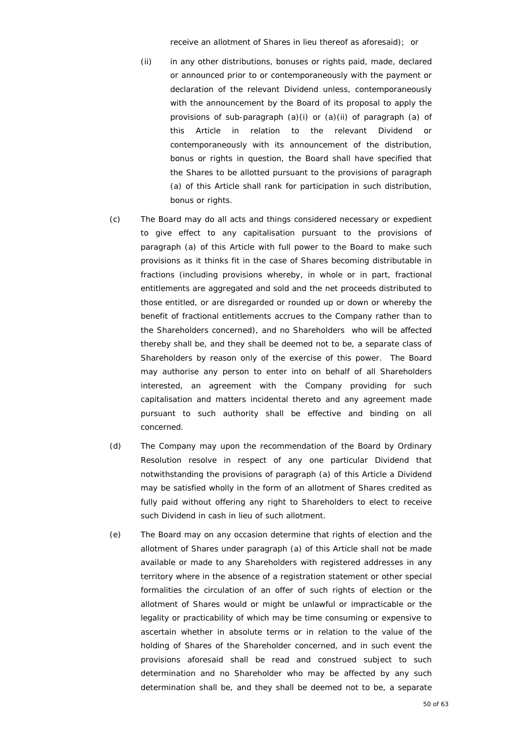receive an allotment of Shares in lieu thereof as aforesaid); or

(ii) in any other distributions, bonuses or rights paid, made, declared or announced prior to or contemporaneously with the payment or declaration of the relevant Dividend unless, contemporaneously with the announcement by the Board of its proposal to apply the provisions of sub-paragraph (a)(i) or (a)(ii) of paragraph (a) of this Article in relation to the relevant Dividend or contemporaneously with its announcement of the distribution, bonus or rights in question, the Board shall have specified that the Shares to be allotted pursuant to the provisions of paragraph (a) of this Article shall rank for participation in such distribution, bonus or rights.

(c) The Board may do all acts and things considered necessary or expedient to give effect to any capitalisation pursuant to the provisions of paragraph (a) of this Article with full power to the Board to make such provisions as it thinks fit in the case of Shares becoming distributable in fractions (including provisions whereby, in whole or in part, fractional entitlements are aggregated and sold and the net proceeds distributed to those entitled, or are disregarded or rounded up or down or whereby the benefit of fractional entitlements accrues to the Company rather than to the Shareholders concerned), and no Shareholders who will be affected thereby shall be, and they shall be deemed not to be, a separate class of Shareholders by reason only of the exercise of this power. The Board may authorise any person to enter into on behalf of all Shareholders interested, an agreement with the Company providing for such capitalisation and matters incidental thereto and any agreement made pursuant to such authority shall be effective and binding on all concerned.

(d) The Company may upon the recommendation of the Board by Ordinary Resolution resolve in respect of any one particular Dividend that notwithstanding the provisions of paragraph (a) of this Article a Dividend may be satisfied wholly in the form of an allotment of Shares credited as fully paid without offering any right to Shareholders to elect to receive such Dividend in cash in lieu of such allotment.

(e) The Board may on any occasion determine that rights of election and the allotment of Shares under paragraph (a) of this Article shall not be made available or made to any Shareholders with registered addresses in any territory where in the absence of a registration statement or other special formalities the circulation of an offer of such rights of election or the allotment of Shares would or might be unlawful or impracticable or the legality or practicability of which may be time consuming or expensive to ascertain whether in absolute terms or in relation to the value of the holding of Shares of the Shareholder concerned, and in such event the provisions aforesaid shall be read and construed subject to such determination and no Shareholder who may be affected by any such determination shall be, and they shall be deemed not to be, a separate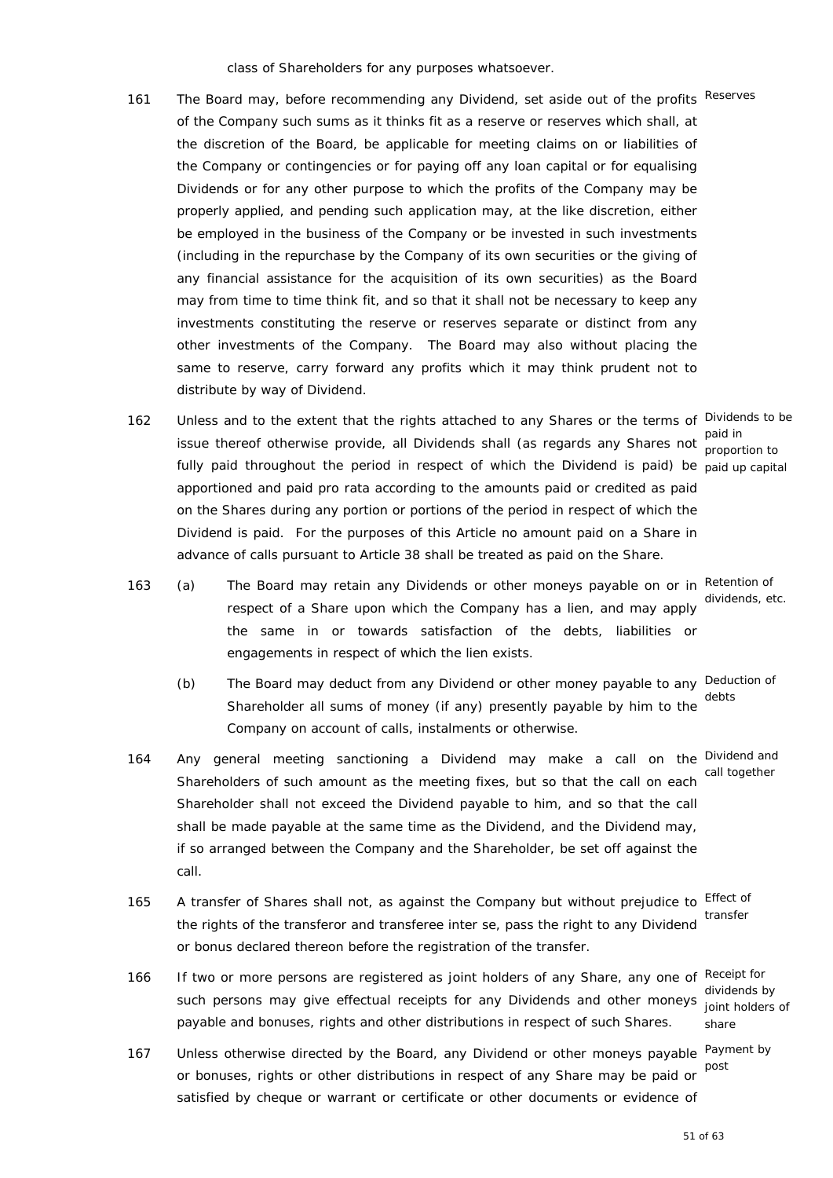class of Shareholders for any purposes whatsoever.

161 The Board may, before recommending any Dividend, set aside out of the profits of the Company such sums as it thinks fit as a reserve or reserves which shall, at the discretion of the Board, be applicable for meeting claims on or liabilities of the Company or contingencies or for paying off any loan capital or for equalising Dividends or for any other purpose to which the profits of the Company may be properly applied, and pending such application may, at the like discretion, either be employed in the business of the Company or be invested in such investments (including in the repurchase by the Company of its own securities or the giving of any financial assistance for the acquisition of its own securities) as the Board may from time to time think fit, and so that it shall not be necessary to keep any investments constituting the reserve or reserves separate or distinct from any other investments of the Company. The Board may also without placing the same to reserve, carry forward any profits which it may think prudent not to distribute by way of Dividend. *Reserves*

162 Unless and to the extent that the rights attached to any Shares or the terms of issue thereof otherwise provide, all Dividends shall (as regards any Shares not fully paid throughout the period in respect of which the Dividend is paid) be apportioned and paid pro rata according to the amounts paid or credited as paid on the Shares during any portion or portions of the period in respect of which the Dividend is paid. For the purposes of this Article no amount paid on a Share in advance of calls pursuant to Article 38 shall be treated as paid on the Share. *Dividends to be paid in proportion to paid up capital*

163 (a) The Board may retain any Dividends or other moneys payable on or in respect of a Share upon which the Company has a lien, and may apply the same in or towards satisfaction of the debts, liabilities or engagements in respect of which the lien exists. *Retention of dividends, etc.*

(b) The Board may deduct from any Dividend or other money payable to any Shareholder all sums of money (if any) presently payable by him to the Company on account of calls, instalments or otherwise. *Deduction of debts*

164 Any general meeting sanctioning a Dividend may make a call on the Shareholders of such amount as the meeting fixes, but so that the call on each Shareholder shall not exceed the Dividend payable to him, and so that the call shall be made payable at the same time as the Dividend, and the Dividend may, if so arranged between the Company and the Shareholder, be set off against the call. *Dividend and call together*

165 A transfer of Shares shall not, as against the Company but without prejudice to the rights of the transferor and transferee inter se, pass the right to any Dividend or bonus declared thereon before the registration of the transfer. *Effect of transfer*

166 If two or more persons are registered as joint holders of any Share, any one of such persons may give effectual receipts for any Dividends and other moneys payable and bonuses, rights and other distributions in respect of such Shares. *Receipt for dividends by joint holders of share*

167 Unless otherwise directed by the Board, any Dividend or other moneys payable or bonuses, rights or other distributions in respect of any Share may be paid or satisfied by cheque or warrant or certificate or other documents or evidence of *Payment by post*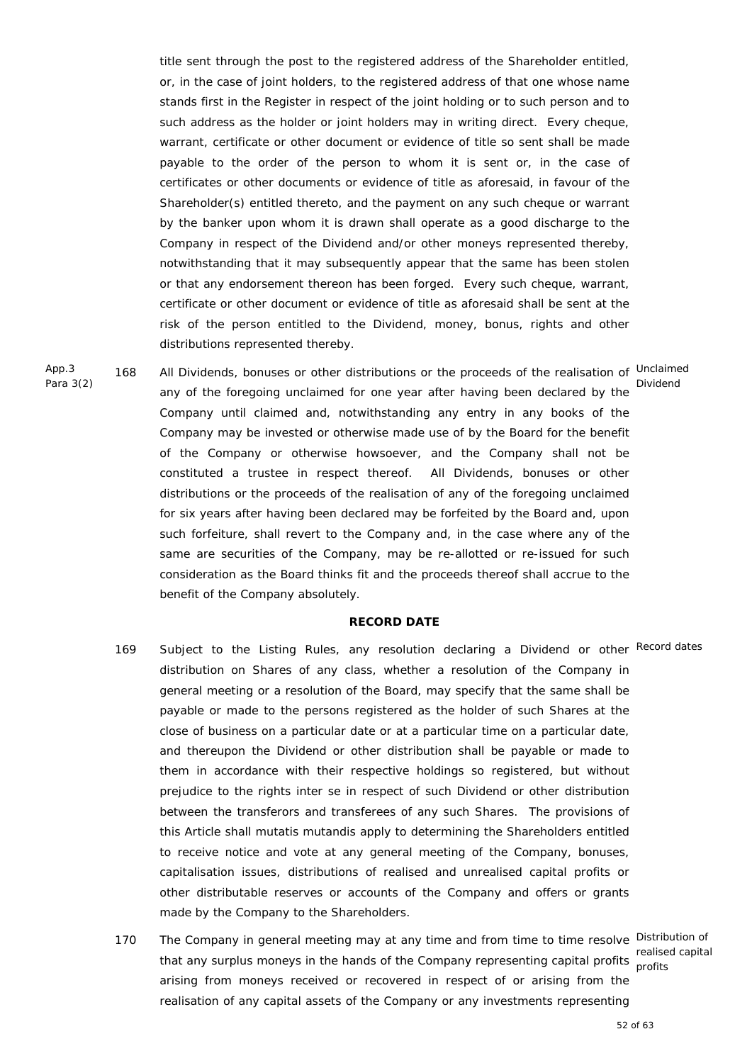title sent through the post to the registered address of the Shareholder entitled, or, in the case of joint holders, to the registered address of that one whose name stands first in the Register in respect of the joint holding or to such person and to such address as the holder or joint holders may in writing direct. Every cheque, warrant, certificate or other document or evidence of title so sent shall be made payable to the order of the person to whom it is sent or, in the case of certificates or other documents or evidence of title as aforesaid, in favour of the Shareholder(s) entitled thereto, and the payment on any such cheque or warrant by the banker upon whom it is drawn shall operate as a good discharge to the Company in respect of the Dividend and/or other moneys represented thereby, notwithstanding that it may subsequently appear that the same has been stolen or that any endorsement thereon has been forged. Every such cheque, warrant, certificate or other document or evidence of title as aforesaid shall be sent at the risk of the person entitled to the Dividend, money, bonus, rights and other distributions represented thereby.

App.3 Para 3(2)

168 *Unclaimed Dividend* — All Dividends, bonuses or other distributions or the proceeds of the realisation of any of the foregoing unclaimed for one year after having been declared by the Company until claimed and, notwithstanding any entry in any books of the Company may be invested or otherwise made use of by the Board for the benefit of the Company or otherwise howsoever, and the Company shall not be constituted a trustee in respect thereof. All Dividends, bonuses or other distributions or the proceeds of the realisation of any of the foregoing unclaimed for six years after having been declared may be forfeited by the Board and, upon such forfeiture, shall revert to the Company and, in the case where any of the same are securities of the Company, may be re-allotted or re-issued for such consideration as the Board thinks fit and the proceeds thereof shall accrue to the benefit of the Company absolutely.

## RECORD DATE

169 *Record dates* — Subject to the Listing Rules, any resolution declaring a Dividend or other distribution on Shares of any class, whether a resolution of the Company in general meeting or a resolution of the Board, may specify that the same shall be payable or made to the persons registered as the holder of such Shares at the close of business on a particular date or at a particular time on a particular date, and thereupon the Dividend or other distribution shall be payable or made to them in accordance with their respective holdings so registered, but without prejudice to the rights inter se in respect of such Dividend or other distribution between the transferors and transferees of any such Shares. The provisions of this Article shall mutatis mutandis apply to determining the Shareholders entitled to receive notice and vote at any general meeting of the Company, bonuses, capitalisation issues, distributions of realised and unrealised capital profits or other distributable reserves or accounts of the Company and offers or grants made by the Company to the Shareholders.

170 *Distribution of realised capital profits* — The Company in general meeting may at any time and from time to time resolve that any surplus moneys in the hands of the Company representing capital profits arising from moneys received or recovered in respect of or arising from the realisation of any capital assets of the Company or any investments representing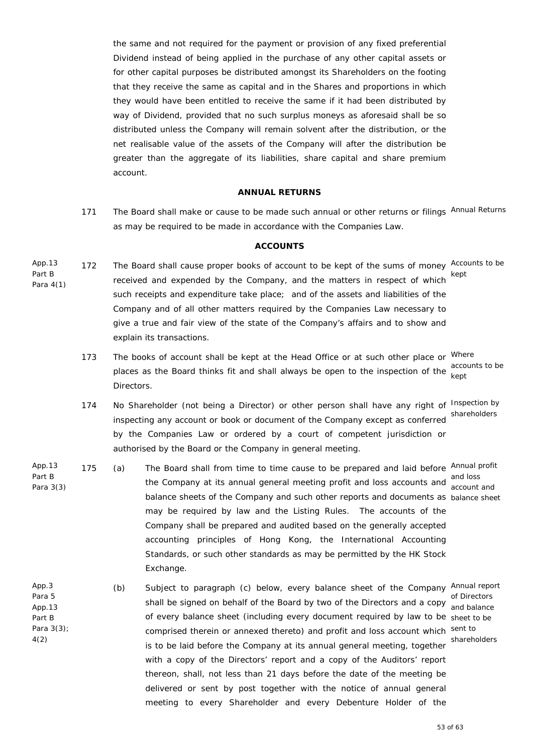the same and not required for the payment or provision of any fixed preferential Dividend instead of being applied in the purchase of any other capital assets or for other capital purposes be distributed amongst its Shareholders on the footing that they receive the same as capital and in the Shares and proportions in which they would have been entitled to receive the same if it had been distributed by way of Dividend, provided that no such surplus moneys as aforesaid shall be so distributed unless the Company will remain solvent after the distribution, or the net realisable value of the assets of the Company will after the distribution be greater than the aggregate of its liabilities, share capital and share premium account.

**ANNUAL RETURNS**

171 The Board shall make or cause to be made such annual or other returns or filings as may be required to be made in accordance with the Companies Law. *Annual Returns*

**ACCOUNTS**

*App.13 Part B Para 4(1)*

172 The Board shall cause proper books of account to be kept of the sums of money received and expended by the Company, and the matters in respect of which such receipts and expenditure take place; and of the assets and liabilities of the Company and of all other matters required by the Companies Law necessary to give a true and fair view of the state of the Company's affairs and to show and explain its transactions. *Accounts to be kept*

173 The books of account shall be kept at the Head Office or at such other place or places as the Board thinks fit and shall always be open to the inspection of the Directors. *Where accounts to be kept*

174 No Shareholder (not being a Director) or other person shall have any right of inspecting any account or book or document of the Company except as conferred by the Companies Law or ordered by a court of competent jurisdiction or authorised by the Board or the Company in general meeting. *Inspection by shareholders*

*App.13 Part B Para 3(3)*

175 (a) The Board shall from time to time cause to be prepared and laid before the Company at its annual general meeting profit and loss accounts and balance sheets of the Company and such other reports and documents as may be required by law and the Listing Rules. The accounts of the Company shall be prepared and audited based on the generally accepted accounting principles of Hong Kong, the International Accounting Standards, or such other standards as may be permitted by the HK Stock Exchange. *Annual profit and loss account and balance sheet*

*App.3 Para 5 App.13 Part B Para 3(3); 4(2)*

(b) Subject to paragraph (c) below, every balance sheet of the Company shall be signed on behalf of the Board by two of the Directors and a copy of every balance sheet (including every document required by law to be comprised therein or annexed thereto) and profit and loss account which is to be laid before the Company at its annual general meeting, together with a copy of the Directors' report and a copy of the Auditors' report thereon, shall, not less than 21 days before the date of the meeting be delivered or sent by post together with the notice of annual general meeting to every Shareholder and every Debenture Holder of the *Annual report of Directors and balance sheet to be sent to shareholders*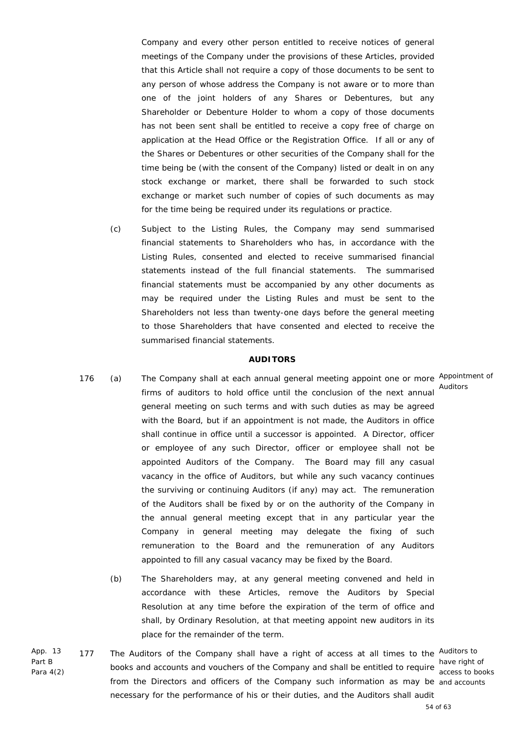Company and every other person entitled to receive notices of general meetings of the Company under the provisions of these Articles, provided that this Article shall not require a copy of those documents to be sent to any person of whose address the Company is not aware or to more than one of the joint holders of any Shares or Debentures, but any Shareholder or Debenture Holder to whom a copy of those documents has not been sent shall be entitled to receive a copy free of charge on application at the Head Office or the Registration Office. If all or any of the Shares or Debentures or other securities of the Company shall for the time being be (with the consent of the Company) listed or dealt in on any stock exchange or market, there shall be forwarded to such stock exchange or market such number of copies of such documents as may for the time being be required under its regulations or practice.

(c) Subject to the Listing Rules, the Company may send summarised financial statements to Shareholders who has, in accordance with the Listing Rules, consented and elected to receive summarised financial statements instead of the full financial statements. The summarised financial statements must be accompanied by any other documents as may be required under the Listing Rules and must be sent to the Shareholders not less than twenty-one days before the general meeting to those Shareholders that have consented and elected to receive the summarised financial statements.

**AUDITORS**

176 (a) The Company shall at each annual general meeting appoint one or more firms of auditors to hold office until the conclusion of the next annual general meeting on such terms and with such duties as may be agreed with the Board, but if an appointment is not made, the Auditors in office shall continue in office until a successor is appointed. A Director, officer or employee of any such Director, officer or employee shall not be appointed Auditors of the Company. The Board may fill any casual vacancy in the office of Auditors, but while any such vacancy continues the surviving or continuing Auditors (if any) may act. The remuneration of the Auditors shall be fixed by or on the authority of the Company in the annual general meeting except that in any particular year the Company in general meeting may delegate the fixing of such remuneration to the Board and the remuneration of any Auditors appointed to fill any casual vacancy may be fixed by the Board.

Appointment of Auditors

(b) The Shareholders may, at any general meeting convened and held in accordance with these Articles, remove the Auditors by Special Resolution at any time before the expiration of the term of office and shall, by Ordinary Resolution, at that meeting appoint new auditors in its place for the remainder of the term.

App. 13 Part B Para 4(2)

177 The Auditors of the Company shall have a right of access at all times to the books and accounts and vouchers of the Company and shall be entitled to require from the Directors and officers of the Company such information as may be necessary for the performance of his or their duties, and the Auditors shall audit

Auditors to have right of access to books and accounts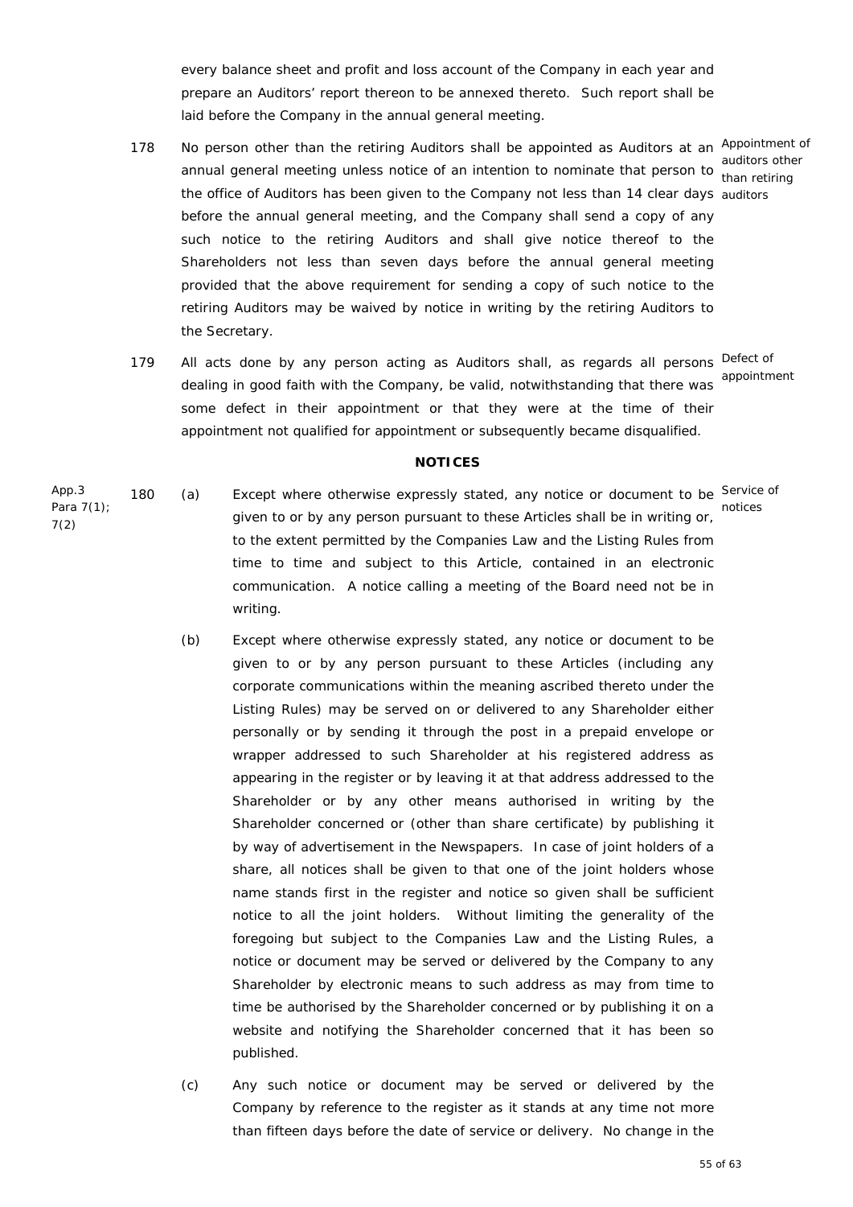every balance sheet and profit and loss account of the Company in each year and prepare an Auditors' report thereon to be annexed thereto. Such report shall be laid before the Company in the annual general meeting.

178 No person other than the retiring Auditors shall be appointed as Auditors at an annual general meeting unless notice of an intention to nominate that person to the office of Auditors has been given to the Company not less than 14 clear days before the annual general meeting, and the Company shall send a copy of any such notice to the retiring Auditors and shall give notice thereof to the Shareholders not less than seven days before the annual general meeting provided that the above requirement for sending a copy of such notice to the retiring Auditors may be waived by notice in writing by the retiring Auditors to the Secretary.

*Appointment of auditors other than retiring auditors*

179 All acts done by any person acting as Auditors shall, as regards all persons dealing in good faith with the Company, be valid, notwithstanding that there was some defect in their appointment or that they were at the time of their appointment not qualified for appointment or subsequently became disqualified.

*Defect of appointment*

## NOTICES

*App.3 Para 7(1); 7(2)*

180 (a) Except where otherwise expressly stated, any notice or document to be given to or by any person pursuant to these Articles shall be in writing or, to the extent permitted by the Companies Law and the Listing Rules from time to time and subject to this Article, contained in an electronic communication. A notice calling a meeting of the Board need not be in writing.

*Service of notices*

(b) Except where otherwise expressly stated, any notice or document to be given to or by any person pursuant to these Articles (including any corporate communications within the meaning ascribed thereto under the Listing Rules) may be served on or delivered to any Shareholder either personally or by sending it through the post in a prepaid envelope or wrapper addressed to such Shareholder at his registered address as appearing in the register or by leaving it at that address addressed to the Shareholder or by any other means authorised in writing by the Shareholder concerned or (other than share certificate) by publishing it by way of advertisement in the Newspapers. In case of joint holders of a share, all notices shall be given to that one of the joint holders whose name stands first in the register and notice so given shall be sufficient notice to all the joint holders. Without limiting the generality of the foregoing but subject to the Companies Law and the Listing Rules, a notice or document may be served or delivered by the Company to any Shareholder by electronic means to such address as may from time to time be authorised by the Shareholder concerned or by publishing it on a website and notifying the Shareholder concerned that it has been so published.

(c) Any such notice or document may be served or delivered by the Company by reference to the register as it stands at any time not more than fifteen days before the date of service or delivery. No change in the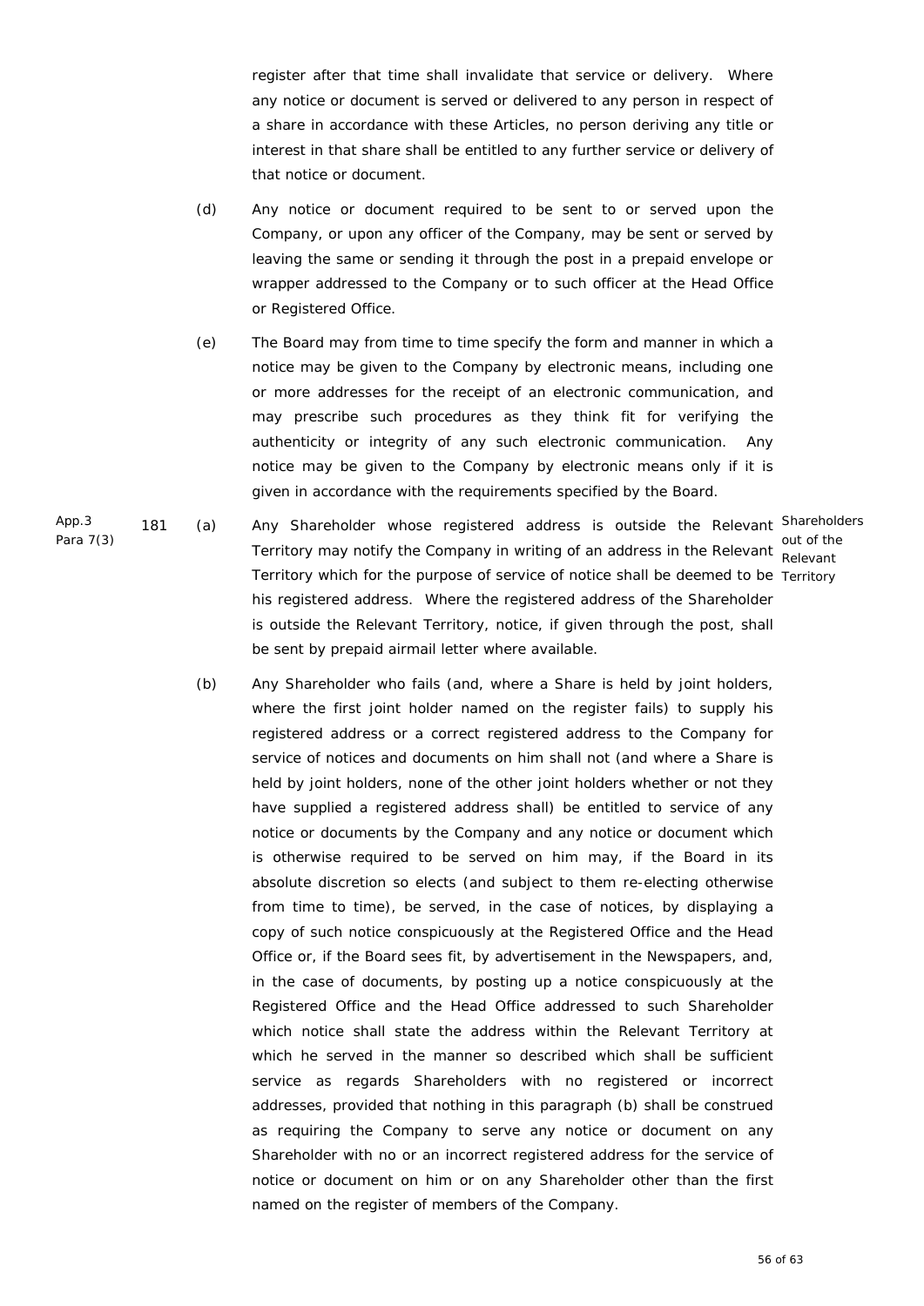register after that time shall invalidate that service or delivery. Where any notice or document is served or delivered to any person in respect of a share in accordance with these Articles, no person deriving any title or interest in that share shall be entitled to any further service or delivery of that notice or document.

(d) Any notice or document required to be sent to or served upon the Company, or upon any officer of the Company, may be sent or served by leaving the same or sending it through the post in a prepaid envelope or wrapper addressed to the Company or to such officer at the Head Office or Registered Office.

(e) The Board may from time to time specify the form and manner in which a notice may be given to the Company by electronic means, including one or more addresses for the receipt of an electronic communication, and may prescribe such procedures as they think fit for verifying the authenticity or integrity of any such electronic communication. Any notice may be given to the Company by electronic means only if it is given in accordance with the requirements specified by the Board.

App.3 Para 7(3)

181 (a) Any Shareholder whose registered address is outside the Relevant Territory may notify the Company in writing of an address in the Relevant Territory which for the purpose of service of notice shall be deemed to be his registered address. Where the registered address of the Shareholder is outside the Relevant Territory, notice, if given through the post, shall be sent by prepaid airmail letter where available.

Shareholders out of the Relevant Territory

(b) Any Shareholder who fails (and, where a Share is held by joint holders, where the first joint holder named on the register fails) to supply his registered address or a correct registered address to the Company for service of notices and documents on him shall not (and where a Share is held by joint holders, none of the other joint holders whether or not they have supplied a registered address shall) be entitled to service of any notice or documents by the Company and any notice or document which is otherwise required to be served on him may, if the Board in its absolute discretion so elects (and subject to them re-electing otherwise from time to time), be served, in the case of notices, by displaying a copy of such notice conspicuously at the Registered Office and the Head Office or, if the Board sees fit, by advertisement in the Newspapers, and, in the case of documents, by posting up a notice conspicuously at the Registered Office and the Head Office addressed to such Shareholder which notice shall state the address within the Relevant Territory at which he served in the manner so described which shall be sufficient service as regards Shareholders with no registered or incorrect addresses, provided that nothing in this paragraph (b) shall be construed as requiring the Company to serve any notice or document on any Shareholder with no or an incorrect registered address for the service of notice or document on him or on any Shareholder other than the first named on the register of members of the Company.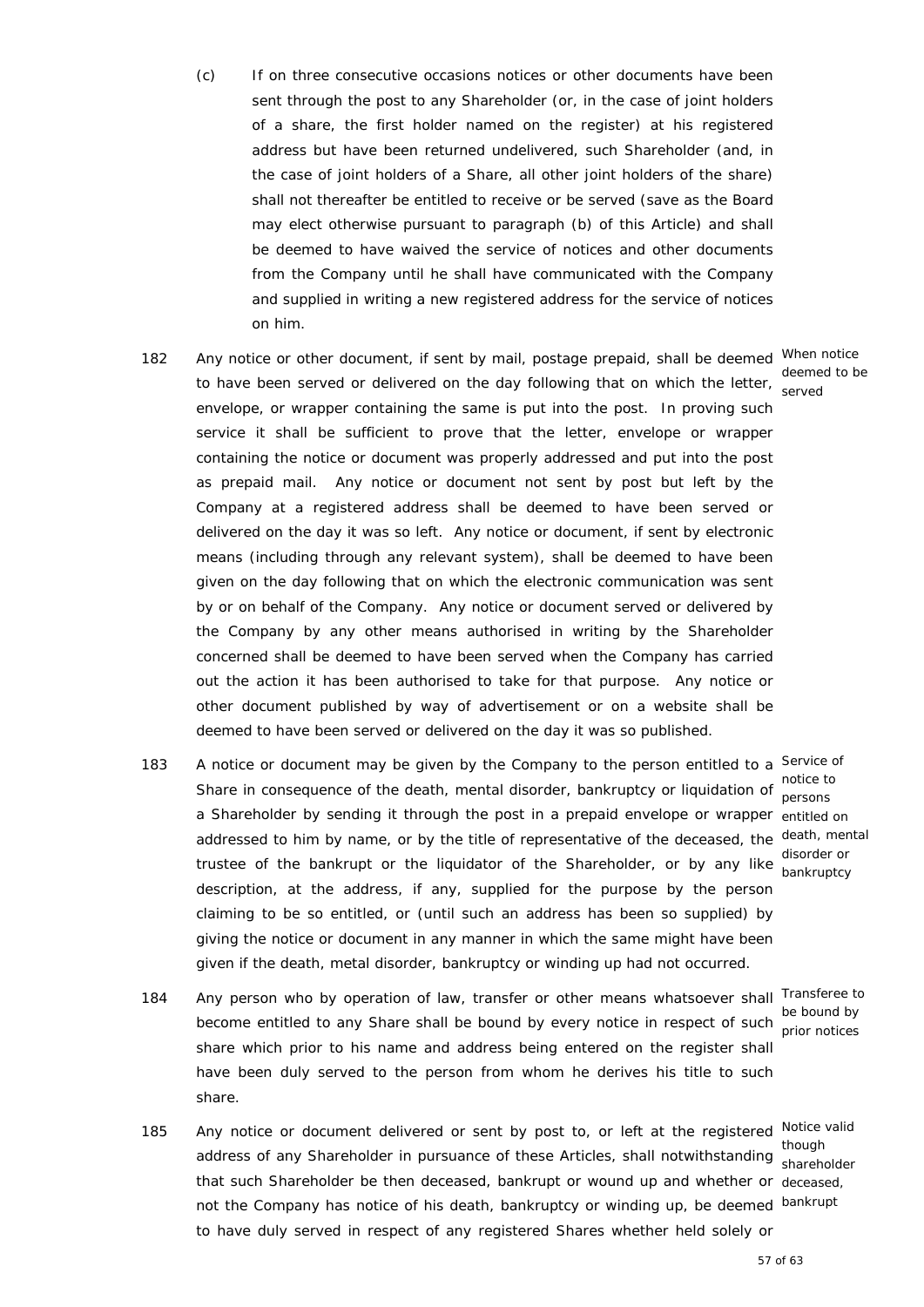(c) If on three consecutive occasions notices or other documents have been sent through the post to any Shareholder (or, in the case of joint holders of a share, the first holder named on the register) at his registered address but have been returned undelivered, such Shareholder (and, in the case of joint holders of a Share, all other joint holders of the share) shall not thereafter be entitled to receive or be served (save as the Board may elect otherwise pursuant to paragraph (b) of this Article) and shall be deemed to have waived the service of notices and other documents from the Company until he shall have communicated with the Company and supplied in writing a new registered address for the service of notices on him.

182 Any notice or other document, if sent by mail, postage prepaid, shall be deemed to have been served or delivered on the day following that on which the letter, envelope, or wrapper containing the same is put into the post. In proving such service it shall be sufficient to prove that the letter, envelope or wrapper containing the notice or document was properly addressed and put into the post as prepaid mail. Any notice or document not sent by post but left by the Company at a registered address shall be deemed to have been served or delivered on the day it was so left. Any notice or document, if sent by electronic means (including through any relevant system), shall be deemed to have been given on the day following that on which the electronic communication was sent by or on behalf of the Company. Any notice or document served or delivered by the Company by any other means authorised in writing by the Shareholder concerned shall be deemed to have been served when the Company has carried out the action it has been authorised to take for that purpose. Any notice or other document published by way of advertisement or on a website shall be deemed to have been served or delivered on the day it was so published.

*When notice deemed to be served*

183 A notice or document may be given by the Company to the person entitled to a Share in consequence of the death, mental disorder, bankruptcy or liquidation of a Shareholder by sending it through the post in a prepaid envelope or wrapper addressed to him by name, or by the title of representative of the deceased, the trustee of the bankrupt or the liquidator of the Shareholder, or by any like description, at the address, if any, supplied for the purpose by the person claiming to be so entitled, or (until such an address has been so supplied) by giving the notice or document in any manner in which the same might have been given if the death, metal disorder, bankruptcy or winding up had not occurred.

*Service of notice to persons entitled on death, mental disorder or bankruptcy*

184 Any person who by operation of law, transfer or other means whatsoever shall become entitled to any Share shall be bound by every notice in respect of such share which prior to his name and address being entered on the register shall have been duly served to the person from whom he derives his title to such share.

*Transferee to be bound by prior notices*

185 Any notice or document delivered or sent by post to, or left at the registered address of any Shareholder in pursuance of these Articles, shall notwithstanding that such Shareholder be then deceased, bankrupt or wound up and whether or not the Company has notice of his death, bankruptcy or winding up, be deemed to have duly served in respect of any registered Shares whether held solely or

*Notice valid though shareholder deceased, bankrupt*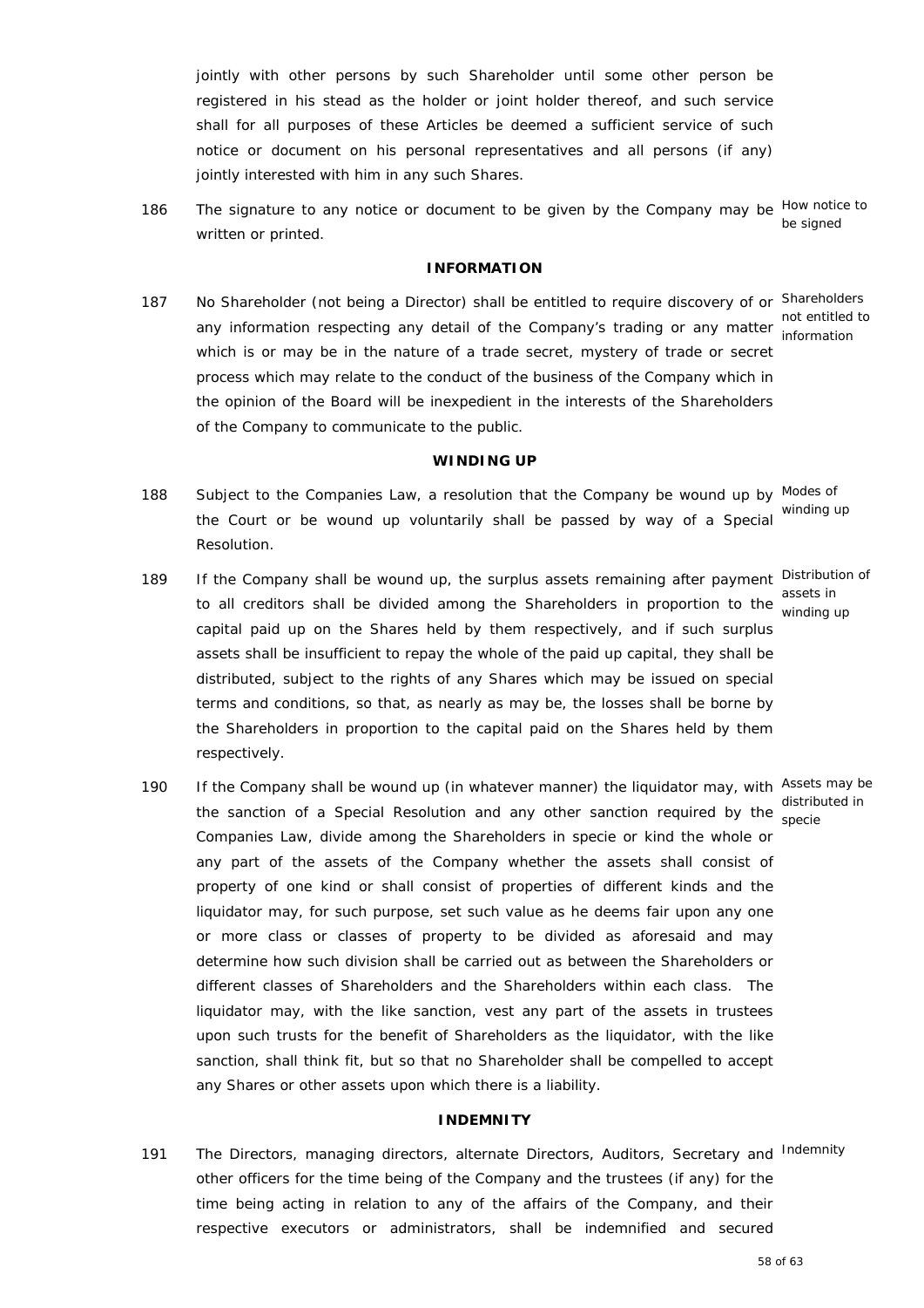jointly with other persons by such Shareholder until some other person be registered in his stead as the holder or joint holder thereof, and such service shall for all purposes of these Articles be deemed a sufficient service of such notice or document on his personal representatives and all persons (if any) jointly interested with him in any such Shares.

186 The signature to any notice or document to be given by the Company may be written or printed. *How notice to be signed*

## INFORMATION

187 No Shareholder (not being a Director) shall be entitled to require discovery of or any information respecting any detail of the Company's trading or any matter which is or may be in the nature of a trade secret, mystery of trade or secret process which may relate to the conduct of the business of the Company which in the opinion of the Board will be inexpedient in the interests of the Shareholders of the Company to communicate to the public. *Shareholders not entitled to information*

## WINDING UP

188 Subject to the Companies Law, a resolution that the Company be wound up by the Court or be wound up voluntarily shall be passed by way of a Special Resolution. *Modes of winding up*

189 If the Company shall be wound up, the surplus assets remaining after payment to all creditors shall be divided among the Shareholders in proportion to the capital paid up on the Shares held by them respectively, and if such surplus assets shall be insufficient to repay the whole of the paid up capital, they shall be distributed, subject to the rights of any Shares which may be issued on special terms and conditions, so that, as nearly as may be, the losses shall be borne by the Shareholders in proportion to the capital paid on the Shares held by them respectively. *Distribution of assets in winding up*

190 If the Company shall be wound up (in whatever manner) the liquidator may, with the sanction of a Special Resolution and any other sanction required by the Companies Law, divide among the Shareholders in specie or kind the whole or any part of the assets of the Company whether the assets shall consist of property of one kind or shall consist of properties of different kinds and the liquidator may, for such purpose, set such value as he deems fair upon any one or more class or classes of property to be divided as aforesaid and may determine how such division shall be carried out as between the Shareholders or different classes of Shareholders and the Shareholders within each class. The liquidator may, with the like sanction, vest any part of the assets in trustees upon such trusts for the benefit of Shareholders as the liquidator, with the like sanction, shall think fit, but so that no Shareholder shall be compelled to accept any Shares or other assets upon which there is a liability. *Assets may be distributed in specie*

## INDEMNITY

191 The Directors, managing directors, alternate Directors, Auditors, Secretary and other officers for the time being of the Company and the trustees (if any) for the time being acting in relation to any of the affairs of the Company, and their respective executors or administrators, shall be indemnified and secured *Indemnity*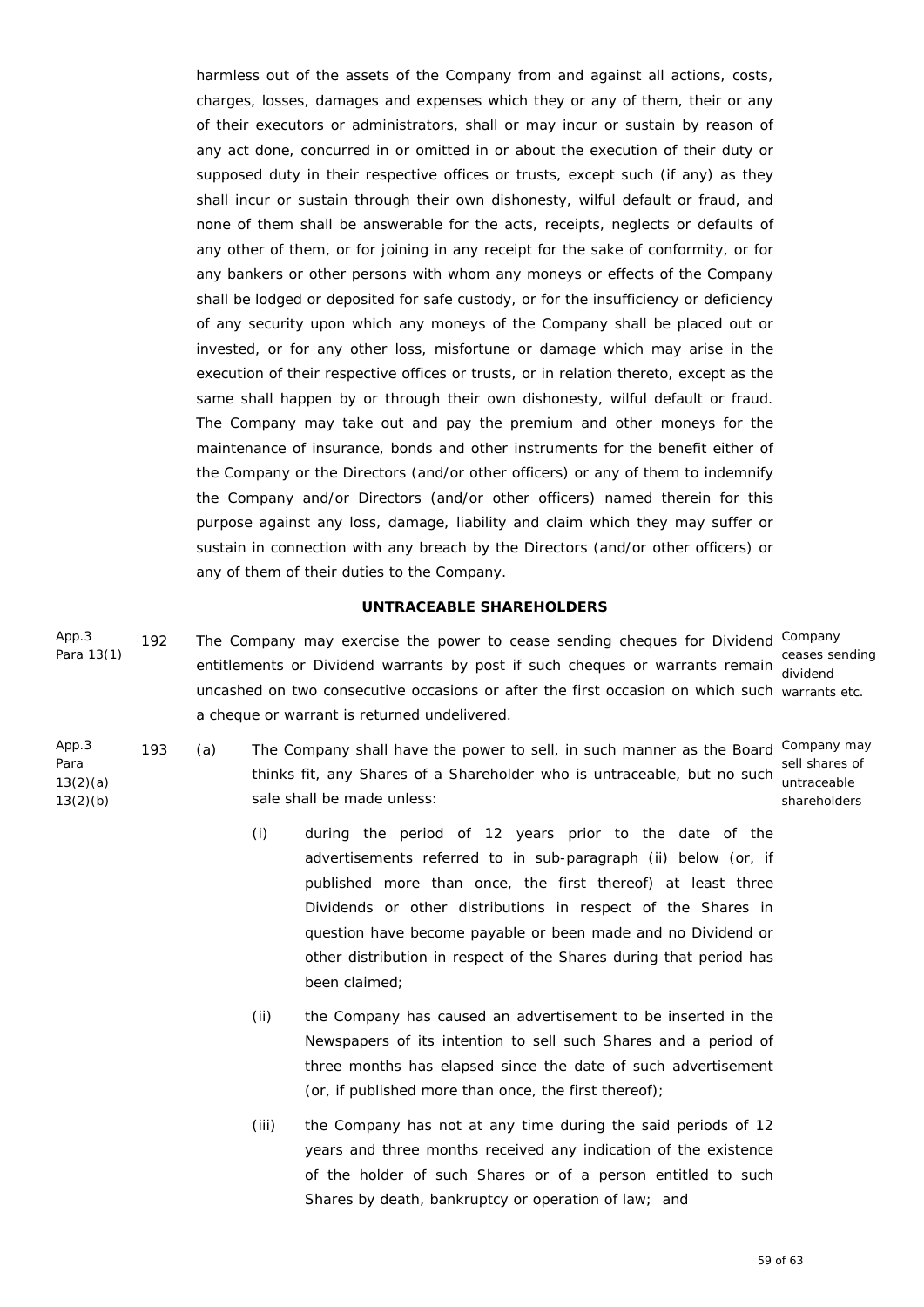harmless out of the assets of the Company from and against all actions, costs, charges, losses, damages and expenses which they or any of them, their or any of their executors or administrators, shall or may incur or sustain by reason of any act done, concurred in or omitted in or about the execution of their duty or supposed duty in their respective offices or trusts, except such (if any) as they shall incur or sustain through their own dishonesty, wilful default or fraud, and none of them shall be answerable for the acts, receipts, neglects or defaults of any other of them, or for joining in any receipt for the sake of conformity, or for any bankers or other persons with whom any moneys or effects of the Company shall be lodged or deposited for safe custody, or for the insufficiency or deficiency of any security upon which any moneys of the Company shall be placed out or invested, or for any other loss, misfortune or damage which may arise in the execution of their respective offices or trusts, or in relation thereto, except as the same shall happen by or through their own dishonesty, wilful default or fraud. The Company may take out and pay the premium and other moneys for the maintenance of insurance, bonds and other instruments for the benefit either of the Company or the Directors (and/or other officers) or any of them to indemnify the Company and/or Directors (and/or other officers) named therein for this purpose against any loss, damage, liability and claim which they may suffer or sustain in connection with any breach by the Directors (and/or other officers) or any of them of their duties to the Company.

## UNTRACEABLE SHAREHOLDERS

App.3 Para 13(1)

192 The Company may exercise the power to cease sending cheques for Dividend entitlements or Dividend warrants by post if such cheques or warrants remain uncashed on two consecutive occasions or after the first occasion on which such a cheque or warrant is returned undelivered.

*Company ceases sending dividend warrants etc.*

App.3 Para 13(2)(a) 13(2)(b)

193 (a) The Company shall have the power to sell, in such manner as the Board thinks fit, any Shares of a Shareholder who is untraceable, but no such sale shall be made unless:

*Company may sell shares of untraceable shareholders*

(i) during the period of 12 years prior to the date of the advertisements referred to in sub-paragraph (ii) below (or, if published more than once, the first thereof) at least three Dividends or other distributions in respect of the Shares in question have become payable or been made and no Dividend or other distribution in respect of the Shares during that period has been claimed;

(ii) the Company has caused an advertisement to be inserted in the Newspapers of its intention to sell such Shares and a period of three months has elapsed since the date of such advertisement (or, if published more than once, the first thereof);

(iii) the Company has not at any time during the said periods of 12 years and three months received any indication of the existence of the holder of such Shares or of a person entitled to such Shares by death, bankruptcy or operation of law; and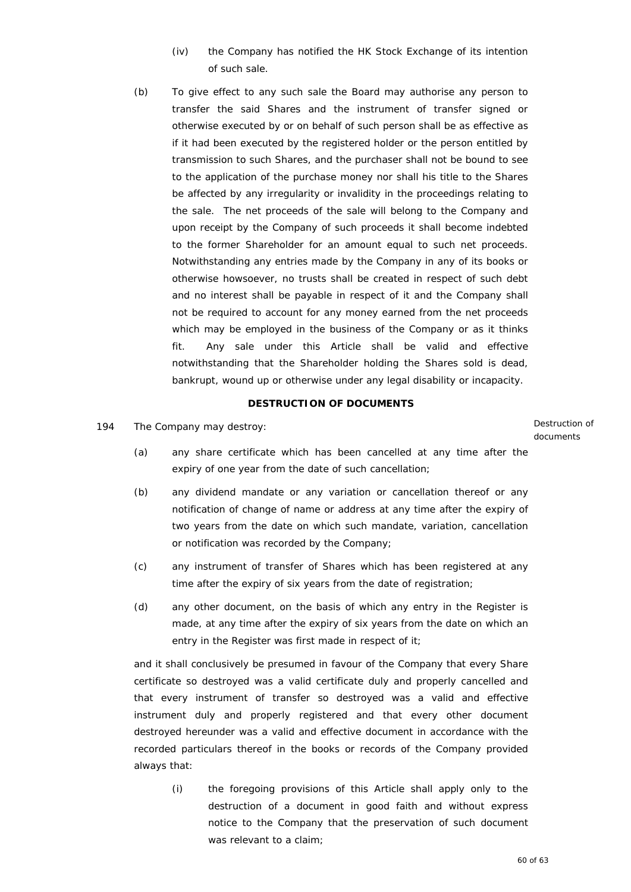(iv) the Company has notified the HK Stock Exchange of its intention of such sale.

(b) To give effect to any such sale the Board may authorise any person to transfer the said Shares and the instrument of transfer signed or otherwise executed by or on behalf of such person shall be as effective as if it had been executed by the registered holder or the person entitled by transmission to such Shares, and the purchaser shall not be bound to see to the application of the purchase money nor shall his title to the Shares be affected by any irregularity or invalidity in the proceedings relating to the sale. The net proceeds of the sale will belong to the Company and upon receipt by the Company of such proceeds it shall become indebted to the former Shareholder for an amount equal to such net proceeds. Notwithstanding any entries made by the Company in any of its books or otherwise howsoever, no trusts shall be created in respect of such debt and no interest shall be payable in respect of it and the Company shall not be required to account for any money earned from the net proceeds which may be employed in the business of the Company or as it thinks fit. Any sale under this Article shall be valid and effective notwithstanding that the Shareholder holding the Shares sold is dead, bankrupt, wound up or otherwise under any legal disability or incapacity.

**DESTRUCTION OF DOCUMENTS**

194 The Company may destroy: *Destruction of documents*

(a) any share certificate which has been cancelled at any time after the expiry of one year from the date of such cancellation;

(b) any dividend mandate or any variation or cancellation thereof or any notification of change of name or address at any time after the expiry of two years from the date on which such mandate, variation, cancellation or notification was recorded by the Company;

(c) any instrument of transfer of Shares which has been registered at any time after the expiry of six years from the date of registration;

(d) any other document, on the basis of which any entry in the Register is made, at any time after the expiry of six years from the date on which an entry in the Register was first made in respect of it;

and it shall conclusively be presumed in favour of the Company that every Share certificate so destroyed was a valid certificate duly and properly cancelled and that every instrument of transfer so destroyed was a valid and effective instrument duly and properly registered and that every other document destroyed hereunder was a valid and effective document in accordance with the recorded particulars thereof in the books or records of the Company provided always that:

(i) the foregoing provisions of this Article shall apply only to the destruction of a document in good faith and without express notice to the Company that the preservation of such document was relevant to a claim;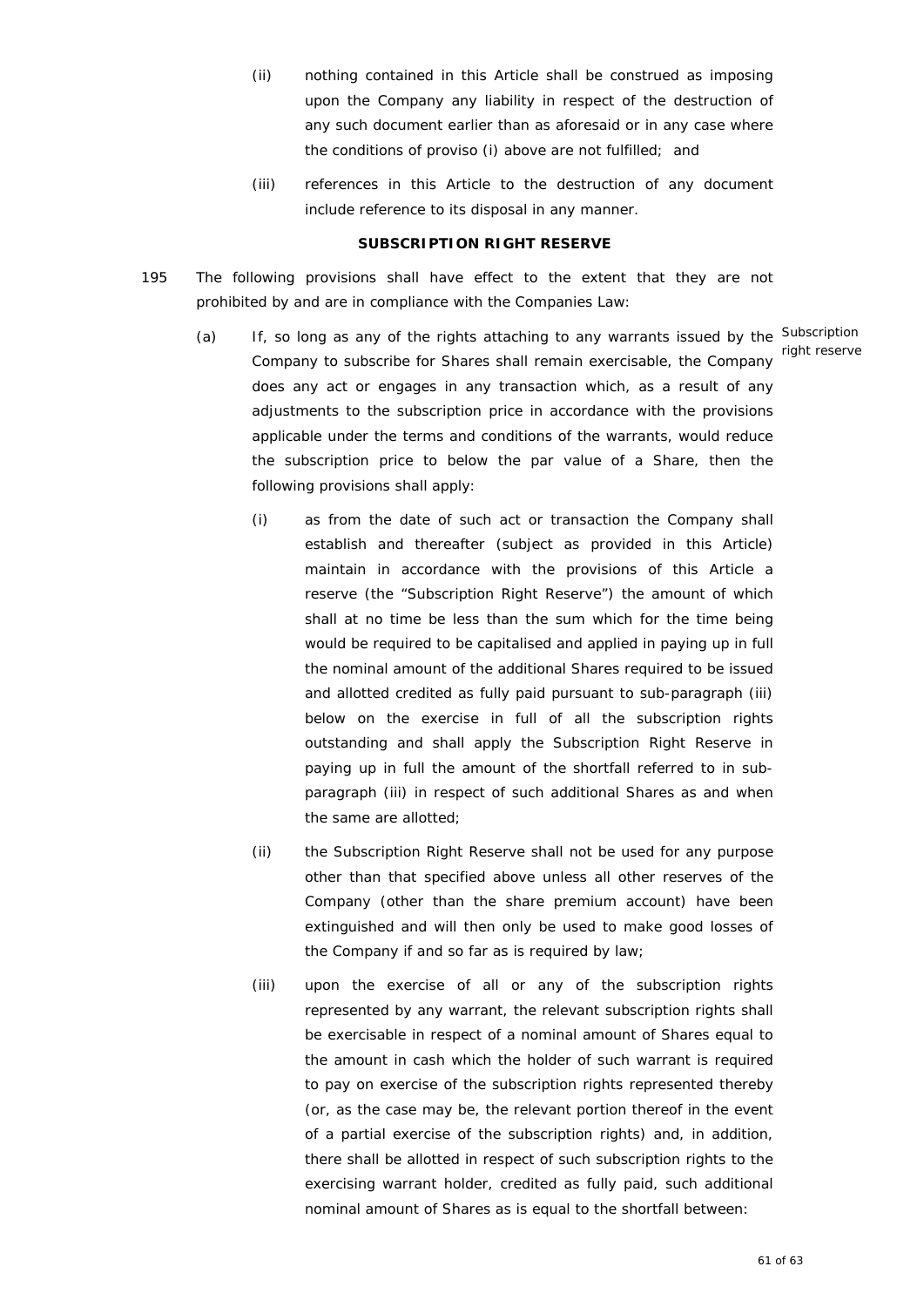(ii) nothing contained in this Article shall be construed as imposing upon the Company any liability in respect of the destruction of any such document earlier than as aforesaid or in any case where the conditions of proviso (i) above are not fulfilled; and

(iii) references in this Article to the destruction of any document include reference to its disposal in any manner.

**SUBSCRIPTION RIGHT RESERVE**

195 The following provisions shall have effect to the extent that they are not prohibited by and are in compliance with the Companies Law:

(a) If, so long as any of the rights attaching to any warrants issued by the Company to subscribe for Shares shall remain exercisable, the Company does any act or engages in any transaction which, as a result of any adjustments to the subscription price in accordance with the provisions applicable under the terms and conditions of the warrants, would reduce the subscription price to below the par value of a Share, then the following provisions shall apply:

Subscription right reserve

(i) as from the date of such act or transaction the Company shall establish and thereafter (subject as provided in this Article) maintain in accordance with the provisions of this Article a reserve (the "Subscription Right Reserve") the amount of which shall at no time be less than the sum which for the time being would be required to be capitalised and applied in paying up in full the nominal amount of the additional Shares required to be issued and allotted credited as fully paid pursuant to sub-paragraph (iii) below on the exercise in full of all the subscription rights outstanding and shall apply the Subscription Right Reserve in paying up in full the amount of the shortfall referred to in sub-paragraph (iii) in respect of such additional Shares as and when the same are allotted;

(ii) the Subscription Right Reserve shall not be used for any purpose other than that specified above unless all other reserves of the Company (other than the share premium account) have been extinguished and will then only be used to make good losses of the Company if and so far as is required by law;

(iii) upon the exercise of all or any of the subscription rights represented by any warrant, the relevant subscription rights shall be exercisable in respect of a nominal amount of Shares equal to the amount in cash which the holder of such warrant is required to pay on exercise of the subscription rights represented thereby (or, as the case may be, the relevant portion thereof in the event of a partial exercise of the subscription rights) and, in addition, there shall be allotted in respect of such subscription rights to the exercising warrant holder, credited as fully paid, such additional nominal amount of Shares as is equal to the shortfall between: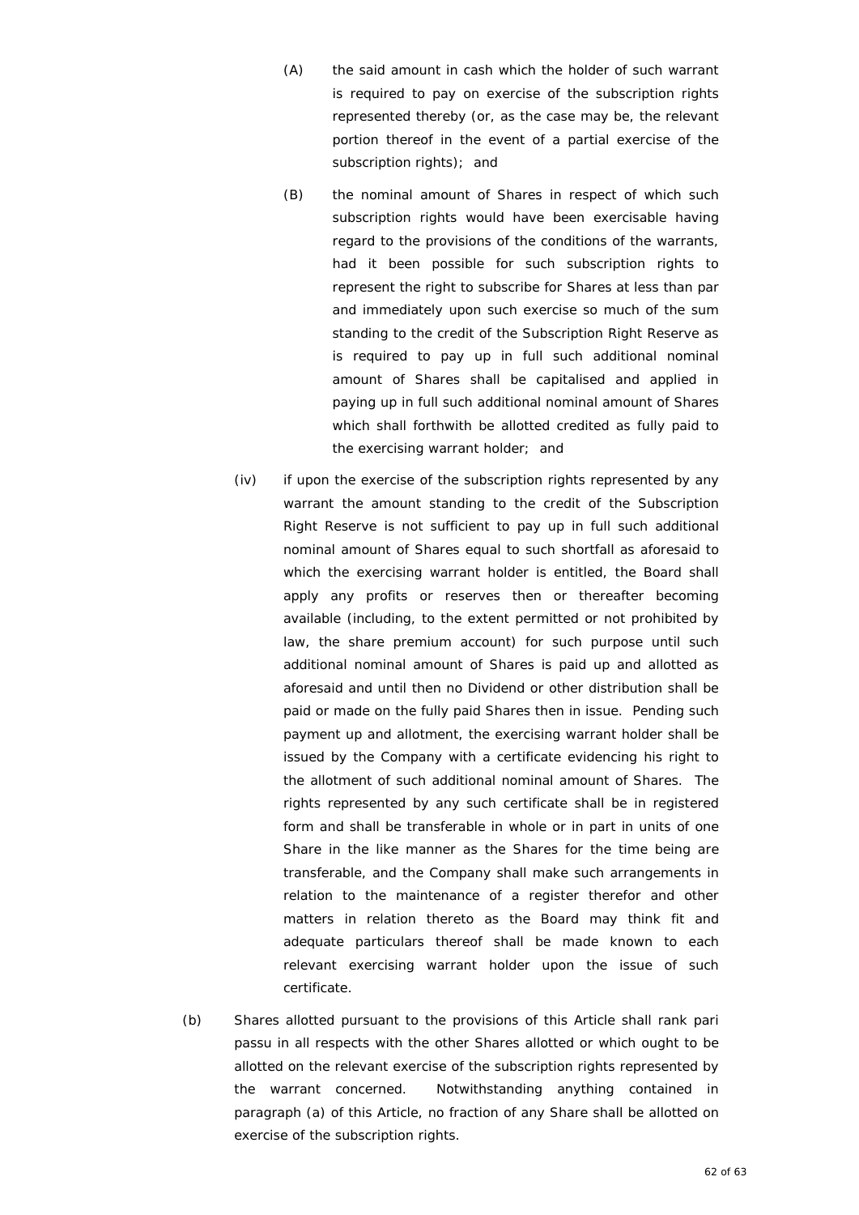(A) the said amount in cash which the holder of such warrant is required to pay on exercise of the subscription rights represented thereby (or, as the case may be, the relevant portion thereof in the event of a partial exercise of the subscription rights); and

(B) the nominal amount of Shares in respect of which such subscription rights would have been exercisable having regard to the provisions of the conditions of the warrants, had it been possible for such subscription rights to represent the right to subscribe for Shares at less than par and immediately upon such exercise so much of the sum standing to the credit of the Subscription Right Reserve as is required to pay up in full such additional nominal amount of Shares shall be capitalised and applied in paying up in full such additional nominal amount of Shares which shall forthwith be allotted credited as fully paid to the exercising warrant holder; and

(iv) if upon the exercise of the subscription rights represented by any warrant the amount standing to the credit of the Subscription Right Reserve is not sufficient to pay up in full such additional nominal amount of Shares equal to such shortfall as aforesaid to which the exercising warrant holder is entitled, the Board shall apply any profits or reserves then or thereafter becoming available (including, to the extent permitted or not prohibited by law, the share premium account) for such purpose until such additional nominal amount of Shares is paid up and allotted as aforesaid and until then no Dividend or other distribution shall be paid or made on the fully paid Shares then in issue. Pending such payment up and allotment, the exercising warrant holder shall be issued by the Company with a certificate evidencing his right to the allotment of such additional nominal amount of Shares. The rights represented by any such certificate shall be in registered form and shall be transferable in whole or in part in units of one Share in the like manner as the Shares for the time being are transferable, and the Company shall make such arrangements in relation to the maintenance of a register therefor and other matters in relation thereto as the Board may think fit and adequate particulars thereof shall be made known to each relevant exercising warrant holder upon the issue of such certificate.

(b) Shares allotted pursuant to the provisions of this Article shall rank pari passu in all respects with the other Shares allotted or which ought to be allotted on the relevant exercise of the subscription rights represented by the warrant concerned. Notwithstanding anything contained in paragraph (a) of this Article, no fraction of any Share shall be allotted on exercise of the subscription rights.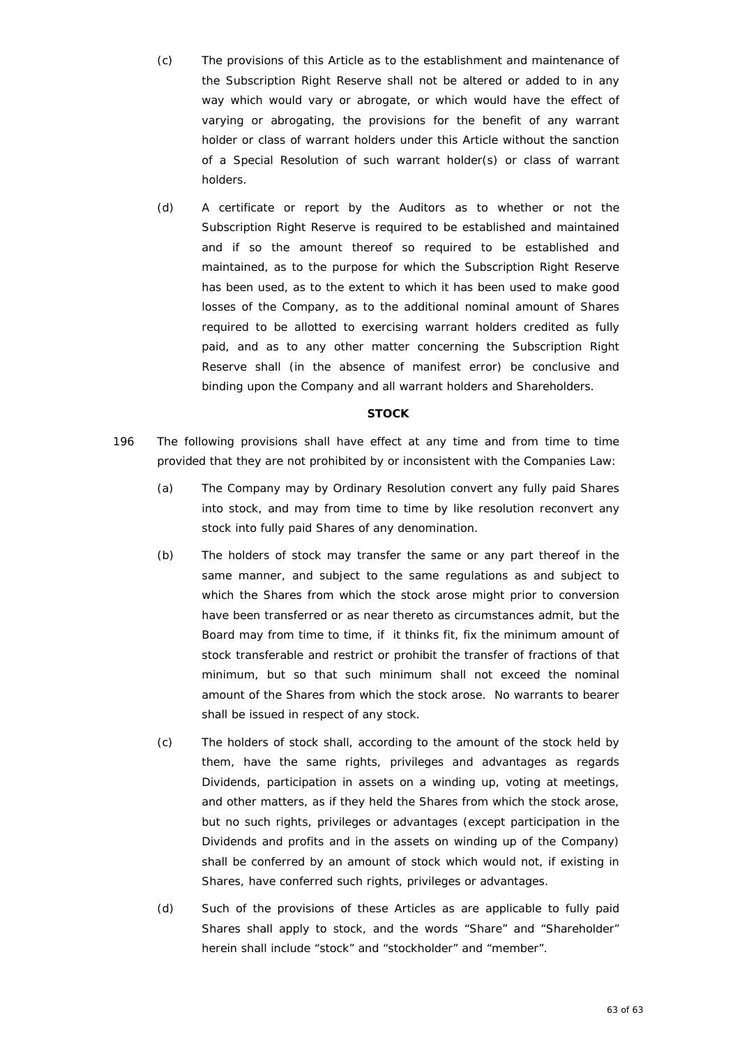(c) The provisions of this Article as to the establishment and maintenance of the Subscription Right Reserve shall not be altered or added to in any way which would vary or abrogate, or which would have the effect of varying or abrogating, the provisions for the benefit of any warrant holder or class of warrant holders under this Article without the sanction of a Special Resolution of such warrant holder(s) or class of warrant holders.

(d) A certificate or report by the Auditors as to whether or not the Subscription Right Reserve is required to be established and maintained and if so the amount thereof so required to be established and maintained, as to the purpose for which the Subscription Right Reserve has been used, as to the extent to which it has been used to make good losses of the Company, as to the additional nominal amount of Shares required to be allotted to exercising warrant holders credited as fully paid, and as to any other matter concerning the Subscription Right Reserve shall (in the absence of manifest error) be conclusive and binding upon the Company and all warrant holders and Shareholders.

**STOCK**

196 The following provisions shall have effect at any time and from time to time provided that they are not prohibited by or inconsistent with the Companies Law:

(a) The Company may by Ordinary Resolution convert any fully paid Shares into stock, and may from time to time by like resolution reconvert any stock into fully paid Shares of any denomination.

(b) The holders of stock may transfer the same or any part thereof in the same manner, and subject to the same regulations as and subject to which the Shares from which the stock arose might prior to conversion have been transferred or as near thereto as circumstances admit, but the Board may from time to time, if it thinks fit, fix the minimum amount of stock transferable and restrict or prohibit the transfer of fractions of that minimum, but so that such minimum shall not exceed the nominal amount of the Shares from which the stock arose. No warrants to bearer shall be issued in respect of any stock.

(c) The holders of stock shall, according to the amount of the stock held by them, have the same rights, privileges and advantages as regards Dividends, participation in assets on a winding up, voting at meetings, and other matters, as if they held the Shares from which the stock arose, but no such rights, privileges or advantages (except participation in the Dividends and profits and in the assets on winding up of the Company) shall be conferred by an amount of stock which would not, if existing in Shares, have conferred such rights, privileges or advantages.

(d) Such of the provisions of these Articles as are applicable to fully paid Shares shall apply to stock, and the words "Share" and "Shareholder" herein shall include "stock" and "stockholder" and "member".